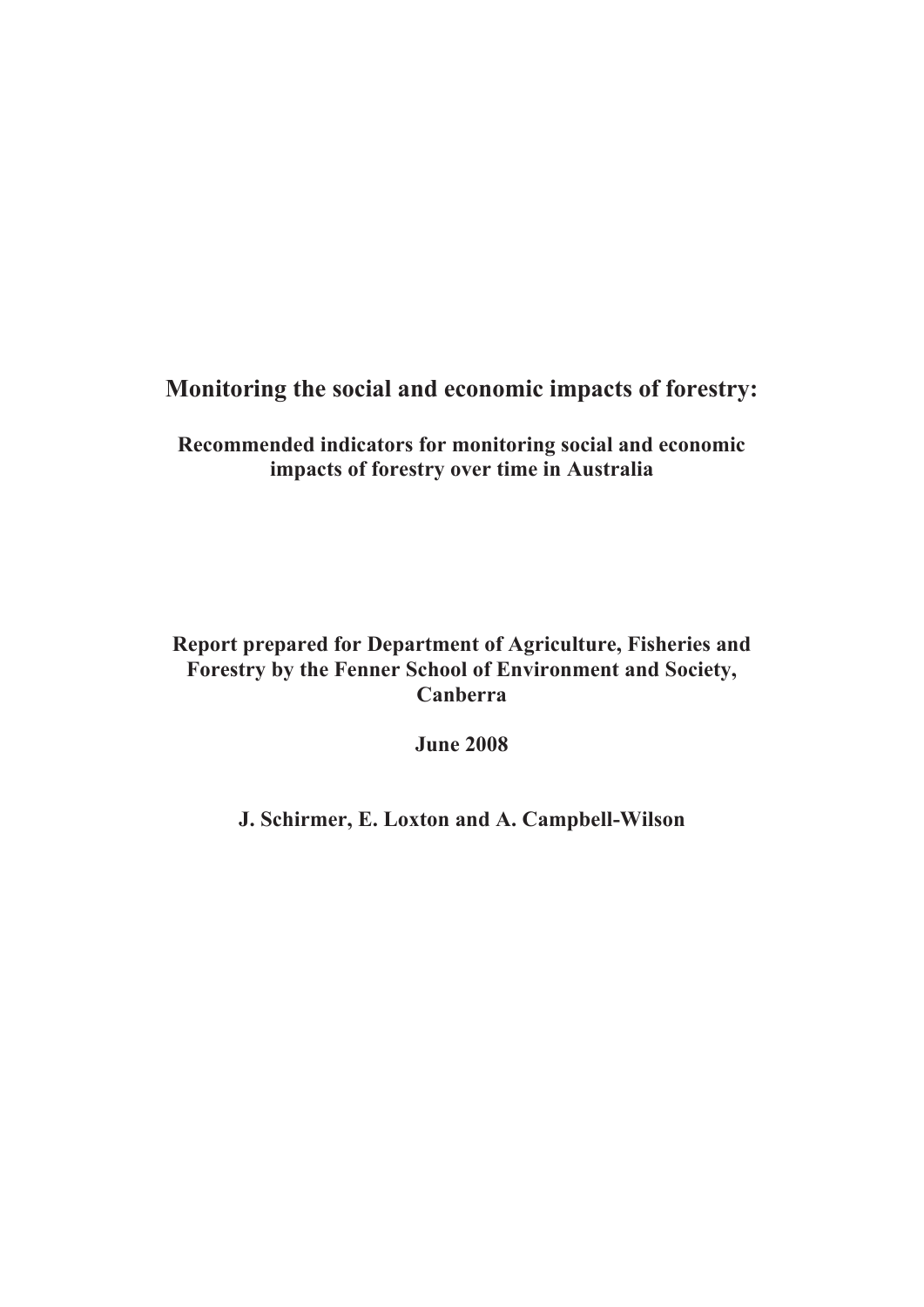# Monitoring the social and economic impacts of forestry:

## Recommended indicators for monitoring social and economic impacts of forestry over time in Australia

**Report prepared for Department of Agriculture, Fisheries and Forestry by the Fenner School of Environment and Society, Canberra**

**June 2008**

**J. Schirmer, E. Loxton and A. Campbell-Wilson**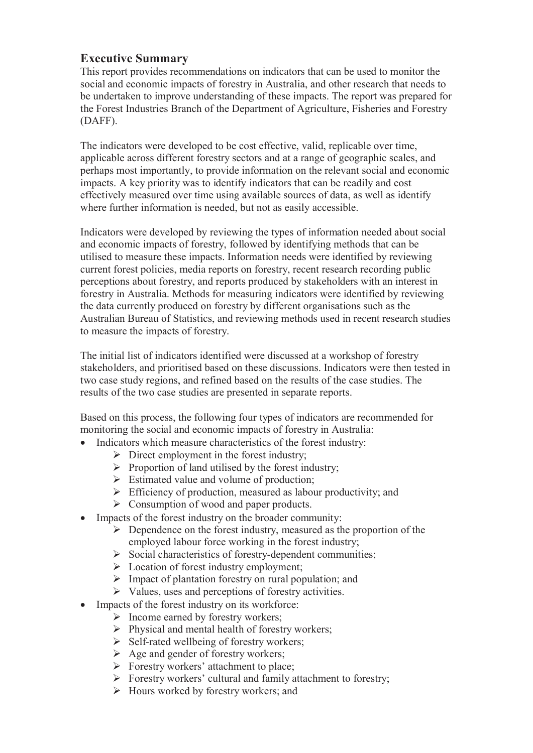## Executive Summary

This report provides recommendations on indicators that can be used to monitor the social and economic impacts of forestry in Australia, and other research that needs to be undertaken to improve understanding of these impacts. The report was prepared for the Forest Industries Branch of the Department of Agriculture, Fisheries and Forestry (DAFF).

The indicators were developed to be cost effective, valid, replicable over time, applicable across different forestry sectors and at a range of geographic scales, and perhaps most importantly, to provide information on the relevant social and economic impacts. A key priority was to identify indicators that can be readily and cost effectively measured over time using available sources of data, as well as identify where further information is needed, but not as easily accessible.

Indicators were developed by reviewing the types of information needed about social and economic impacts of forestry, followed by identifying methods that can be utilised to measure these impacts. Information needs were identified by reviewing current forest policies, media reports on forestry, recent research recording public perceptions about forestry, and reports produced by stakeholders with an interest in forestry in Australia. Methods for measuring indicators were identified by reviewing the data currently produced on forestry by different organisations such as the Australian Bureau of Statistics, and reviewing methods used in recent research studies to measure the impacts of forestry.

The initial list of indicators identified were discussed at a workshop of forestry stakeholders, and prioritised based on these discussions. Indicators were then tested in two case study regions, and refined based on the results of the case studies. The results of the two case studies are presented in separate reports.

Based on this process, the following four types of indicators are recommended for monitoring the social and economic impacts of forestry in Australia:

- Indicators which measure characteristics of the forest industry:
  - Direct employment in the forest industry;
  - Proportion of land utilised by the forest industry;
  - Estimated value and volume of production;
  - Efficiency of production, measured as labour productivity; and
  - Consumption of wood and paper products.
- Impacts of the forest industry on the broader community:
  - Dependence on the forest industry, measured as the proportion of the employed labour force working in the forest industry;
  - Social characteristics of forestry-dependent communities;
  - Location of forest industry employment;
  - Impact of plantation forestry on rural population; and
  - Values, uses and perceptions of forestry activities.
- Impacts of the forest industry on its workforce:
  - Income earned by forestry workers;
  - Physical and mental health of forestry workers;
  - Self-rated wellbeing of forestry workers;
  - Age and gender of forestry workers;
  - Forestry workers' attachment to place;
  - Forestry workers' cultural and family attachment to forestry;
  - Hours worked by forestry workers; and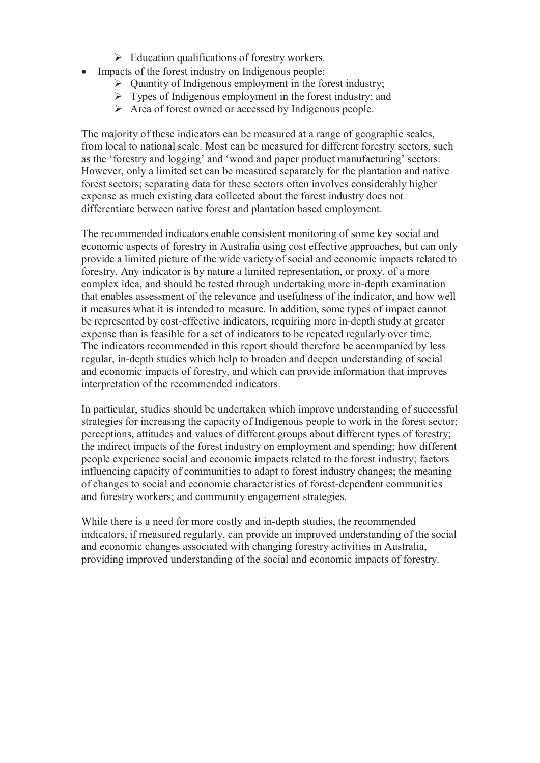- Education qualifications of forestry workers.
- Impacts of the forest industry on Indigenous people:
    - Quantity of Indigenous employment in the forest industry;
    - Types of Indigenous employment in the forest industry; and
    - Area of forest owned or accessed by Indigenous people.

The majority of these indicators can be measured at a range of geographic scales, from local to national scale. Most can be measured for different forestry sectors, such as the 'forestry and logging' and 'wood and paper product manufacturing' sectors. However, only a limited set can be measured separately for the plantation and native forest sectors; separating data for these sectors often involves considerably higher expense as much existing data collected about the forest industry does not differentiate between native forest and plantation based employment.

The recommended indicators enable consistent monitoring of some key social and economic aspects of forestry in Australia using cost effective approaches, but can only provide a limited picture of the wide variety of social and economic impacts related to forestry. Any indicator is by nature a limited representation, or proxy, of a more complex idea, and should be tested through undertaking more in-depth examination that enables assessment of the relevance and usefulness of the indicator, and how well it measures what it is intended to measure. In addition, some types of impact cannot be represented by cost-effective indicators, requiring more in-depth study at greater expense than is feasible for a set of indicators to be repeated regularly over time. The indicators recommended in this report should therefore be accompanied by less regular, in-depth studies which help to broaden and deepen understanding of social and economic impacts of forestry, and which can provide information that improves interpretation of the recommended indicators.

In particular, studies should be undertaken which improve understanding of successful strategies for increasing the capacity of Indigenous people to work in the forest sector; perceptions, attitudes and values of different groups about different types of forestry; the indirect impacts of the forest industry on employment and spending; how different people experience social and economic impacts related to the forest industry; factors influencing capacity of communities to adapt to forest industry changes; the meaning of changes to social and economic characteristics of forest-dependent communities and forestry workers; and community engagement strategies.

While there is a need for more costly and in-depth studies, the recommended indicators, if measured regularly, can provide an improved understanding of the social and economic changes associated with changing forestry activities in Australia, providing improved understanding of the social and economic impacts of forestry.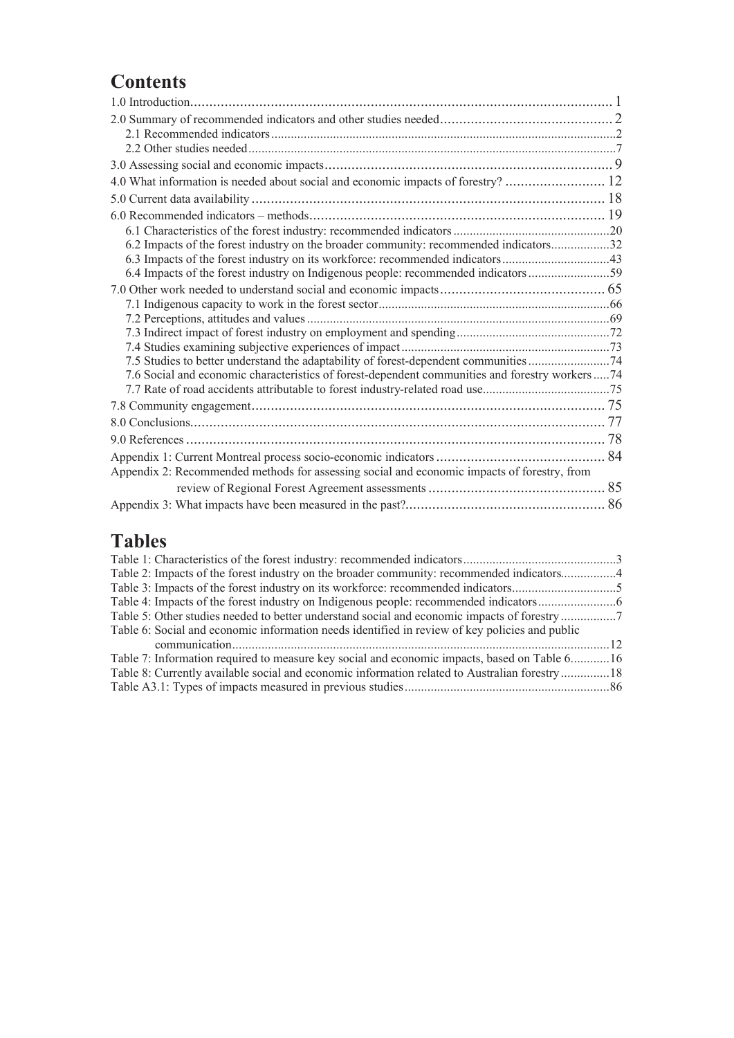# Contents

1.0 Introduction.............................................................................................................. 1

2.0 Summary of recommended indicators and other studies needed............................................. 2

- 2.1 Recommended indicators..........................................................................................................2
- 2.2 Other studies needed.................................................................................................................7

3.0 Assessing social and economic impacts.......................................................................... 9

4.0 What information is needed about social and economic impacts of forestry? .......................... 12

5.0 Current data availability ............................................................................................ 18

6.0 Recommended indicators – methods............................................................................. 19

- 6.1 Characteristics of the forest industry: recommended indicators ................................................20
- 6.2 Impacts of the forest industry on the broader community: recommended indicators..................32
- 6.3 Impacts of the forest industry on its workforce: recommended indicators.................................43
- 6.4 Impacts of the forest industry on Indigenous people: recommended indicators .........................59

7.0 Other work needed to understand social and economic impacts........................................... 65

- 7.1 Indigenous capacity to work in the forest sector.......................................................................66
- 7.2 Perceptions, attitudes and values .............................................................................................69
- 7.3 Indirect impact of forest industry on employment and spending...............................................72
- 7.4 Studies examining subjective experiences of impact................................................................73
- 7.5 Studies to better understand the adaptability of forest-dependent communities.........................74
- 7.6 Social and economic characteristics of forest-dependent communities and forestry workers.....74
- 7.7 Rate of road accidents attributable to forest industry-related road use.......................................75

7.8 Community engagement............................................................................................ 75

8.0 Conclusions............................................................................................................. 77

9.0 References ............................................................................................................. 78

Appendix 1: Current Montreal process socio-economic indicators ............................................ 84

Appendix 2: Recommended methods for assessing social and economic impacts of forestry, from review of Regional Forest Agreement assessments .............................................. 85

Appendix 3: What impacts have been measured in the past?.................................................... 86

# Tables

Table 1: Characteristics of the forest industry: recommended indicators...............................................3

Table 2: Impacts of the forest industry on the broader community: recommended indicators.................4

Table 3: Impacts of the forest industry on its workforce: recommended indicators................................5

Table 4: Impacts of the forest industry on Indigenous people: recommended indicators........................6

Table 5: Other studies needed to better understand social and economic impacts of forestry .................7

Table 6: Social and economic information needs identified in review of key policies and public communication.....................................................................................................................12

Table 7: Information required to measure key social and economic impacts, based on Table 6............16

Table 8: Currently available social and economic information related to Australian forestry...............18

Table A3.1: Types of impacts measured in previous studies...............................................................86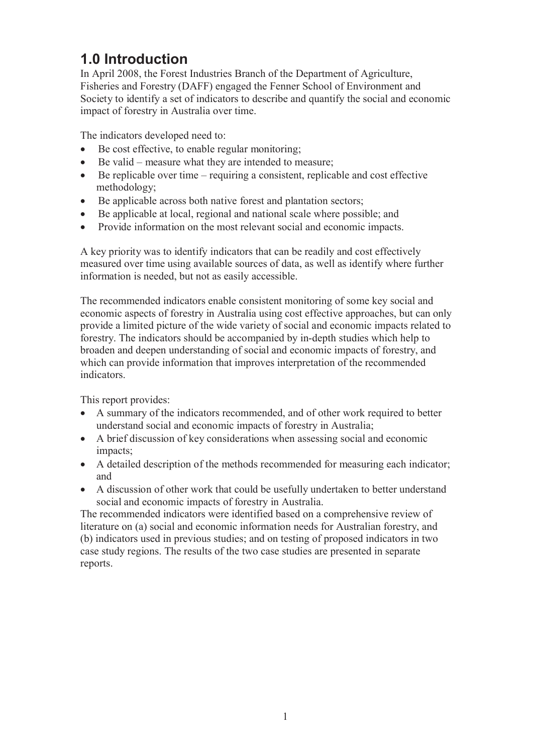# 1.0 Introduction

In April 2008, the Forest Industries Branch of the Department of Agriculture, Fisheries and Forestry (DAFF) engaged the Fenner School of Environment and Society to identify a set of indicators to describe and quantify the social and economic impact of forestry in Australia over time.

The indicators developed need to:

- Be cost effective, to enable regular monitoring;
- Be valid – measure what they are intended to measure;
- Be replicable over time – requiring a consistent, replicable and cost effective methodology;
- Be applicable across both native forest and plantation sectors;
- Be applicable at local, regional and national scale where possible; and
- Provide information on the most relevant social and economic impacts.

A key priority was to identify indicators that can be readily and cost effectively measured over time using available sources of data, as well as identify where further information is needed, but not as easily accessible.

The recommended indicators enable consistent monitoring of some key social and economic aspects of forestry in Australia using cost effective approaches, but can only provide a limited picture of the wide variety of social and economic impacts related to forestry. The indicators should be accompanied by in-depth studies which help to broaden and deepen understanding of social and economic impacts of forestry, and which can provide information that improves interpretation of the recommended indicators.

This report provides:

- A summary of the indicators recommended, and of other work required to better understand social and economic impacts of forestry in Australia;
- A brief discussion of key considerations when assessing social and economic impacts;
- A detailed description of the methods recommended for measuring each indicator; and
- A discussion of other work that could be usefully undertaken to better understand social and economic impacts of forestry in Australia.

The recommended indicators were identified based on a comprehensive review of literature on (a) social and economic information needs for Australian forestry, and (b) indicators used in previous studies; and on testing of proposed indicators in two case study regions. The results of the two case studies are presented in separate reports.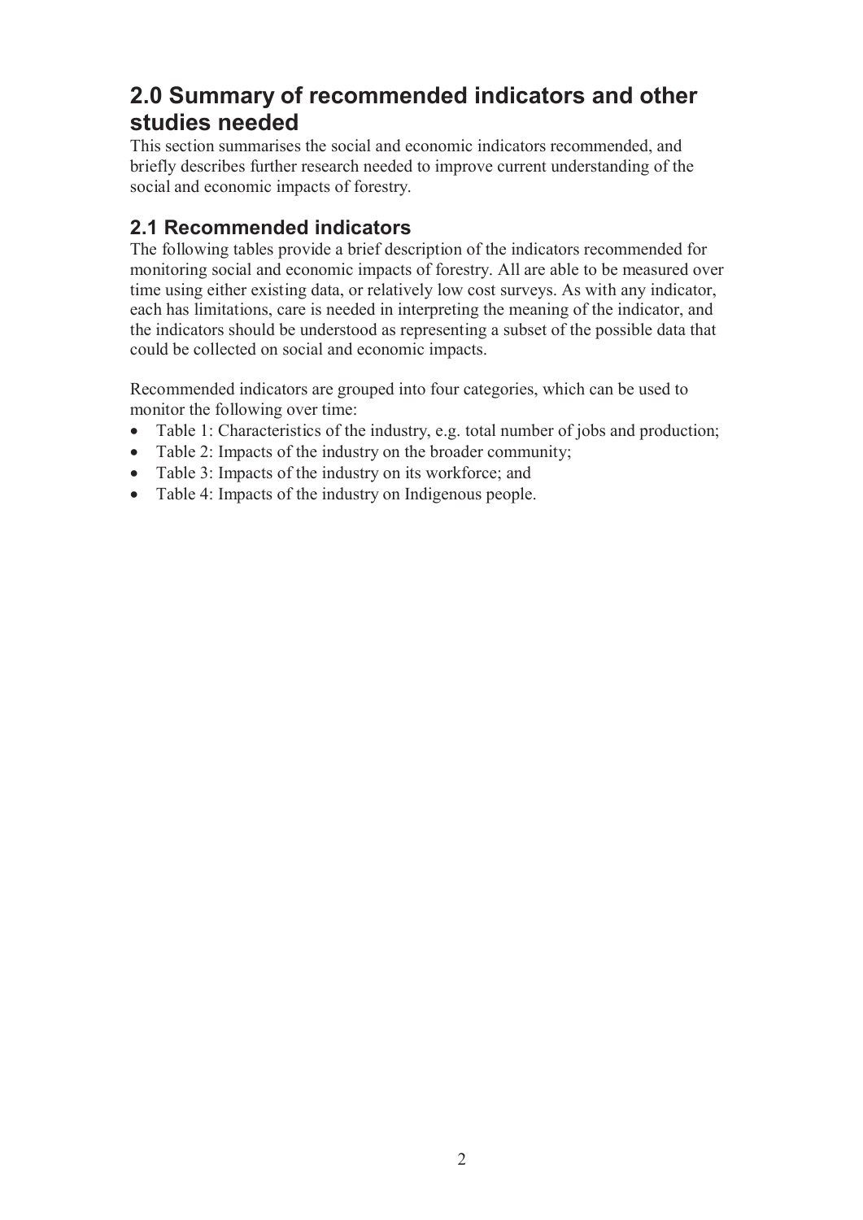## 2.0 Summary of recommended indicators and other studies needed

This section summarises the social and economic indicators recommended, and briefly describes further research needed to improve current understanding of the social and economic impacts of forestry.

### 2.1 Recommended indicators

The following tables provide a brief description of the indicators recommended for monitoring social and economic impacts of forestry. All are able to be measured over time using either existing data, or relatively low cost surveys. As with any indicator, each has limitations, care is needed in interpreting the meaning of the indicator, and the indicators should be understood as representing a subset of the possible data that could be collected on social and economic impacts.

Recommended indicators are grouped into four categories, which can be used to monitor the following over time:

- Table 1: Characteristics of the industry, e.g. total number of jobs and production;
- Table 2: Impacts of the industry on the broader community;
- Table 3: Impacts of the industry on its workforce; and
- Table 4: Impacts of the industry on Indigenous people.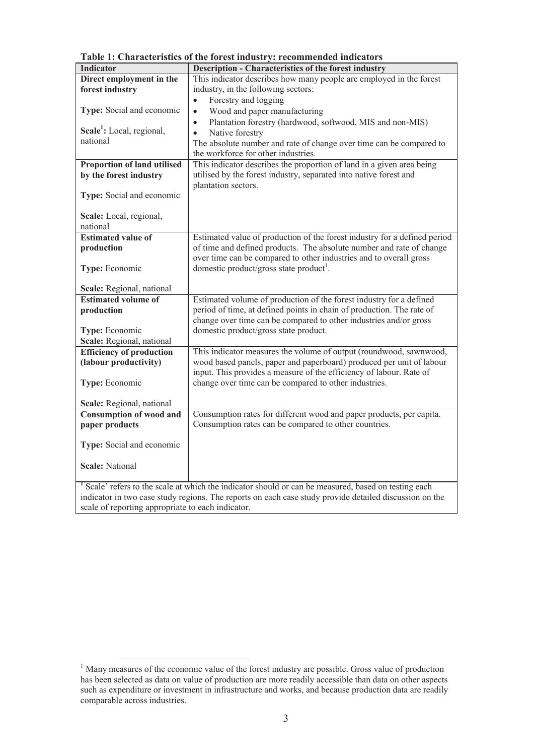**Table 1: Characteristics of the forest industry: recommended indicators**

| Indicator | Description - Characteristics of the forest industry |
|---|---|
| **Direct employment in the forest industry**<br><br>**Type:** Social and economic<br><br>**Scale**[1]**:** Local, regional, national | This indicator describes how many people are employed in the forest industry, in the following sectors:<br>• Forestry and logging<br>• Wood and paper manufacturing<br>• Plantation forestry (hardwood, softwood, MIS and non-MIS)<br>• Native forestry<br>The absolute number and rate of change over time can be compared to the workforce for other industries. |
| **Proportion of land utilised by the forest industry**<br><br>**Type:** Social and economic<br><br>**Scale:** Local, regional, national | This indicator describes the proportion of land in a given area being utilised by the forest industry, separated into native forest and plantation sectors. |
| **Estimated value of production**<br><br>**Type:** Economic<br><br>**Scale:** Regional, national | Estimated value of production of the forest industry for a defined period of time and defined products. The absolute number and rate of change over time can be compared to other industries and to overall gross domestic product/gross state product[1]. |
| **Estimated volume of production**<br><br>**Type:** Economic<br>**Scale:** Regional, national | Estimated volume of production of the forest industry for a defined period of time, at defined points in chain of production. The rate of change over time can be compared to other industries and/or gross domestic product/gross state product. |
| **Efficiency of production (labour productivity)**<br><br>**Type:** Economic<br><br>**Scale:** Regional, national | This indicator measures the volume of output (roundwood, sawnwood, wood based panels, paper and paperboard) produced per unit of labour input. This provides a measure of the efficiency of labour. Rate of change over time can be compared to other industries. |
| **Consumption of wood and paper products**<br><br>**Type:** Social and economic<br><br>**Scale:** National | Consumption rates for different wood and paper products, per capita. Consumption rates can be compared to other countries. |

[1] 'Scale' refers to the scale at which the indicator should or can be measured, based on testing each indicator in two case study regions. The reports on each case study provide detailed discussion on the scale of reporting appropriate to each indicator.

---

[1] Many measures of the economic value of the forest industry are possible. Gross value of production has been selected as data on value of production are more readily accessible than data on other aspects such as expenditure or investment in infrastructure and works, and because production data are readily comparable across industries.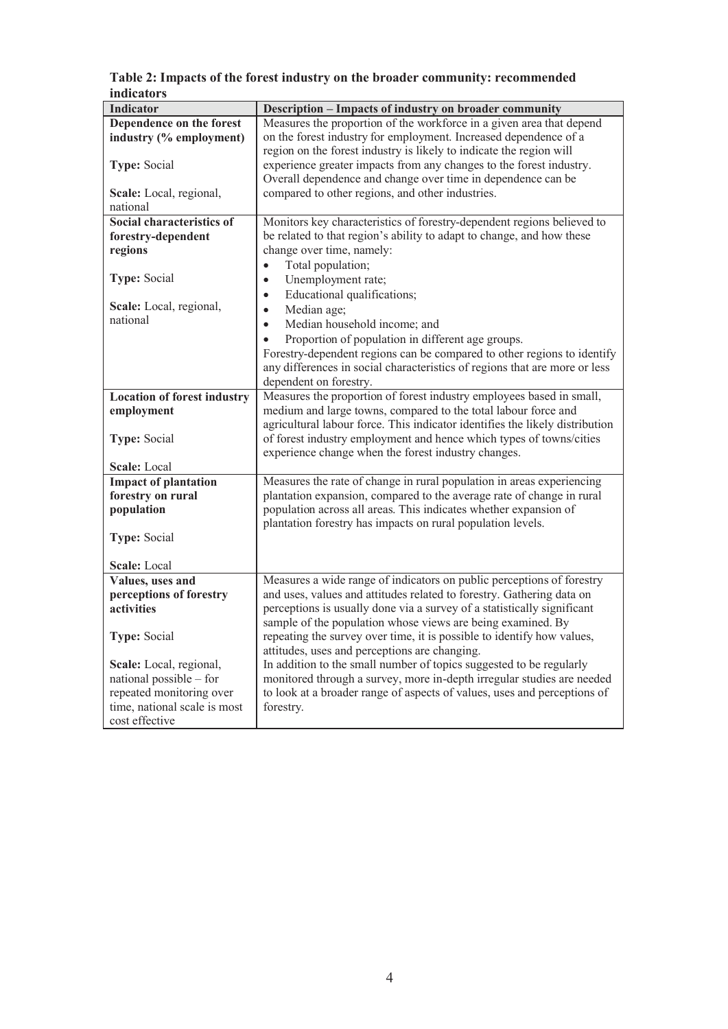**Table 2: Impacts of the forest industry on the broader community: recommended indicators**

| Indicator | Description – Impacts of industry on broader community |
|---|---|
| **Dependence on the forest industry (% employment)**<br><br>**Type:** Social<br><br>**Scale:** Local, regional, national | Measures the proportion of the workforce in a given area that depend on the forest industry for employment. Increased dependence of a region on the forest industry is likely to indicate the region will experience greater impacts from any changes to the forest industry. Overall dependence and change over time in dependence can be compared to other regions, and other industries. |
| **Social characteristics of forestry-dependent regions**<br><br>**Type:** Social<br><br>**Scale:** Local, regional, national | Monitors key characteristics of forestry-dependent regions believed to be related to that region's ability to adapt to change, and how these change over time, namely:<br>• Total population;<br>• Unemployment rate;<br>• Educational qualifications;<br>• Median age;<br>• Median household income; and<br>• Proportion of population in different age groups.<br>Forestry-dependent regions can be compared to other regions to identify any differences in social characteristics of regions that are more or less dependent on forestry. |
| **Location of forest industry employment**<br><br>**Type:** Social<br><br>**Scale:** Local | Measures the proportion of forest industry employees based in small, medium and large towns, compared to the total labour force and agricultural labour force. This indicator identifies the likely distribution of forest industry employment and hence which types of towns/cities experience change when the forest industry changes. |
| **Impact of plantation forestry on rural population**<br><br>**Type:** Social<br><br>**Scale:** Local | Measures the rate of change in rural population in areas experiencing plantation expansion, compared to the average rate of change in rural population across all areas. This indicates whether expansion of plantation forestry has impacts on rural population levels. |
| **Values, uses and perceptions of forestry activities**<br><br>**Type:** Social<br><br>**Scale:** Local, regional, national possible – for repeated monitoring over time, national scale is most cost effective | Measures a wide range of indicators on public perceptions of forestry and uses, values and attitudes related to forestry. Gathering data on perceptions is usually done via a survey of a statistically significant sample of the population whose views are being examined. By repeating the survey over time, it is possible to identify how values, attitudes, uses and perceptions are changing.<br>In addition to the small number of topics suggested to be regularly monitored through a survey, more in-depth irregular studies are needed to look at a broader range of aspects of values, uses and perceptions of forestry. |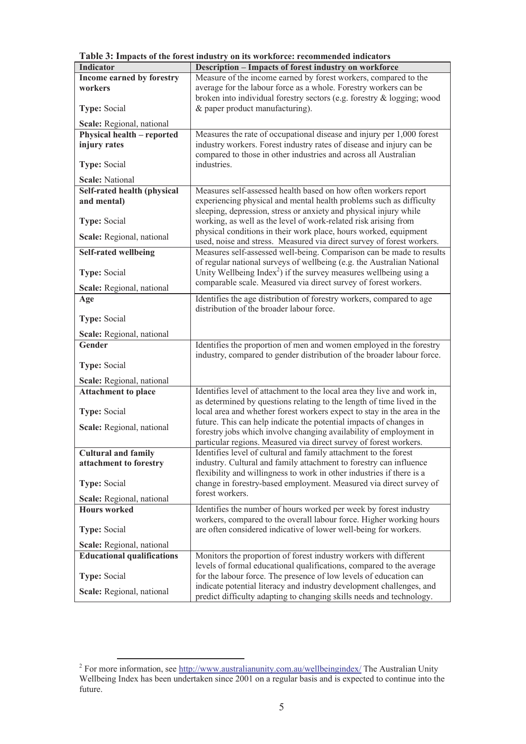**Table 3: Impacts of the forest industry on its workforce: recommended indicators**

| Indicator | Description – Impacts of forest industry on workforce |
|---|---|
| **Income earned by forestry workers**<br><br>**Type:** Social<br><br>**Scale:** Regional, national | Measure of the income earned by forest workers, compared to the average for the labour force as a whole. Forestry workers can be broken into individual forestry sectors (e.g. forestry & logging; wood & paper product manufacturing). |
| **Physical health – reported injury rates**<br><br>**Type:** Social<br><br>**Scale:** National | Measures the rate of occupational disease and injury per 1,000 forest industry workers. Forest industry rates of disease and injury can be compared to those in other industries and across all Australian industries. |
| **Self-rated health (physical and mental)**<br><br>**Type:** Social<br><br>**Scale:** Regional, national | Measures self-assessed health based on how often workers report experiencing physical and mental health problems such as difficulty sleeping, depression, stress or anxiety and physical injury while working, as well as the level of work-related risk arising from physical conditions in their work place, hours worked, equipment used, noise and stress. Measured via direct survey of forest workers. |
| **Self-rated wellbeing**<br><br>**Type:** Social<br><br>**Scale:** Regional, national | Measures self-assessed well-being. Comparison can be made to results of regular national surveys of wellbeing (e.g. the Australian National Unity Wellbeing Index[2]) if the survey measures wellbeing using a comparable scale. Measured via direct survey of forest workers. |
| **Age**<br><br>**Type:** Social<br><br>**Scale:** Regional, national | Identifies the age distribution of forestry workers, compared to age distribution of the broader labour force. |
| **Gender**<br><br>**Type:** Social<br><br>**Scale:** Regional, national | Identifies the proportion of men and women employed in the forestry industry, compared to gender distribution of the broader labour force. |
| **Attachment to place**<br><br>**Type:** Social<br><br>**Scale:** Regional, national | Identifies level of attachment to the local area they live and work in, as determined by questions relating to the length of time lived in the local area and whether forest workers expect to stay in the area in the future. This can help indicate the potential impacts of changes in forestry jobs which involve changing availability of employment in particular regions. Measured via direct survey of forest workers. |
| **Cultural and family attachment to forestry**<br><br>**Type:** Social<br><br>**Scale:** Regional, national | Identifies level of cultural and family attachment to the forest industry. Cultural and family attachment to forestry can influence flexibility and willingness to work in other industries if there is a change in forestry-based employment. Measured via direct survey of forest workers. |
| **Hours worked**<br><br>**Type:** Social<br><br>**Scale:** Regional, national | Identifies the number of hours worked per week by forest industry workers, compared to the overall labour force. Higher working hours are often considered indicative of lower well-being for workers. |
| **Educational qualifications**<br><br>**Type:** Social<br><br>**Scale:** Regional, national | Monitors the proportion of forest industry workers with different levels of formal educational qualifications, compared to the average for the labour force. The presence of low levels of education can indicate potential literacy and industry development challenges, and predict difficulty adapting to changing skills needs and technology. |

[2] For more information, see http://www.australianunity.com.au/wellbeingindex/ The Australian Unity Wellbeing Index has been undertaken since 2001 on a regular basis and is expected to continue into the future.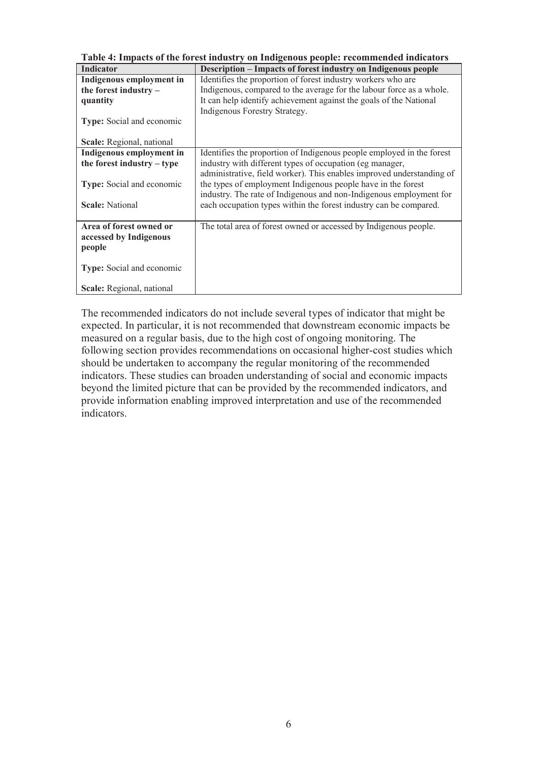**Table 4: Impacts of the forest industry on Indigenous people: recommended indicators**

| Indicator | Description – Impacts of forest industry on Indigenous people |
|---|---|
| **Indigenous employment in the forest industry – quantity**<br><br>**Type:** Social and economic<br><br>**Scale:** Regional, national | Identifies the proportion of forest industry workers who are Indigenous, compared to the average for the labour force as a whole. It can help identify achievement against the goals of the National Indigenous Forestry Strategy. |
| **Indigenous employment in the forest industry – type**<br><br>**Type:** Social and economic<br><br>**Scale:** National | Identifies the proportion of Indigenous people employed in the forest industry with different types of occupation (eg manager, administrative, field worker). This enables improved understanding of the types of employment Indigenous people have in the forest industry. The rate of Indigenous and non-Indigenous employment for each occupation types within the forest industry can be compared. |
| **Area of forest owned or accessed by Indigenous people**<br><br>**Type:** Social and economic<br><br>**Scale:** Regional, national | The total area of forest owned or accessed by Indigenous people. |

The recommended indicators do not include several types of indicator that might be expected. In particular, it is not recommended that downstream economic impacts be measured on a regular basis, due to the high cost of ongoing monitoring. The following section provides recommendations on occasional higher-cost studies which should be undertaken to accompany the regular monitoring of the recommended indicators. These studies can broaden understanding of social and economic impacts beyond the limited picture that can be provided by the recommended indicators, and provide information enabling improved interpretation and use of the recommended indicators.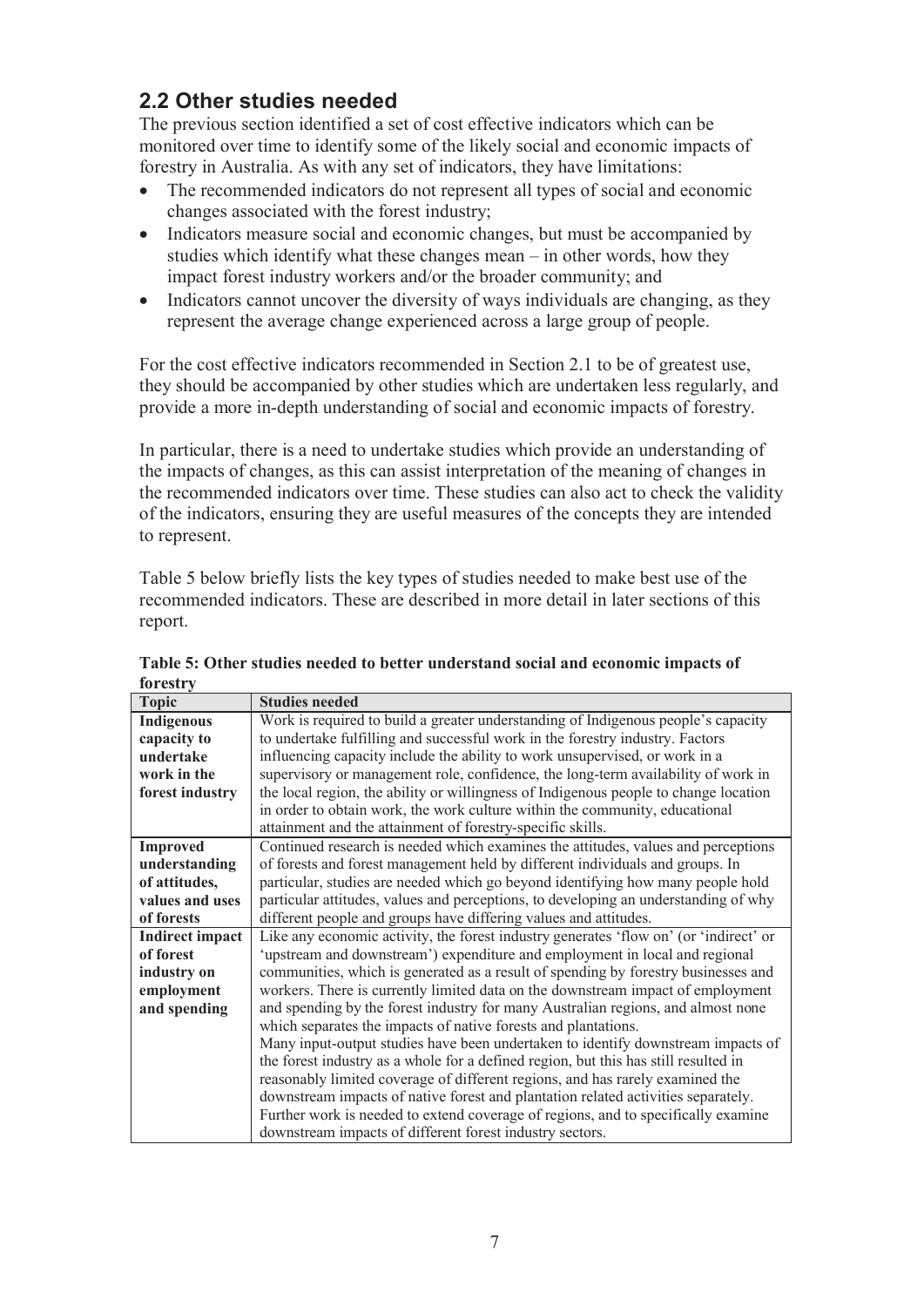## 2.2 Other studies needed

The previous section identified a set of cost effective indicators which can be monitored over time to identify some of the likely social and economic impacts of forestry in Australia. As with any set of indicators, they have limitations:

- The recommended indicators do not represent all types of social and economic changes associated with the forest industry;
- Indicators measure social and economic changes, but must be accompanied by studies which identify what these changes mean – in other words, how they impact forest industry workers and/or the broader community; and
- Indicators cannot uncover the diversity of ways individuals are changing, as they represent the average change experienced across a large group of people.

For the cost effective indicators recommended in Section 2.1 to be of greatest use, they should be accompanied by other studies which are undertaken less regularly, and provide a more in-depth understanding of social and economic impacts of forestry.

In particular, there is a need to undertake studies which provide an understanding of the impacts of changes, as this can assist interpretation of the meaning of changes in the recommended indicators over time. These studies can also act to check the validity of the indicators, ensuring they are useful measures of the concepts they are intended to represent.

Table 5 below briefly lists the key types of studies needed to make best use of the recommended indicators. These are described in more detail in later sections of this report.

**Table 5: Other studies needed to better understand social and economic impacts of forestry**

| Topic | Studies needed |
|---|---|
| **Indigenous capacity to undertake work in the forest industry** | Work is required to build a greater understanding of Indigenous people's capacity to undertake fulfilling and successful work in the forestry industry. Factors influencing capacity include the ability to work unsupervised, or work in a supervisory or management role, confidence, the long-term availability of work in the local region, the ability or willingness of Indigenous people to change location in order to obtain work, the work culture within the community, educational attainment and the attainment of forestry-specific skills. |
| **Improved understanding of attitudes, values and uses of forests** | Continued research is needed which examines the attitudes, values and perceptions of forests and forest management held by different individuals and groups. In particular, studies are needed which go beyond identifying how many people hold particular attitudes, values and perceptions, to developing an understanding of why different people and groups have differing values and attitudes. |
| **Indirect impact of forest industry on employment and spending** | Like any economic activity, the forest industry generates 'flow on' (or 'indirect' or 'upstream and downstream') expenditure and employment in local and regional communities, which is generated as a result of spending by forestry businesses and workers. There is currently limited data on the downstream impact of employment and spending by the forest industry for many Australian regions, and almost none which separates the impacts of native forests and plantations. Many input-output studies have been undertaken to identify downstream impacts of the forest industry as a whole for a defined region, but this has still resulted in reasonably limited coverage of different regions, and has rarely examined the downstream impacts of native forest and plantation related activities separately. Further work is needed to extend coverage of regions, and to specifically examine downstream impacts of different forest industry sectors. |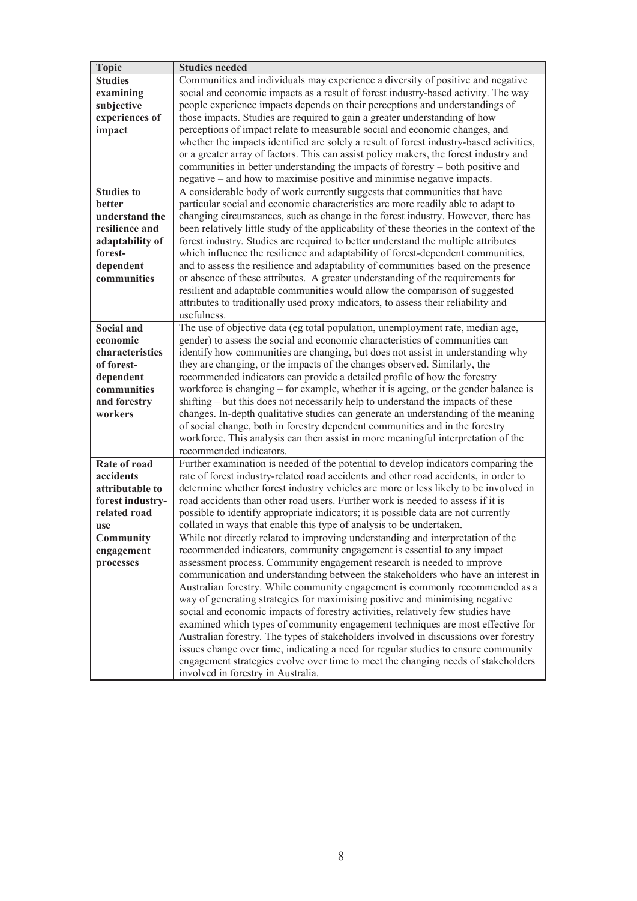| Topic | Studies needed |
| --- | --- |
| **Studies examining subjective experiences of impact** | Communities and individuals may experience a diversity of positive and negative social and economic impacts as a result of forest industry-based activity. The way people experience impacts depends on their perceptions and understandings of those impacts. Studies are required to gain a greater understanding of how perceptions of impact relate to measurable social and economic changes, and whether the impacts identified are solely a result of forest industry-based activities, or a greater array of factors. This can assist policy makers, the forest industry and communities in better understanding the impacts of forestry – both positive and negative – and how to maximise positive and minimise negative impacts. |
| **Studies to better understand the resilience and adaptability of forest-dependent communities** | A considerable body of work currently suggests that communities that have particular social and economic characteristics are more readily able to adapt to changing circumstances, such as change in the forest industry. However, there has been relatively little study of the applicability of these theories in the context of the forest industry. Studies are required to better understand the multiple attributes which influence the resilience and adaptability of forest-dependent communities, and to assess the resilience and adaptability of communities based on the presence or absence of these attributes. A greater understanding of the requirements for resilient and adaptable communities would allow the comparison of suggested attributes to traditionally used proxy indicators, to assess their reliability and usefulness. |
| **Social and economic characteristics of forest-dependent communities and forestry workers** | The use of objective data (eg total population, unemployment rate, median age, gender) to assess the social and economic characteristics of communities can identify how communities are changing, but does not assist in understanding why they are changing, or the impacts of the changes observed. Similarly, the recommended indicators can provide a detailed profile of how the forestry workforce is changing – for example, whether it is ageing, or the gender balance is shifting – but this does not necessarily help to understand the impacts of these changes. In-depth qualitative studies can generate an understanding of the meaning of social change, both in forestry dependent communities and in the forestry workforce. This analysis can then assist in more meaningful interpretation of the recommended indicators. |
| **Rate of road accidents attributable to forest industry-related road use** | Further examination is needed of the potential to develop indicators comparing the rate of forest industry-related road accidents and other road accidents, in order to determine whether forest industry vehicles are more or less likely to be involved in road accidents than other road users. Further work is needed to assess if it is possible to identify appropriate indicators; it is possible data are not currently collated in ways that enable this type of analysis to be undertaken. |
| **Community engagement processes** | While not directly related to improving understanding and interpretation of the recommended indicators, community engagement is essential to any impact assessment process. Community engagement research is needed to improve communication and understanding between the stakeholders who have an interest in Australian forestry. While community engagement is commonly recommended as a way of generating strategies for maximising positive and minimising negative social and economic impacts of forestry activities, relatively few studies have examined which types of community engagement techniques are most effective for Australian forestry. The types of stakeholders involved in discussions over forestry issues change over time, indicating a need for regular studies to ensure community engagement strategies evolve over time to meet the changing needs of stakeholders involved in forestry in Australia. |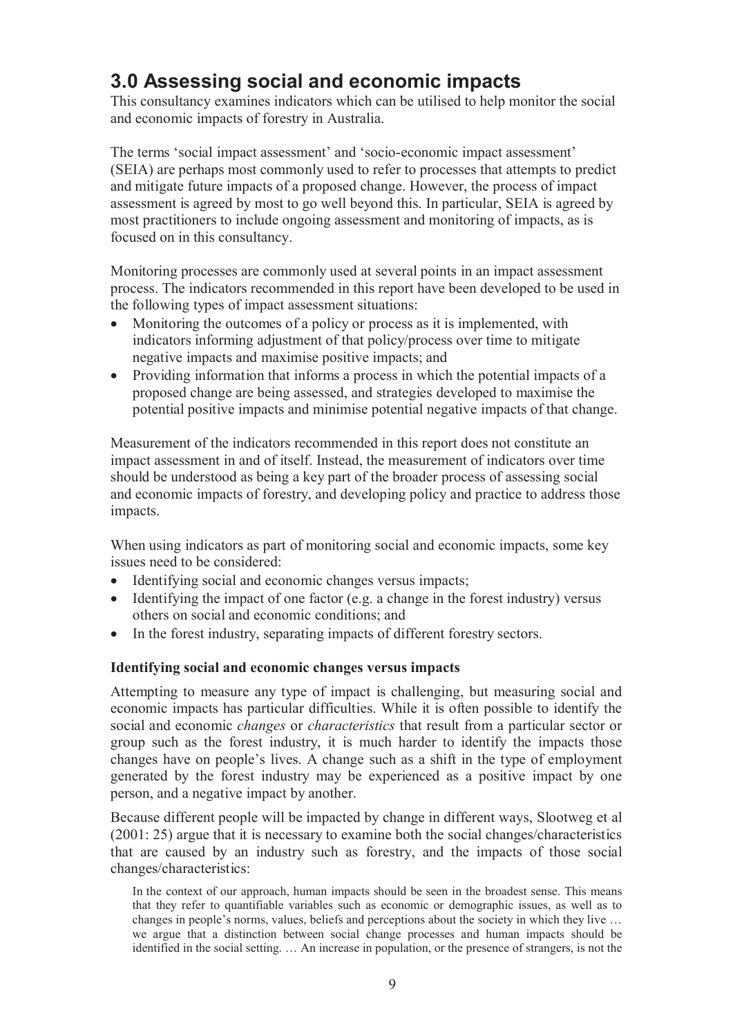# 3.0 Assessing social and economic impacts

This consultancy examines indicators which can be utilised to help monitor the social and economic impacts of forestry in Australia.

The terms 'social impact assessment' and 'socio-economic impact assessment' (SEIA) are perhaps most commonly used to refer to processes that attempts to predict and mitigate future impacts of a proposed change. However, the process of impact assessment is agreed by most to go well beyond this. In particular, SEIA is agreed by most practitioners to include ongoing assessment and monitoring of impacts, as is focused on in this consultancy.

Monitoring processes are commonly used at several points in an impact assessment process. The indicators recommended in this report have been developed to be used in the following types of impact assessment situations:

- Monitoring the outcomes of a policy or process as it is implemented, with indicators informing adjustment of that policy/process over time to mitigate negative impacts and maximise positive impacts; and
- Providing information that informs a process in which the potential impacts of a proposed change are being assessed, and strategies developed to maximise the potential positive impacts and minimise potential negative impacts of that change.

Measurement of the indicators recommended in this report does not constitute an impact assessment in and of itself. Instead, the measurement of indicators over time should be understood as being a key part of the broader process of assessing social and economic impacts of forestry, and developing policy and practice to address those impacts.

When using indicators as part of monitoring social and economic impacts, some key issues need to be considered:

- Identifying social and economic changes versus impacts;
- Identifying the impact of one factor (e.g. a change in the forest industry) versus others on social and economic conditions; and
- In the forest industry, separating impacts of different forestry sectors.

**Identifying social and economic changes versus impacts**

Attempting to measure any type of impact is challenging, but measuring social and economic impacts has particular difficulties. While it is often possible to identify the social and economic *changes* or *characteristics* that result from a particular sector or group such as the forest industry, it is much harder to identify the impacts those changes have on people's lives. A change such as a shift in the type of employment generated by the forest industry may be experienced as a positive impact by one person, and a negative impact by another.

Because different people will be impacted by change in different ways, Slootweg et al (2001: 25) argue that it is necessary to examine both the social changes/characteristics that are caused by an industry such as forestry, and the impacts of those social changes/characteristics:

> In the context of our approach, human impacts should be seen in the broadest sense. This means that they refer to quantifiable variables such as economic or demographic issues, as well as to changes in people's norms, values, beliefs and perceptions about the society in which they live … we argue that a distinction between social change processes and human impacts should be identified in the social setting. … An increase in population, or the presence of strangers, is not the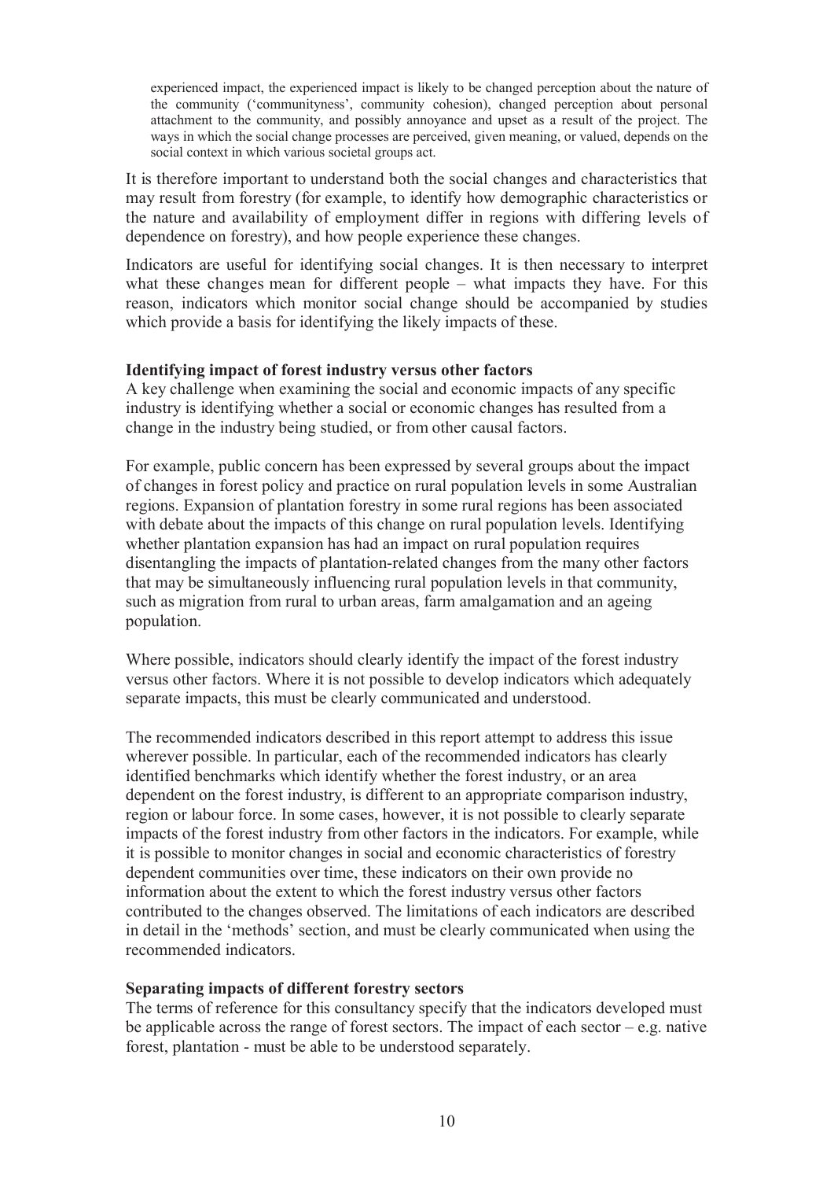> experienced impact, the experienced impact is likely to be changed perception about the nature of the community ('communityness', community cohesion), changed perception about personal attachment to the community, and possibly annoyance and upset as a result of the project. The ways in which the social change processes are perceived, given meaning, or valued, depends on the social context in which various societal groups act.

It is therefore important to understand both the social changes and characteristics that may result from forestry (for example, to identify how demographic characteristics or the nature and availability of employment differ in regions with differing levels of dependence on forestry), and how people experience these changes.

Indicators are useful for identifying social changes. It is then necessary to interpret what these changes mean for different people – what impacts they have. For this reason, indicators which monitor social change should be accompanied by studies which provide a basis for identifying the likely impacts of these.

**Identifying impact of forest industry versus other factors**

A key challenge when examining the social and economic impacts of any specific industry is identifying whether a social or economic changes has resulted from a change in the industry being studied, or from other causal factors.

For example, public concern has been expressed by several groups about the impact of changes in forest policy and practice on rural population levels in some Australian regions. Expansion of plantation forestry in some rural regions has been associated with debate about the impacts of this change on rural population levels. Identifying whether plantation expansion has had an impact on rural population requires disentangling the impacts of plantation-related changes from the many other factors that may be simultaneously influencing rural population levels in that community, such as migration from rural to urban areas, farm amalgamation and an ageing population.

Where possible, indicators should clearly identify the impact of the forest industry versus other factors. Where it is not possible to develop indicators which adequately separate impacts, this must be clearly communicated and understood.

The recommended indicators described in this report attempt to address this issue wherever possible. In particular, each of the recommended indicators has clearly identified benchmarks which identify whether the forest industry, or an area dependent on the forest industry, is different to an appropriate comparison industry, region or labour force. In some cases, however, it is not possible to clearly separate impacts of the forest industry from other factors in the indicators. For example, while it is possible to monitor changes in social and economic characteristics of forestry dependent communities over time, these indicators on their own provide no information about the extent to which the forest industry versus other factors contributed to the changes observed. The limitations of each indicators are described in detail in the 'methods' section, and must be clearly communicated when using the recommended indicators.

**Separating impacts of different forestry sectors**

The terms of reference for this consultancy specify that the indicators developed must be applicable across the range of forest sectors. The impact of each sector – e.g. native forest, plantation - must be able to be understood separately.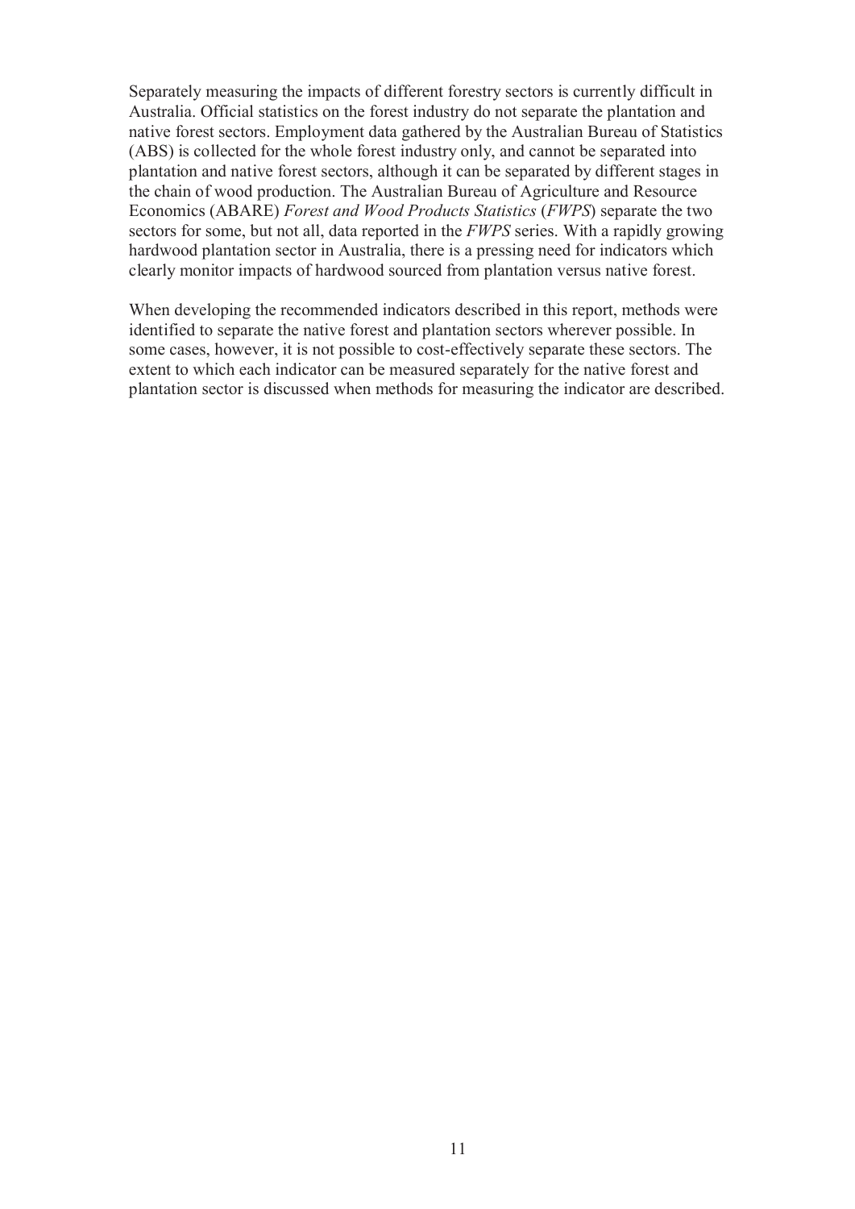Separately measuring the impacts of different forestry sectors is currently difficult in Australia. Official statistics on the forest industry do not separate the plantation and native forest sectors. Employment data gathered by the Australian Bureau of Statistics (ABS) is collected for the whole forest industry only, and cannot be separated into plantation and native forest sectors, although it can be separated by different stages in the chain of wood production. The Australian Bureau of Agriculture and Resource Economics (ABARE) *Forest and Wood Products Statistics* (*FWPS*) separate the two sectors for some, but not all, data reported in the *FWPS* series. With a rapidly growing hardwood plantation sector in Australia, there is a pressing need for indicators which clearly monitor impacts of hardwood sourced from plantation versus native forest.

When developing the recommended indicators described in this report, methods were identified to separate the native forest and plantation sectors wherever possible. In some cases, however, it is not possible to cost-effectively separate these sectors. The extent to which each indicator can be measured separately for the native forest and plantation sector is discussed when methods for measuring the indicator are described.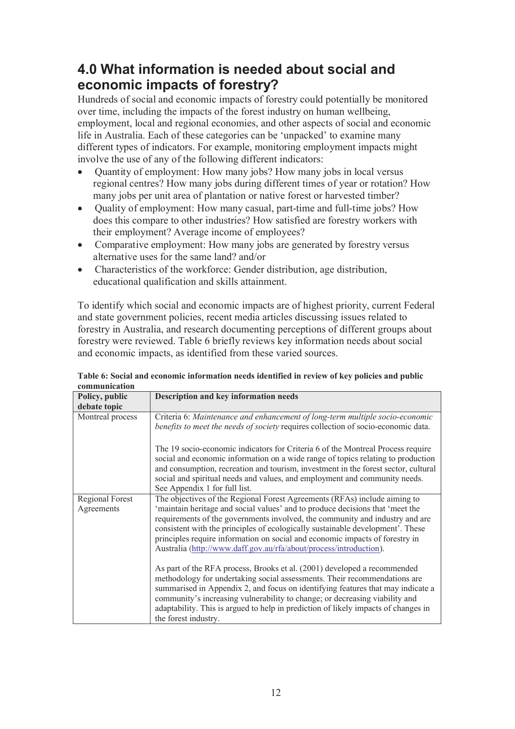# 4.0 What information is needed about social and economic impacts of forestry?

Hundreds of social and economic impacts of forestry could potentially be monitored over time, including the impacts of the forest industry on human wellbeing, employment, local and regional economies, and other aspects of social and economic life in Australia. Each of these categories can be 'unpacked' to examine many different types of indicators. For example, monitoring employment impacts might involve the use of any of the following different indicators:

- Quantity of employment: How many jobs? How many jobs in local versus regional centres? How many jobs during different times of year or rotation? How many jobs per unit area of plantation or native forest or harvested timber?
- Quality of employment: How many casual, part-time and full-time jobs? How does this compare to other industries? How satisfied are forestry workers with their employment? Average income of employees?
- Comparative employment: How many jobs are generated by forestry versus alternative uses for the same land? and/or
- Characteristics of the workforce: Gender distribution, age distribution, educational qualification and skills attainment.

To identify which social and economic impacts are of highest priority, current Federal and state government policies, recent media articles discussing issues related to forestry in Australia, and research documenting perceptions of different groups about forestry were reviewed. Table 6 briefly reviews key information needs about social and economic impacts, as identified from these varied sources.

**Table 6: Social and economic information needs identified in review of key policies and public communication**

| Policy, public debate topic | Description and key information needs |
|---|---|
| Montreal process | Criteria 6: *Maintenance and enhancement of long-term multiple socio-economic benefits to meet the needs of society* requires collection of socio-economic data.<br><br>The 19 socio-economic indicators for Criteria 6 of the Montreal Process require social and economic information on a wide range of topics relating to production and consumption, recreation and tourism, investment in the forest sector, cultural social and spiritual needs and values, and employment and community needs. See Appendix 1 for full list. |
| Regional Forest Agreements | The objectives of the Regional Forest Agreements (RFAs) include aiming to 'maintain heritage and social values' and to produce decisions that 'meet the requirements of the governments involved, the community and industry and are consistent with the principles of ecologically sustainable development'. These principles require information on social and economic impacts of forestry in Australia (http://www.daff.gov.au/rfa/about/process/introduction).<br><br>As part of the RFA process, Brooks et al. (2001) developed a recommended methodology for undertaking social assessments. Their recommendations are summarised in Appendix 2, and focus on identifying features that may indicate a community's increasing vulnerability to change; or decreasing viability and adaptability. This is argued to help in prediction of likely impacts of changes in the forest industry. |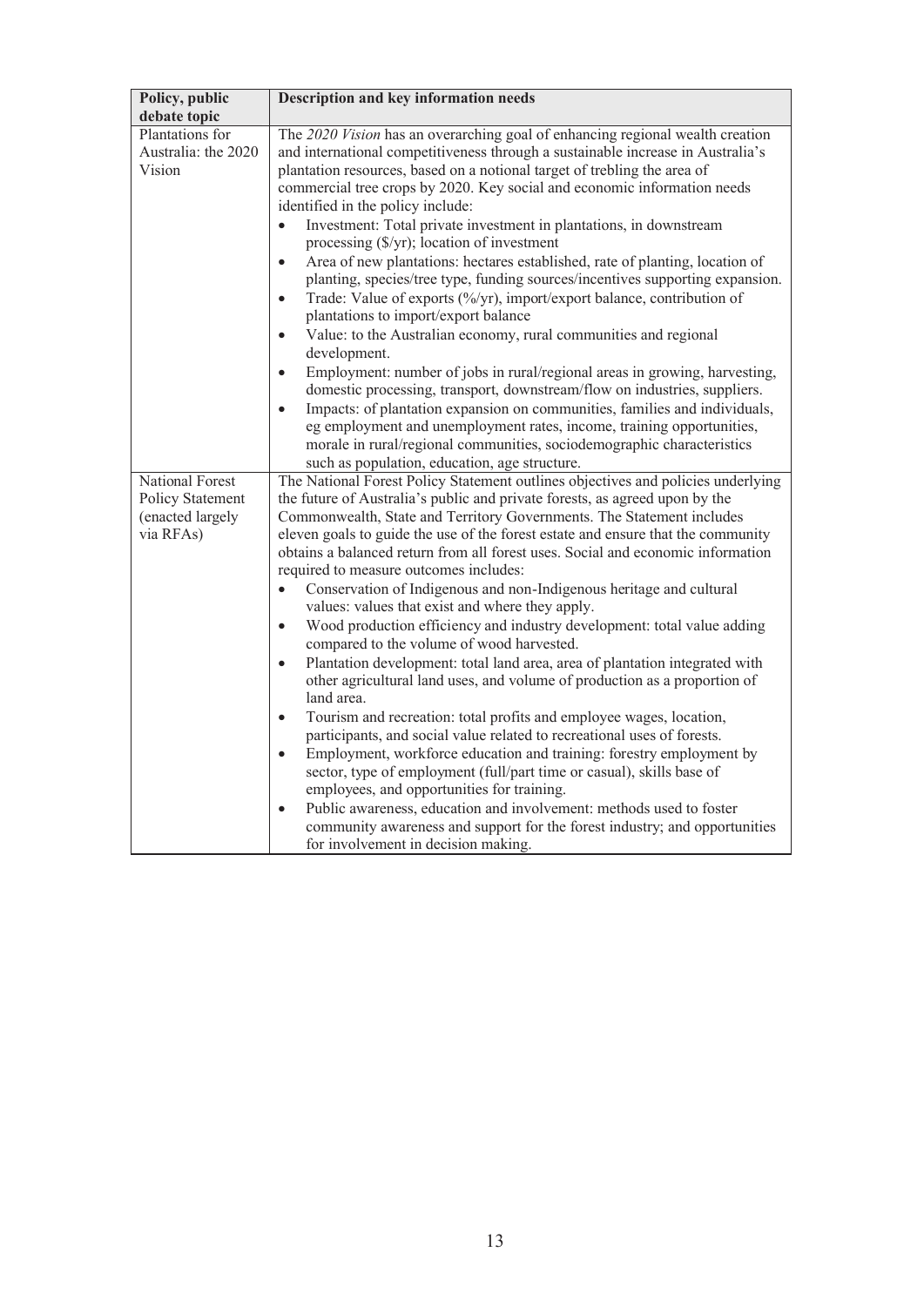| Policy, public debate topic | Description and key information needs |
|---|---|
| Plantations for Australia: the 2020 Vision | The *2020 Vision* has an overarching goal of enhancing regional wealth creation and international competitiveness through a sustainable increase in Australia's plantation resources, based on a notional target of trebling the area of commercial tree crops by 2020. Key social and economic information needs identified in the policy include:<br>• Investment: Total private investment in plantations, in downstream processing ($/yr); location of investment<br>• Area of new plantations: hectares established, rate of planting, location of planting, species/tree type, funding sources/incentives supporting expansion.<br>• Trade: Value of exports (%/yr), import/export balance, contribution of plantations to import/export balance<br>• Value: to the Australian economy, rural communities and regional development.<br>• Employment: number of jobs in rural/regional areas in growing, harvesting, domestic processing, transport, downstream/flow on industries, suppliers.<br>• Impacts: of plantation expansion on communities, families and individuals, eg employment and unemployment rates, income, training opportunities, morale in rural/regional communities, sociodemographic characteristics such as population, education, age structure. |
| National Forest Policy Statement (enacted largely via RFAs) | The National Forest Policy Statement outlines objectives and policies underlying the future of Australia's public and private forests, as agreed upon by the Commonwealth, State and Territory Governments. The Statement includes eleven goals to guide the use of the forest estate and ensure that the community obtains a balanced return from all forest uses. Social and economic information required to measure outcomes includes:<br>• Conservation of Indigenous and non-Indigenous heritage and cultural values: values that exist and where they apply.<br>• Wood production efficiency and industry development: total value adding compared to the volume of wood harvested.<br>• Plantation development: total land area, area of plantation integrated with other agricultural land uses, and volume of production as a proportion of land area.<br>• Tourism and recreation: total profits and employee wages, location, participants, and social value related to recreational uses of forests.<br>• Employment, workforce education and training: forestry employment by sector, type of employment (full/part time or casual), skills base of employees, and opportunities for training.<br>• Public awareness, education and involvement: methods used to foster community awareness and support for the forest industry; and opportunities for involvement in decision making. |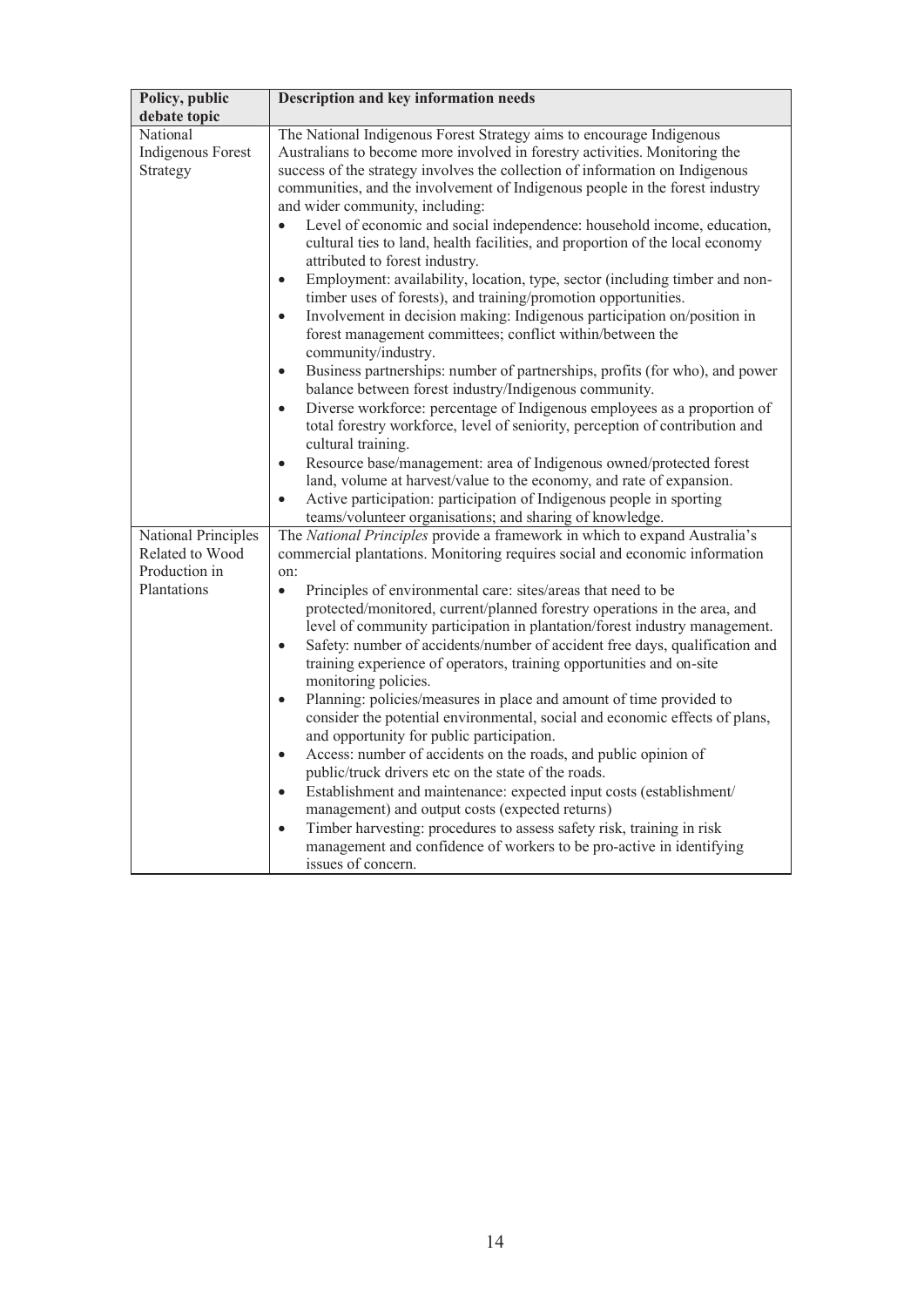| Policy, public debate topic | Description and key information needs |
|---|---|
| National Indigenous Forest Strategy | The National Indigenous Forest Strategy aims to encourage Indigenous Australians to become more involved in forestry activities. Monitoring the success of the strategy involves the collection of information on Indigenous communities, and the involvement of Indigenous people in the forest industry and wider community, including:<br>• Level of economic and social independence: household income, education, cultural ties to land, health facilities, and proportion of the local economy attributed to forest industry.<br>• Employment: availability, location, type, sector (including timber and non-timber uses of forests), and training/promotion opportunities.<br>• Involvement in decision making: Indigenous participation on/position in forest management committees; conflict within/between the community/industry.<br>• Business partnerships: number of partnerships, profits (for who), and power balance between forest industry/Indigenous community.<br>• Diverse workforce: percentage of Indigenous employees as a proportion of total forestry workforce, level of seniority, perception of contribution and cultural training.<br>• Resource base/management: area of Indigenous owned/protected forest land, volume at harvest/value to the economy, and rate of expansion.<br>• Active participation: participation of Indigenous people in sporting teams/volunteer organisations; and sharing of knowledge. |
| National Principles Related to Wood Production in Plantations | The *National Principles* provide a framework in which to expand Australia's commercial plantations. Monitoring requires social and economic information on:<br>• Principles of environmental care: sites/areas that need to be protected/monitored, current/planned forestry operations in the area, and level of community participation in plantation/forest industry management.<br>• Safety: number of accidents/number of accident free days, qualification and training experience of operators, training opportunities and on-site monitoring policies.<br>• Planning: policies/measures in place and amount of time provided to consider the potential environmental, social and economic effects of plans, and opportunity for public participation.<br>• Access: number of accidents on the roads, and public opinion of public/truck drivers etc on the state of the roads.<br>• Establishment and maintenance: expected input costs (establishment/ management) and output costs (expected returns)<br>• Timber harvesting: procedures to assess safety risk, training in risk management and confidence of workers to be pro-active in identifying issues of concern. |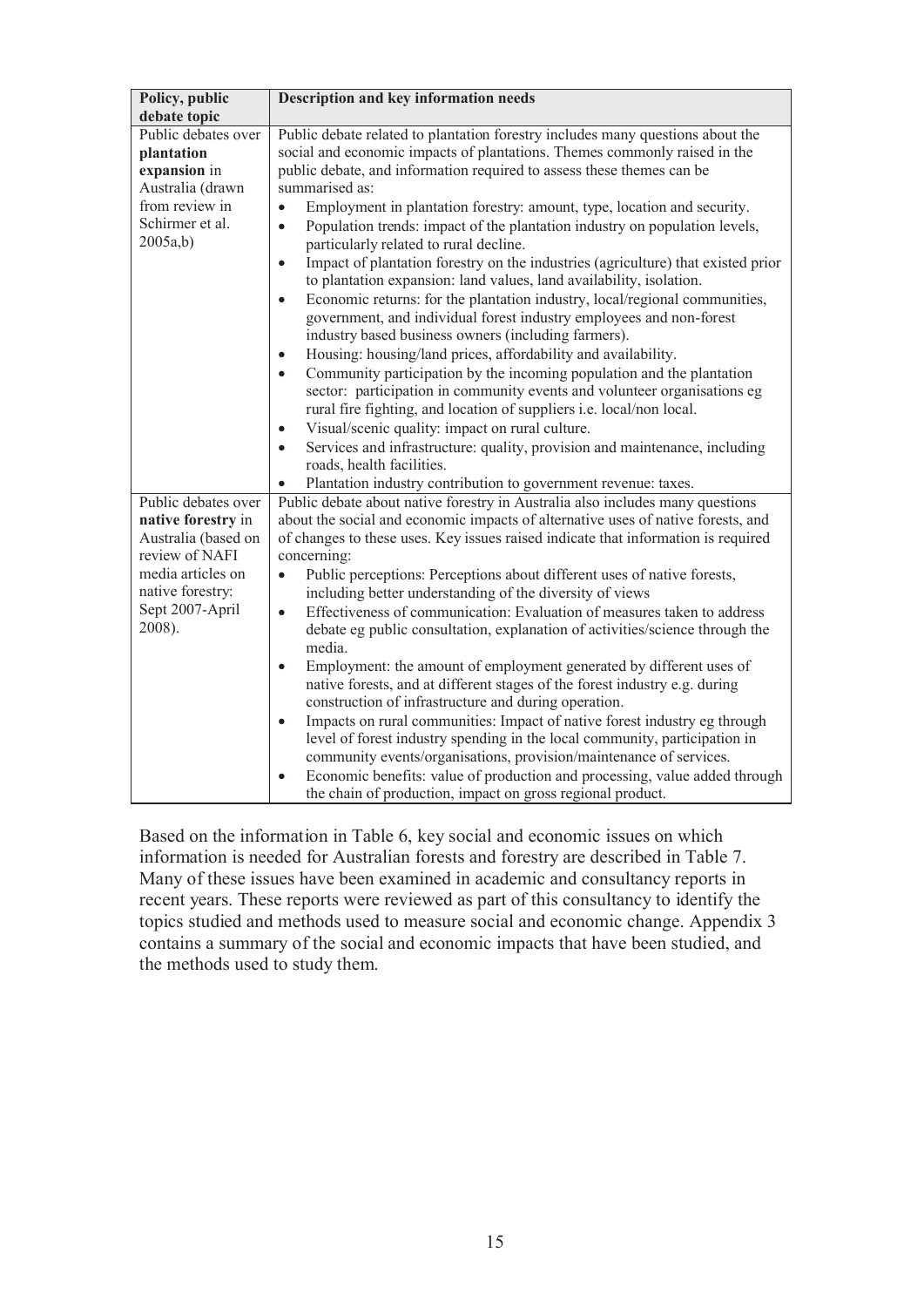| Policy, public debate topic | Description and key information needs |
|---|---|
| Public debates over **plantation expansion** in Australia (drawn from review in Schirmer et al. 2005a,b) | Public debate related to plantation forestry includes many questions about the social and economic impacts of plantations. Themes commonly raised in the public debate, and information required to assess these themes can be summarised as:<br>• Employment in plantation forestry: amount, type, location and security.<br>• Population trends: impact of the plantation industry on population levels, particularly related to rural decline.<br>• Impact of plantation forestry on the industries (agriculture) that existed prior to plantation expansion: land values, land availability, isolation.<br>• Economic returns: for the plantation industry, local/regional communities, government, and individual forest industry employees and non-forest industry based business owners (including farmers).<br>• Housing: housing/land prices, affordability and availability.<br>• Community participation by the incoming population and the plantation sector: participation in community events and volunteer organisations eg rural fire fighting, and location of suppliers i.e. local/non local.<br>• Visual/scenic quality: impact on rural culture.<br>• Services and infrastructure: quality, provision and maintenance, including roads, health facilities.<br>• Plantation industry contribution to government revenue: taxes. |
| Public debates over **native forestry** in Australia (based on review of NAFI media articles on native forestry: Sept 2007-April 2008). | Public debate about native forestry in Australia also includes many questions about the social and economic impacts of alternative uses of native forests, and of changes to these uses. Key issues raised indicate that information is required concerning:<br>• Public perceptions: Perceptions about different uses of native forests, including better understanding of the diversity of views<br>• Effectiveness of communication: Evaluation of measures taken to address debate eg public consultation, explanation of activities/science through the media.<br>• Employment: the amount of employment generated by different uses of native forests, and at different stages of the forest industry e.g. during construction of infrastructure and during operation.<br>• Impacts on rural communities: Impact of native forest industry eg through level of forest industry spending in the local community, participation in community events/organisations, provision/maintenance of services.<br>• Economic benefits: value of production and processing, value added through the chain of production, impact on gross regional product. |

Based on the information in Table 6, key social and economic issues on which information is needed for Australian forests and forestry are described in Table 7. Many of these issues have been examined in academic and consultancy reports in recent years. These reports were reviewed as part of this consultancy to identify the topics studied and methods used to measure social and economic change. Appendix 3 contains a summary of the social and economic impacts that have been studied, and the methods used to study them.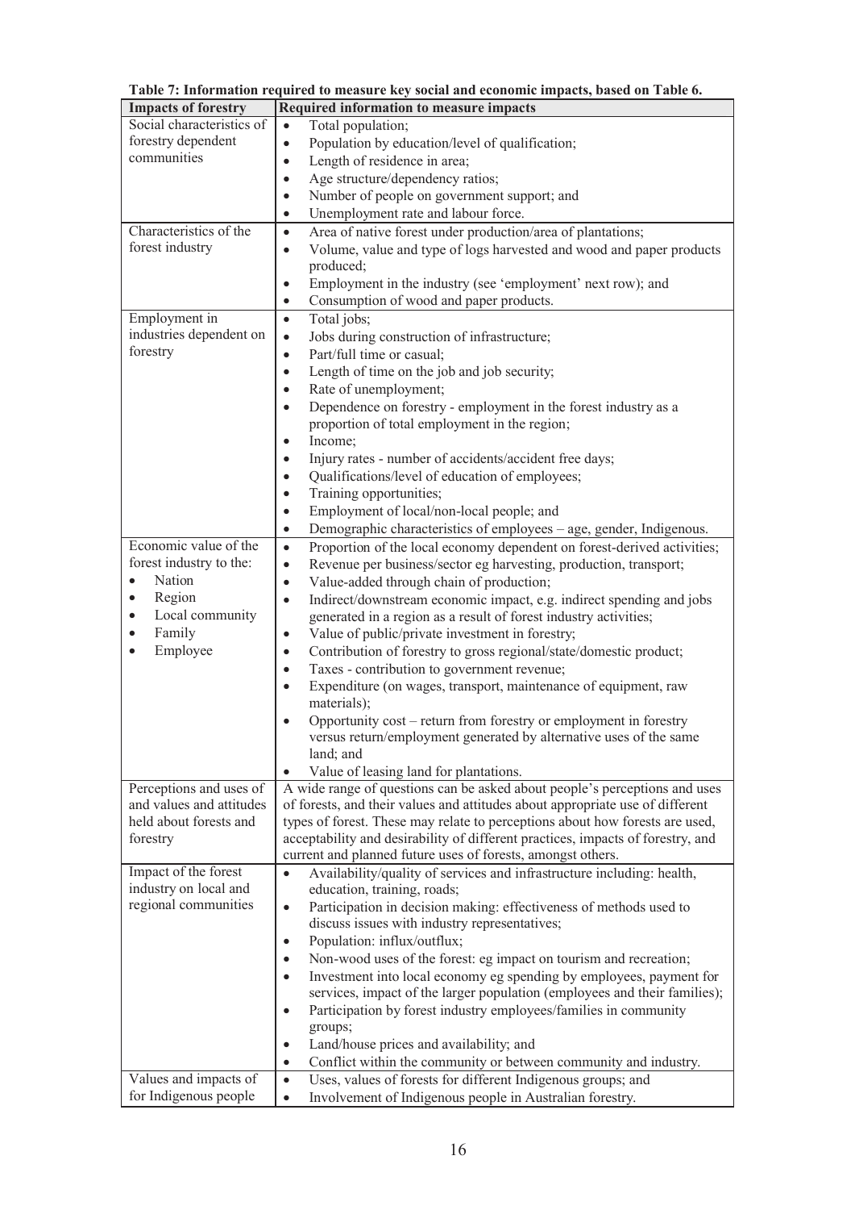**Table 7: Information required to measure key social and economic impacts, based on Table 6.**

| Impacts of forestry | Required information to measure impacts |
|---|---|
| Social characteristics of forestry dependent communities | • Total population;<br>• Population by education/level of qualification;<br>• Length of residence in area;<br>• Age structure/dependency ratios;<br>• Number of people on government support; and<br>• Unemployment rate and labour force. |
| Characteristics of the forest industry | • Area of native forest under production/area of plantations;<br>• Volume, value and type of logs harvested and wood and paper products produced;<br>• Employment in the industry (see 'employment' next row); and<br>• Consumption of wood and paper products. |
| Employment in industries dependent on forestry | • Total jobs;<br>• Jobs during construction of infrastructure;<br>• Part/full time or casual;<br>• Length of time on the job and job security;<br>• Rate of unemployment;<br>• Dependence on forestry - employment in the forest industry as a proportion of total employment in the region;<br>• Income;<br>• Injury rates - number of accidents/accident free days;<br>• Qualifications/level of education of employees;<br>• Training opportunities;<br>• Employment of local/non-local people; and<br>• Demographic characteristics of employees – age, gender, Indigenous. |
| Economic value of the forest industry to the:<br>• Nation<br>• Region<br>• Local community<br>• Family<br>• Employee | • Proportion of the local economy dependent on forest-derived activities;<br>• Revenue per business/sector eg harvesting, production, transport;<br>• Value-added through chain of production;<br>• Indirect/downstream economic impact, e.g. indirect spending and jobs generated in a region as a result of forest industry activities;<br>• Value of public/private investment in forestry;<br>• Contribution of forestry to gross regional/state/domestic product;<br>• Taxes - contribution to government revenue;<br>• Expenditure (on wages, transport, maintenance of equipment, raw materials);<br>• Opportunity cost – return from forestry or employment in forestry versus return/employment generated by alternative uses of the same land; and<br>• Value of leasing land for plantations. |
| Perceptions and uses of and values and attitudes held about forests and forestry | A wide range of questions can be asked about people's perceptions and uses of forests, and their values and attitudes about appropriate use of different types of forest. These may relate to perceptions about how forests are used, acceptability and desirability of different practices, impacts of forestry, and current and planned future uses of forests, amongst others. |
| Impact of the forest industry on local and regional communities | • Availability/quality of services and infrastructure including: health, education, training, roads;<br>• Participation in decision making: effectiveness of methods used to discuss issues with industry representatives;<br>• Population: influx/outflux;<br>• Non-wood uses of the forest: eg impact on tourism and recreation;<br>• Investment into local economy eg spending by employees, payment for services, impact of the larger population (employees and their families);<br>• Participation by forest industry employees/families in community groups;<br>• Land/house prices and availability; and<br>• Conflict within the community or between community and industry. |
| Values and impacts of for Indigenous people | • Uses, values of forests for different Indigenous groups; and<br>• Involvement of Indigenous people in Australian forestry. |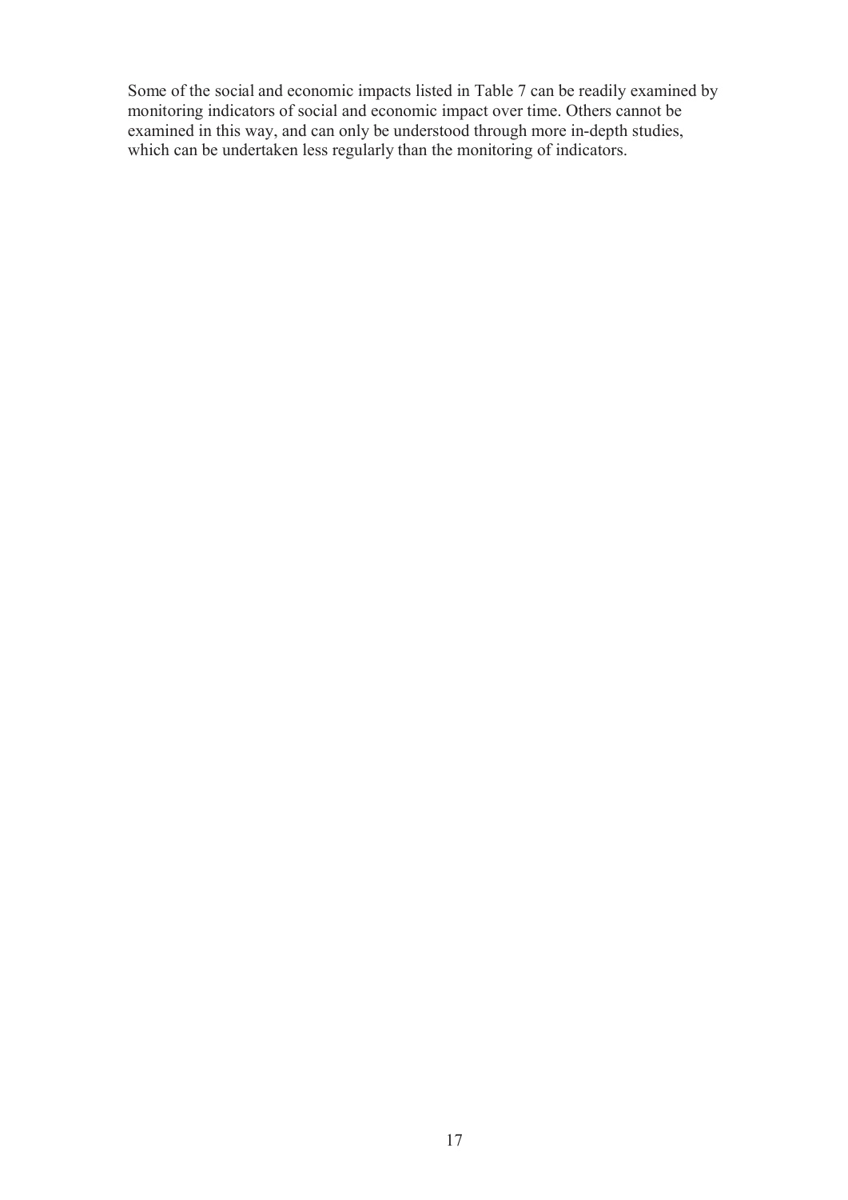Some of the social and economic impacts listed in Table 7 can be readily examined by monitoring indicators of social and economic impact over time. Others cannot be examined in this way, and can only be understood through more in-depth studies, which can be undertaken less regularly than the monitoring of indicators.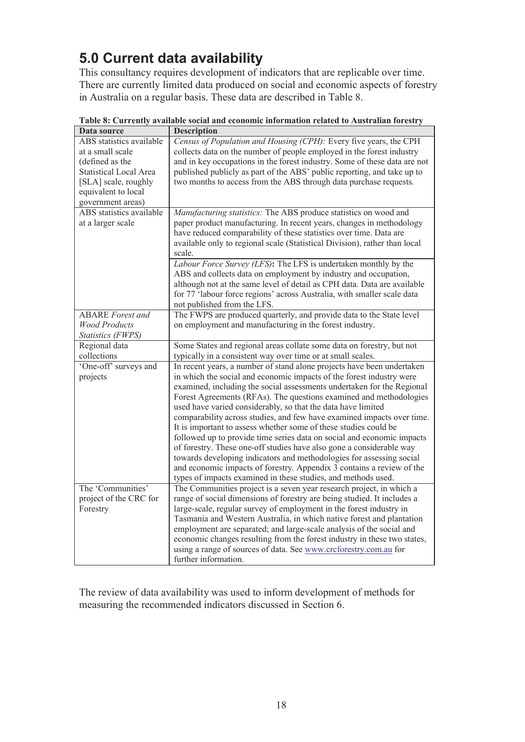# 5.0 Current data availability

This consultancy requires development of indicators that are replicable over time. There are currently limited data produced on social and economic aspects of forestry in Australia on a regular basis. These data are described in Table 8.

**Table 8: Currently available social and economic information related to Australian forestry**

| Data source | Description |
|---|---|
| ABS statistics available at a small scale (defined as the Statistical Local Area [SLA] scale, roughly equivalent to local government areas) | *Census of Population and Housing (CPH):* Every five years, the CPH collects data on the number of people employed in the forest industry and in key occupations in the forest industry. Some of these data are not published publicly as part of the ABS' public reporting, and take up to two months to access from the ABS through data purchase requests. |
| ABS statistics available at a larger scale | *Manufacturing statistics:* The ABS produce statistics on wood and paper product manufacturing. In recent years, changes in methodology have reduced comparability of these statistics over time. Data are available only to regional scale (Statistical Division), rather than local scale. |
| | *Labour Force Survey (LFS)***:** The LFS is undertaken monthly by the ABS and collects data on employment by industry and occupation, although not at the same level of detail as CPH data. Data are available for 77 'labour force regions' across Australia, with smaller scale data not published from the LFS. |
| ABARE *Forest and Wood Products Statistics (FWPS)* | The FWPS are produced quarterly, and provide data to the State level on employment and manufacturing in the forest industry. |
| Regional data collections | Some States and regional areas collate some data on forestry, but not typically in a consistent way over time or at small scales. |
| 'One-off' surveys and projects | In recent years, a number of stand alone projects have been undertaken in which the social and economic impacts of the forest industry were examined, including the social assessments undertaken for the Regional Forest Agreements (RFAs). The questions examined and methodologies used have varied considerably, so that the data have limited comparability across studies, and few have examined impacts over time. It is important to assess whether some of these studies could be followed up to provide time series data on social and economic impacts of forestry. These one-off studies have also gone a considerable way towards developing indicators and methodologies for assessing social and economic impacts of forestry. Appendix 3 contains a review of the types of impacts examined in these studies, and methods used. |
| The 'Communities' project of the CRC for Forestry | The Communities project is a seven year research project, in which a range of social dimensions of forestry are being studied. It includes a large-scale, regular survey of employment in the forest industry in Tasmania and Western Australia, in which native forest and plantation employment are separated; and large-scale analysis of the social and economic changes resulting from the forest industry in these two states, using a range of sources of data. See www.crcforestry.com.au for further information. |

The review of data availability was used to inform development of methods for measuring the recommended indicators discussed in Section 6.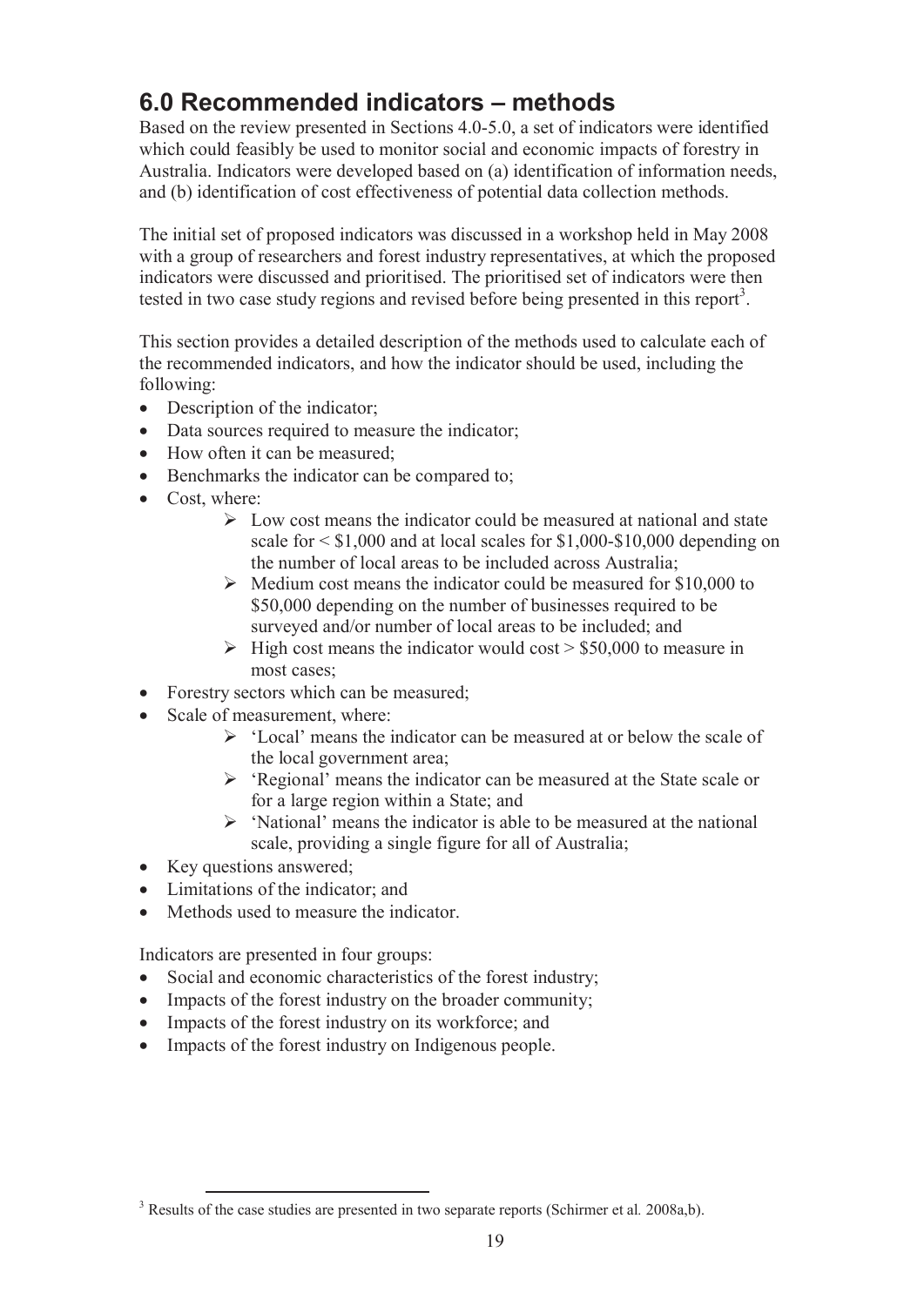# 6.0 Recommended indicators – methods

Based on the review presented in Sections 4.0-5.0, a set of indicators were identified which could feasibly be used to monitor social and economic impacts of forestry in Australia. Indicators were developed based on (a) identification of information needs, and (b) identification of cost effectiveness of potential data collection methods.

The initial set of proposed indicators was discussed in a workshop held in May 2008 with a group of researchers and forest industry representatives, at which the proposed indicators were discussed and prioritised. The prioritised set of indicators were then tested in two case study regions and revised before being presented in this report[3].

This section provides a detailed description of the methods used to calculate each of the recommended indicators, and how the indicator should be used, including the following:

- Description of the indicator;
- Data sources required to measure the indicator;
- How often it can be measured;
- Benchmarks the indicator can be compared to;
- Cost, where:
    - Low cost means the indicator could be measured at national and state scale for < $1,000 and at local scales for $1,000-$10,000 depending on the number of local areas to be included across Australia;
    - Medium cost means the indicator could be measured for $10,000 to $50,000 depending on the number of businesses required to be surveyed and/or number of local areas to be included; and
    - High cost means the indicator would cost > $50,000 to measure in most cases;
- Forestry sectors which can be measured;
- Scale of measurement, where:
    - 'Local' means the indicator can be measured at or below the scale of the local government area;
    - 'Regional' means the indicator can be measured at the State scale or for a large region within a State; and
    - 'National' means the indicator is able to be measured at the national scale, providing a single figure for all of Australia;
- Key questions answered;
- Limitations of the indicator; and
- Methods used to measure the indicator.

Indicators are presented in four groups:

- Social and economic characteristics of the forest industry;
- Impacts of the forest industry on the broader community;
- Impacts of the forest industry on its workforce; and
- Impacts of the forest industry on Indigenous people.

[3] Results of the case studies are presented in two separate reports (Schirmer et al. 2008a,b).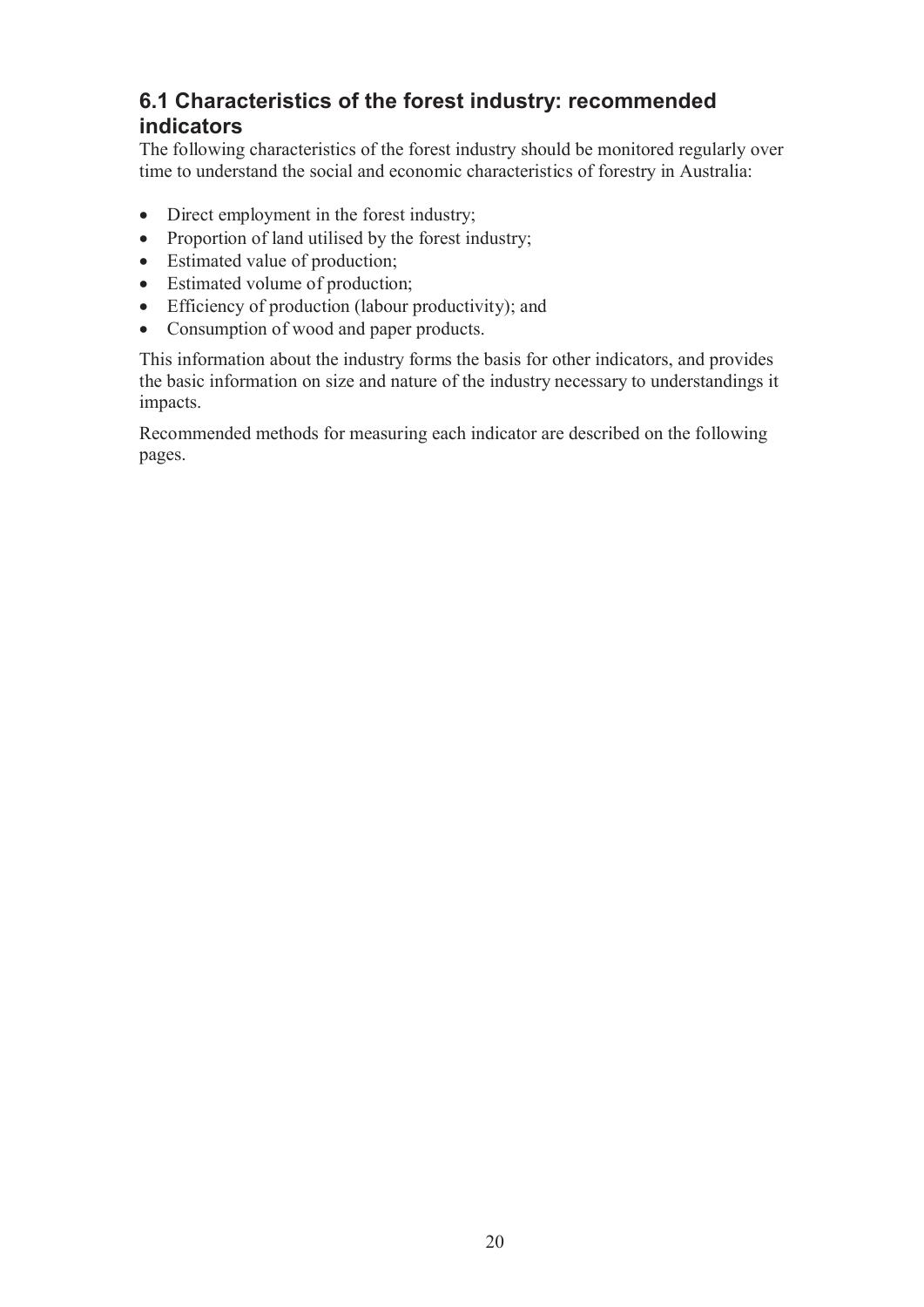## 6.1 Characteristics of the forest industry: recommended indicators

The following characteristics of the forest industry should be monitored regularly over time to understand the social and economic characteristics of forestry in Australia:

- Direct employment in the forest industry;
- Proportion of land utilised by the forest industry;
- Estimated value of production;
- Estimated volume of production;
- Efficiency of production (labour productivity); and
- Consumption of wood and paper products.

This information about the industry forms the basis for other indicators, and provides the basic information on size and nature of the industry necessary to understandings it impacts.

Recommended methods for measuring each indicator are described on the following pages.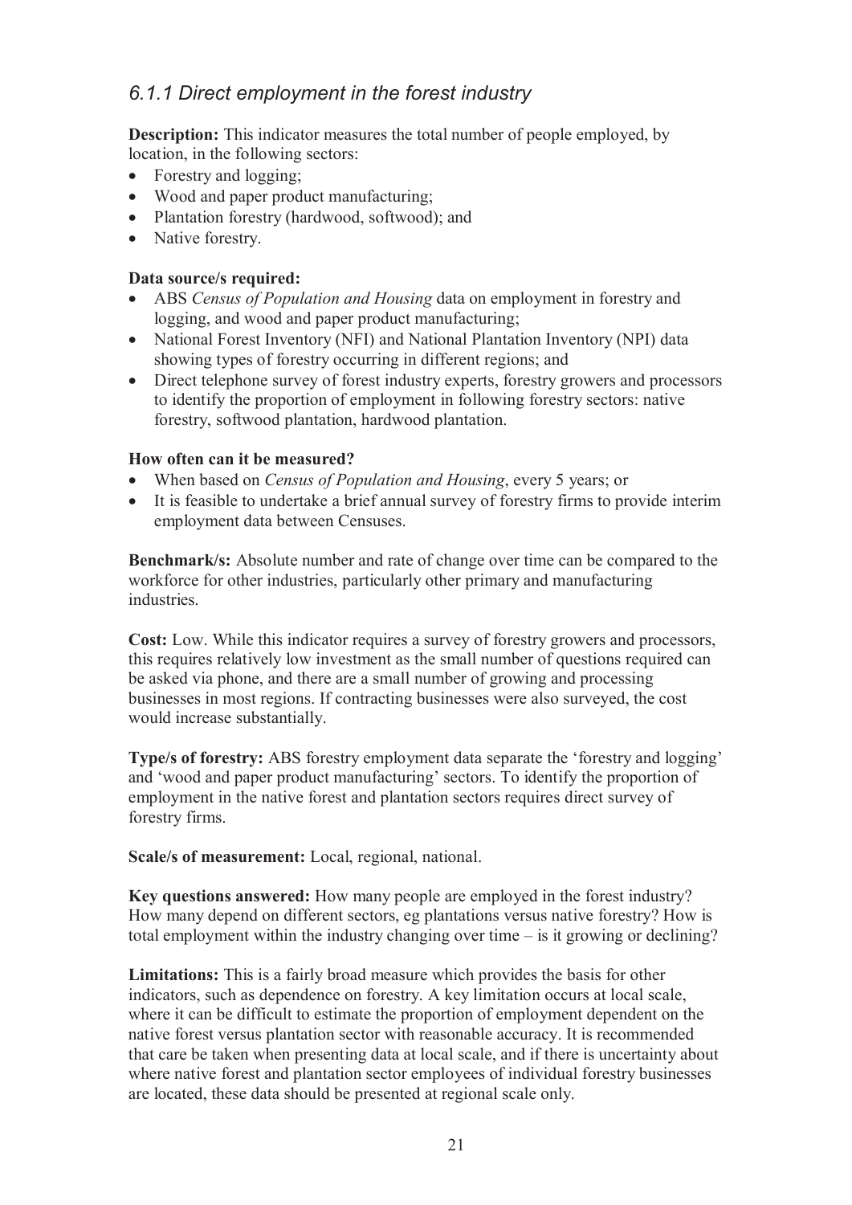## *6.1.1 Direct employment in the forest industry*

**Description:** This indicator measures the total number of people employed, by location, in the following sectors:

- Forestry and logging;
- Wood and paper product manufacturing;
- Plantation forestry (hardwood, softwood); and
- Native forestry.

**Data source/s required:**

- ABS *Census of Population and Housing* data on employment in forestry and logging, and wood and paper product manufacturing;
- National Forest Inventory (NFI) and National Plantation Inventory (NPI) data showing types of forestry occurring in different regions; and
- Direct telephone survey of forest industry experts, forestry growers and processors to identify the proportion of employment in following forestry sectors: native forestry, softwood plantation, hardwood plantation.

**How often can it be measured?**

- When based on *Census of Population and Housing*, every 5 years; or
- It is feasible to undertake a brief annual survey of forestry firms to provide interim employment data between Censuses.

**Benchmark/s:** Absolute number and rate of change over time can be compared to the workforce for other industries, particularly other primary and manufacturing industries.

**Cost:** Low. While this indicator requires a survey of forestry growers and processors, this requires relatively low investment as the small number of questions required can be asked via phone, and there are a small number of growing and processing businesses in most regions. If contracting businesses were also surveyed, the cost would increase substantially.

**Type/s of forestry:** ABS forestry employment data separate the 'forestry and logging' and 'wood and paper product manufacturing' sectors. To identify the proportion of employment in the native forest and plantation sectors requires direct survey of forestry firms.

**Scale/s of measurement:** Local, regional, national.

**Key questions answered:** How many people are employed in the forest industry? How many depend on different sectors, eg plantations versus native forestry? How is total employment within the industry changing over time – is it growing or declining?

**Limitations:** This is a fairly broad measure which provides the basis for other indicators, such as dependence on forestry. A key limitation occurs at local scale, where it can be difficult to estimate the proportion of employment dependent on the native forest versus plantation sector with reasonable accuracy. It is recommended that care be taken when presenting data at local scale, and if there is uncertainty about where native forest and plantation sector employees of individual forestry businesses are located, these data should be presented at regional scale only.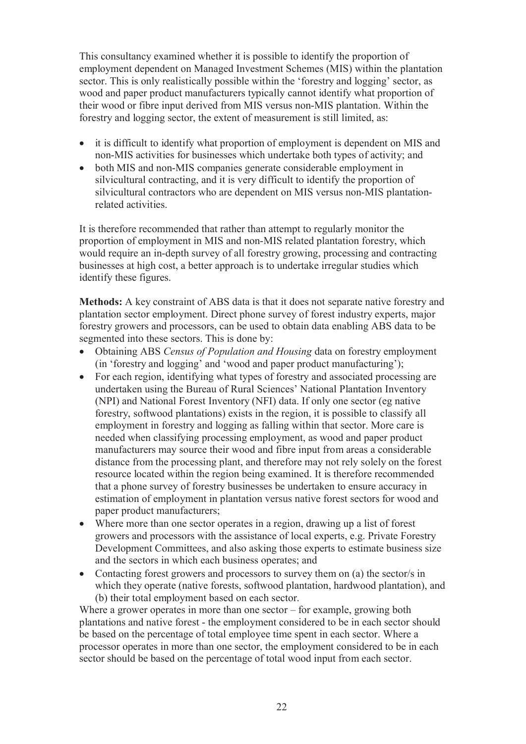This consultancy examined whether it is possible to identify the proportion of employment dependent on Managed Investment Schemes (MIS) within the plantation sector. This is only realistically possible within the 'forestry and logging' sector, as wood and paper product manufacturers typically cannot identify what proportion of their wood or fibre input derived from MIS versus non-MIS plantation. Within the forestry and logging sector, the extent of measurement is still limited, as:

- it is difficult to identify what proportion of employment is dependent on MIS and non-MIS activities for businesses which undertake both types of activity; and
- both MIS and non-MIS companies generate considerable employment in silvicultural contracting, and it is very difficult to identify the proportion of silvicultural contractors who are dependent on MIS versus non-MIS plantation-related activities.

It is therefore recommended that rather than attempt to regularly monitor the proportion of employment in MIS and non-MIS related plantation forestry, which would require an in-depth survey of all forestry growing, processing and contracting businesses at high cost, a better approach is to undertake irregular studies which identify these figures.

**Methods:** A key constraint of ABS data is that it does not separate native forestry and plantation sector employment. Direct phone survey of forest industry experts, major forestry growers and processors, can be used to obtain data enabling ABS data to be segmented into these sectors. This is done by:

- Obtaining ABS *Census of Population and Housing* data on forestry employment (in 'forestry and logging' and 'wood and paper product manufacturing');
- For each region, identifying what types of forestry and associated processing are undertaken using the Bureau of Rural Sciences' National Plantation Inventory (NPI) and National Forest Inventory (NFI) data. If only one sector (eg native forestry, softwood plantations) exists in the region, it is possible to classify all employment in forestry and logging as falling within that sector. More care is needed when classifying processing employment, as wood and paper product manufacturers may source their wood and fibre input from areas a considerable distance from the processing plant, and therefore may not rely solely on the forest resource located within the region being examined. It is therefore recommended that a phone survey of forestry businesses be undertaken to ensure accuracy in estimation of employment in plantation versus native forest sectors for wood and paper product manufacturers;
- Where more than one sector operates in a region, drawing up a list of forest growers and processors with the assistance of local experts, e.g. Private Forestry Development Committees, and also asking those experts to estimate business size and the sectors in which each business operates; and
- Contacting forest growers and processors to survey them on (a) the sector/s in which they operate (native forests, softwood plantation, hardwood plantation), and (b) their total employment based on each sector.

Where a grower operates in more than one sector – for example, growing both plantations and native forest - the employment considered to be in each sector should be based on the percentage of total employee time spent in each sector. Where a processor operates in more than one sector, the employment considered to be in each sector should be based on the percentage of total wood input from each sector.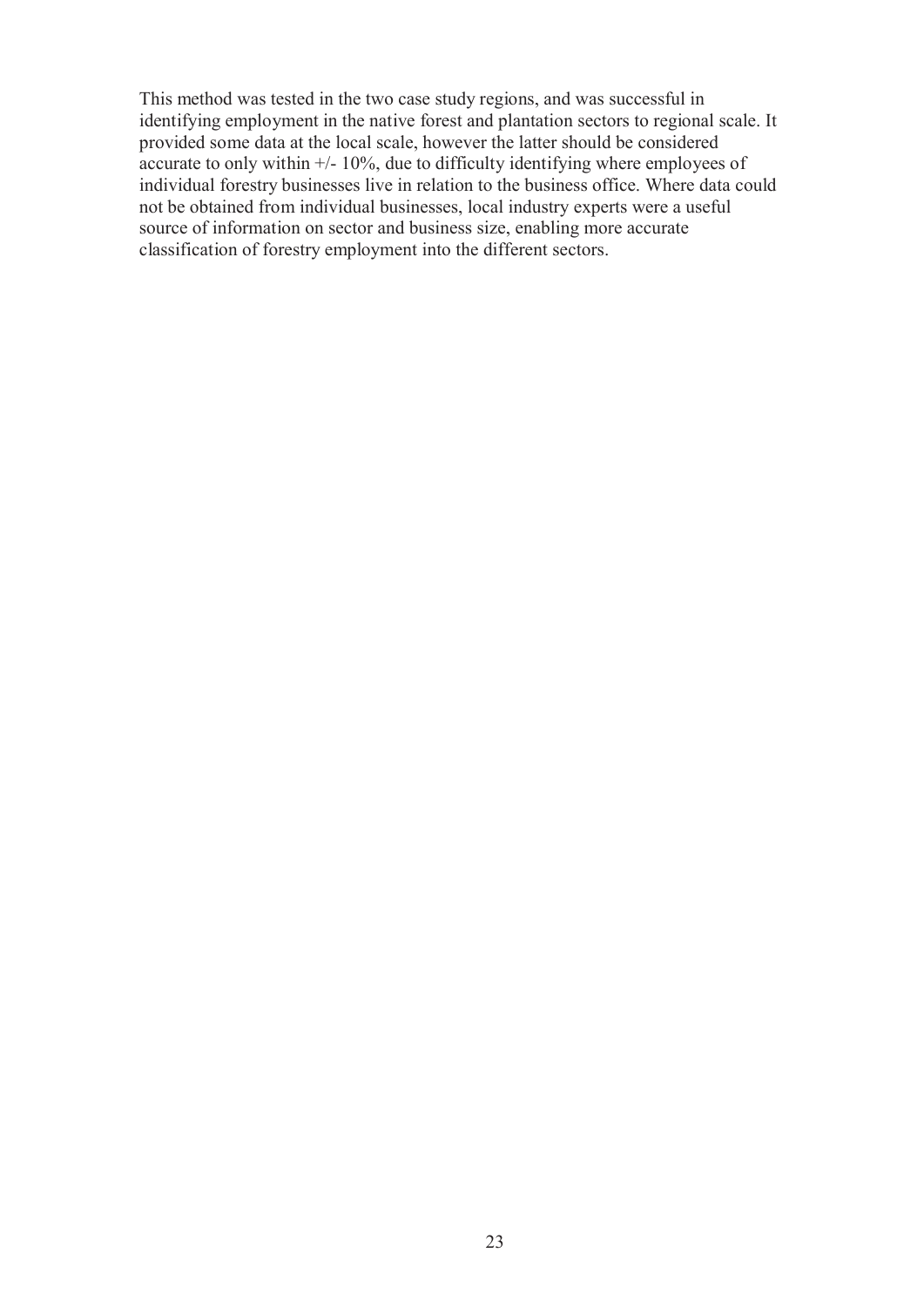This method was tested in the two case study regions, and was successful in identifying employment in the native forest and plantation sectors to regional scale. It provided some data at the local scale, however the latter should be considered accurate to only within +/- 10%, due to difficulty identifying where employees of individual forestry businesses live in relation to the business office. Where data could not be obtained from individual businesses, local industry experts were a useful source of information on sector and business size, enabling more accurate classification of forestry employment into the different sectors.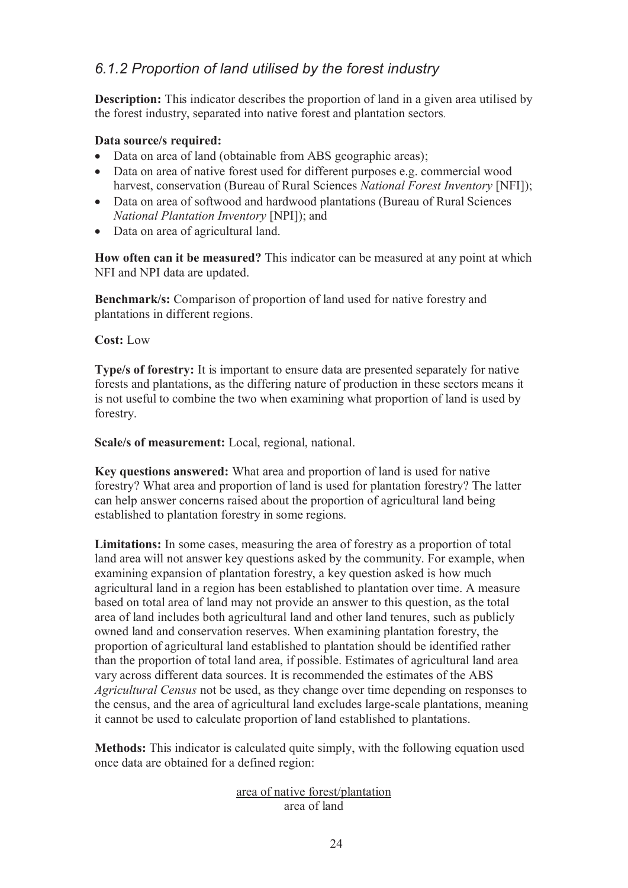### *6.1.2 Proportion of land utilised by the forest industry*

**Description:** This indicator describes the proportion of land in a given area utilised by the forest industry, separated into native forest and plantation sectors.

**Data source/s required:**

- Data on area of land (obtainable from ABS geographic areas);
- Data on area of native forest used for different purposes e.g. commercial wood harvest, conservation (Bureau of Rural Sciences *National Forest Inventory* [NFI]);
- Data on area of softwood and hardwood plantations (Bureau of Rural Sciences *National Plantation Inventory* [NPI]); and
- Data on area of agricultural land.

**How often can it be measured?** This indicator can be measured at any point at which NFI and NPI data are updated.

**Benchmark/s:** Comparison of proportion of land used for native forestry and plantations in different regions.

**Cost:** Low

**Type/s of forestry:** It is important to ensure data are presented separately for native forests and plantations, as the differing nature of production in these sectors means it is not useful to combine the two when examining what proportion of land is used by forestry.

**Scale/s of measurement:** Local, regional, national.

**Key questions answered:** What area and proportion of land is used for native forestry? What area and proportion of land is used for plantation forestry? The latter can help answer concerns raised about the proportion of agricultural land being established to plantation forestry in some regions.

**Limitations:** In some cases, measuring the area of forestry as a proportion of total land area will not answer key questions asked by the community. For example, when examining expansion of plantation forestry, a key question asked is how much agricultural land in a region has been established to plantation over time. A measure based on total area of land may not provide an answer to this question, as the total area of land includes both agricultural land and other land tenures, such as publicly owned land and conservation reserves. When examining plantation forestry, the proportion of agricultural land established to plantation should be identified rather than the proportion of total land area, if possible. Estimates of agricultural land area vary across different data sources. It is recommended the estimates of the ABS *Agricultural Census* not be used, as they change over time depending on responses to the census, and the area of agricultural land excludes large-scale plantations, meaning it cannot be used to calculate proportion of land established to plantations.

**Methods:** This indicator is calculated quite simply, with the following equation used once data are obtained for a defined region:

$$\frac{\text{area of native forest/plantation}}{\text{area of land}}$$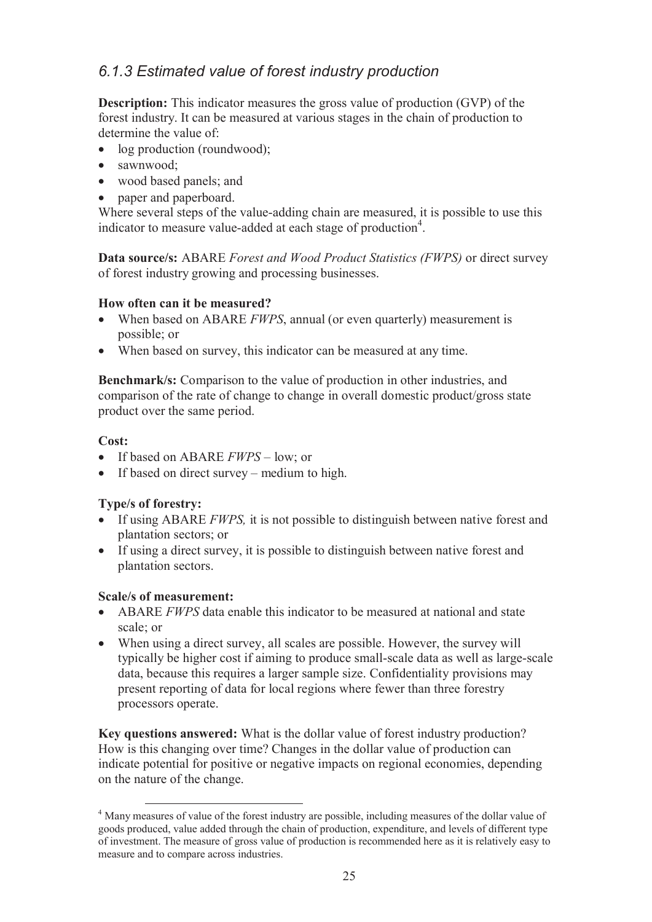### *6.1.3 Estimated value of forest industry production*

**Description:** This indicator measures the gross value of production (GVP) of the forest industry. It can be measured at various stages in the chain of production to determine the value of:

- log production (roundwood);
- sawnwood;
- wood based panels; and
- paper and paperboard.

Where several steps of the value-adding chain are measured, it is possible to use this indicator to measure value-added at each stage of production[4].

**Data source/s:** ABARE *Forest and Wood Product Statistics (FWPS)* or direct survey of forest industry growing and processing businesses.

**How often can it be measured?**

- When based on ABARE *FWPS*, annual (or even quarterly) measurement is possible; or
- When based on survey, this indicator can be measured at any time.

**Benchmark/s:** Comparison to the value of production in other industries, and comparison of the rate of change to change in overall domestic product/gross state product over the same period.

**Cost:**

- If based on ABARE *FWPS* – low; or
- If based on direct survey – medium to high.

**Type/s of forestry:**

- If using ABARE *FWPS,* it is not possible to distinguish between native forest and plantation sectors; or
- If using a direct survey, it is possible to distinguish between native forest and plantation sectors.

**Scale/s of measurement:**

- ABARE *FWPS* data enable this indicator to be measured at national and state scale; or
- When using a direct survey, all scales are possible. However, the survey will typically be higher cost if aiming to produce small-scale data as well as large-scale data, because this requires a larger sample size. Confidentiality provisions may present reporting of data for local regions where fewer than three forestry processors operate.

**Key questions answered:** What is the dollar value of forest industry production? How is this changing over time? Changes in the dollar value of production can indicate potential for positive or negative impacts on regional economies, depending on the nature of the change.

---

[4] Many measures of value of the forest industry are possible, including measures of the dollar value of goods produced, value added through the chain of production, expenditure, and levels of different type of investment. The measure of gross value of production is recommended here as it is relatively easy to measure and to compare across industries.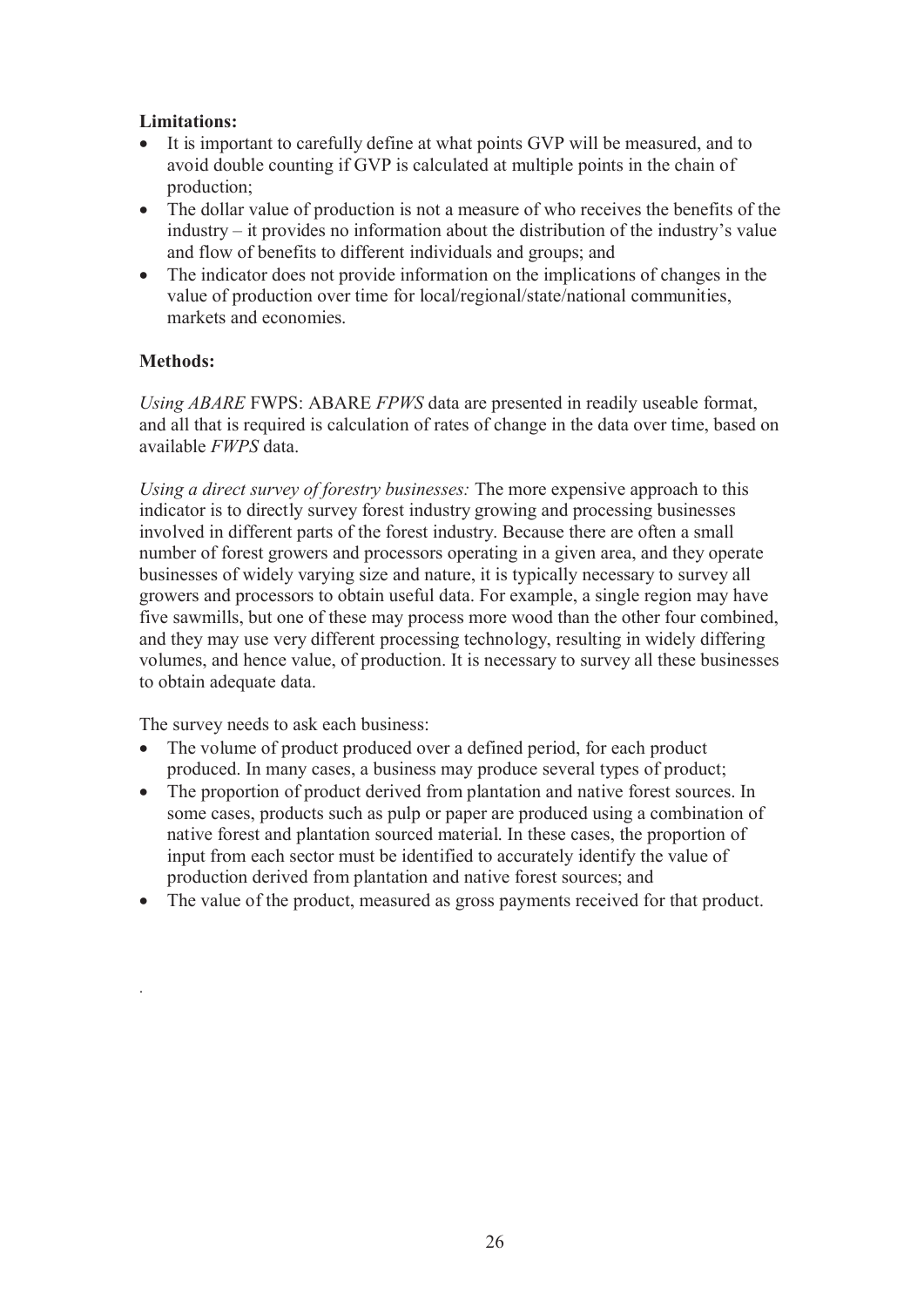**Limitations:**

- It is important to carefully define at what points GVP will be measured, and to avoid double counting if GVP is calculated at multiple points in the chain of production;
- The dollar value of production is not a measure of who receives the benefits of the industry – it provides no information about the distribution of the industry's value and flow of benefits to different individuals and groups; and
- The indicator does not provide information on the implications of changes in the value of production over time for local/regional/state/national communities, markets and economies.

**Methods:**

*Using ABARE* FWPS: ABARE *FPWS* data are presented in readily useable format, and all that is required is calculation of rates of change in the data over time, based on available *FWPS* data.

*Using a direct survey of forestry businesses:* The more expensive approach to this indicator is to directly survey forest industry growing and processing businesses involved in different parts of the forest industry. Because there are often a small number of forest growers and processors operating in a given area, and they operate businesses of widely varying size and nature, it is typically necessary to survey all growers and processors to obtain useful data. For example, a single region may have five sawmills, but one of these may process more wood than the other four combined, and they may use very different processing technology, resulting in widely differing volumes, and hence value, of production. It is necessary to survey all these businesses to obtain adequate data.

The survey needs to ask each business:

- The volume of product produced over a defined period, for each product produced. In many cases, a business may produce several types of product;
- The proportion of product derived from plantation and native forest sources. In some cases, products such as pulp or paper are produced using a combination of native forest and plantation sourced material. In these cases, the proportion of input from each sector must be identified to accurately identify the value of production derived from plantation and native forest sources; and
- The value of the product, measured as gross payments received for that product.

.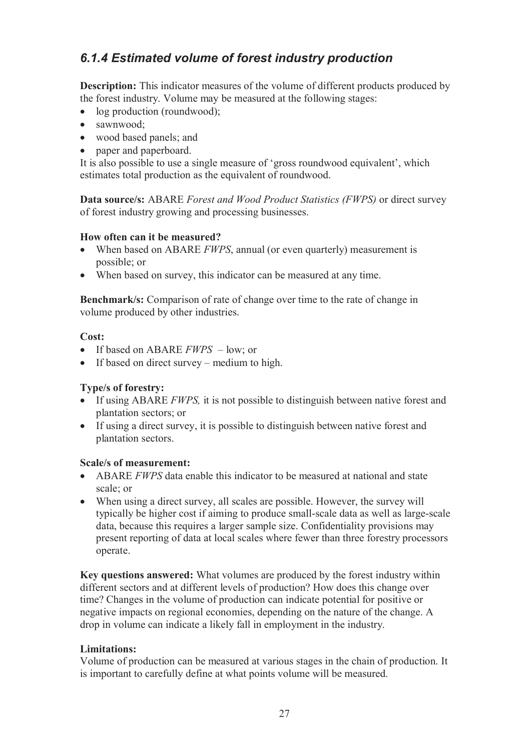### *6.1.4 Estimated volume of forest industry production*

**Description:** This indicator measures of the volume of different products produced by the forest industry. Volume may be measured at the following stages:

- log production (roundwood);
- sawnwood;
- wood based panels; and
- paper and paperboard.

It is also possible to use a single measure of 'gross roundwood equivalent', which estimates total production as the equivalent of roundwood.

**Data source/s:** ABARE *Forest and Wood Product Statistics (FWPS)* or direct survey of forest industry growing and processing businesses.

**How often can it be measured?**

- When based on ABARE *FWPS*, annual (or even quarterly) measurement is possible; or
- When based on survey, this indicator can be measured at any time.

**Benchmark/s:** Comparison of rate of change over time to the rate of change in volume produced by other industries.

**Cost:**

- If based on ABARE *FWPS* – low; or
- If based on direct survey – medium to high.

**Type/s of forestry:**

- If using ABARE *FWPS,* it is not possible to distinguish between native forest and plantation sectors; or
- If using a direct survey, it is possible to distinguish between native forest and plantation sectors.

**Scale/s of measurement:**

- ABARE *FWPS* data enable this indicator to be measured at national and state scale; or
- When using a direct survey, all scales are possible. However, the survey will typically be higher cost if aiming to produce small-scale data as well as large-scale data, because this requires a larger sample size. Confidentiality provisions may present reporting of data at local scales where fewer than three forestry processors operate.

**Key questions answered:** What volumes are produced by the forest industry within different sectors and at different levels of production? How does this change over time? Changes in the volume of production can indicate potential for positive or negative impacts on regional economies, depending on the nature of the change. A drop in volume can indicate a likely fall in employment in the industry.

**Limitations:**

Volume of production can be measured at various stages in the chain of production. It is important to carefully define at what points volume will be measured.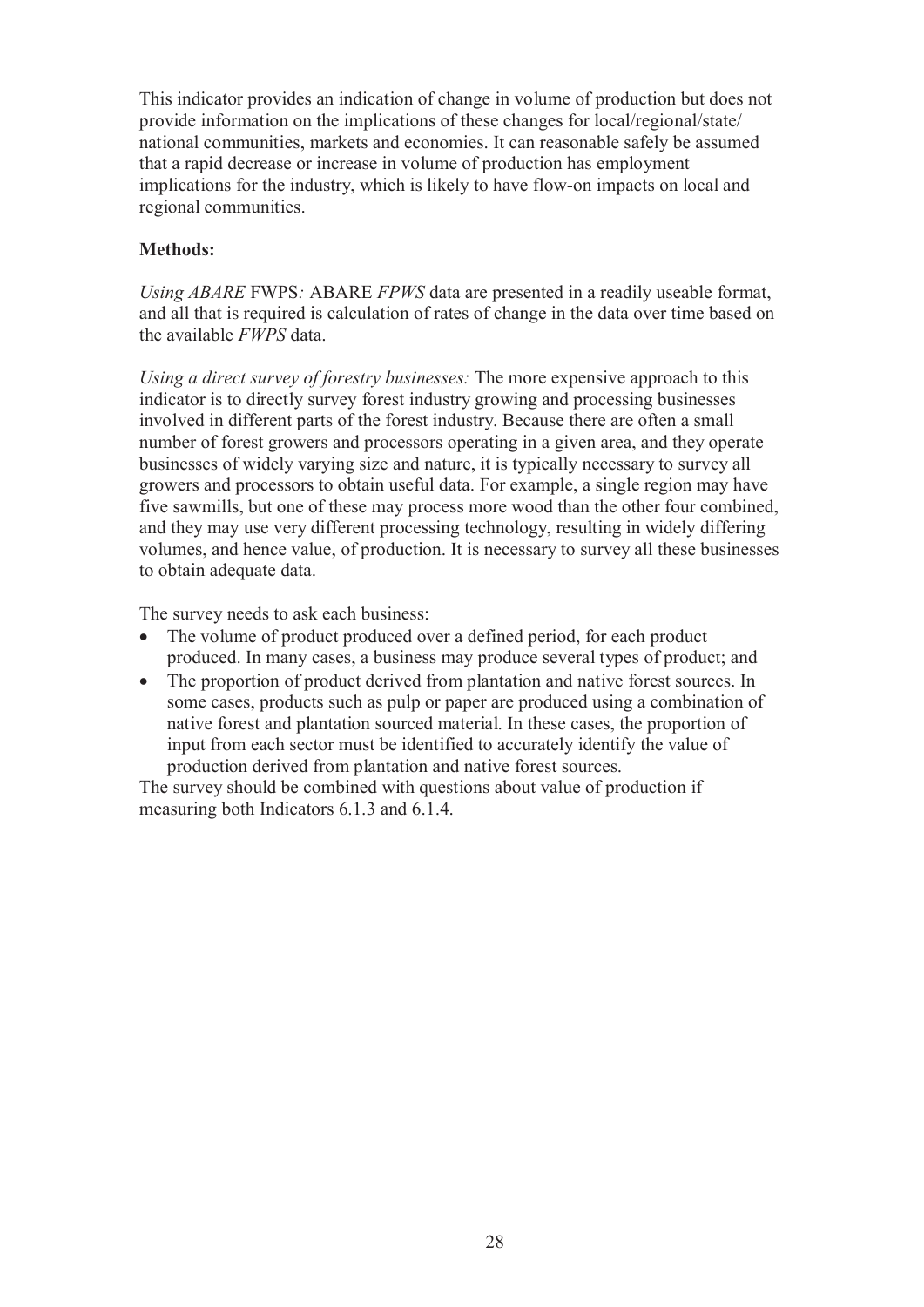This indicator provides an indication of change in volume of production but does not provide information on the implications of these changes for local/regional/state/ national communities, markets and economies. It can reasonable safely be assumed that a rapid decrease or increase in volume of production has employment implications for the industry, which is likely to have flow-on impacts on local and regional communities.

**Methods:**

*Using ABARE* FWPS*:* ABARE *FPWS* data are presented in a readily useable format, and all that is required is calculation of rates of change in the data over time based on the available *FWPS* data.

*Using a direct survey of forestry businesses:* The more expensive approach to this indicator is to directly survey forest industry growing and processing businesses involved in different parts of the forest industry. Because there are often a small number of forest growers and processors operating in a given area, and they operate businesses of widely varying size and nature, it is typically necessary to survey all growers and processors to obtain useful data. For example, a single region may have five sawmills, but one of these may process more wood than the other four combined, and they may use very different processing technology, resulting in widely differing volumes, and hence value, of production. It is necessary to survey all these businesses to obtain adequate data.

The survey needs to ask each business:

- The volume of product produced over a defined period, for each product produced. In many cases, a business may produce several types of product; and
- The proportion of product derived from plantation and native forest sources. In some cases, products such as pulp or paper are produced using a combination of native forest and plantation sourced material. In these cases, the proportion of input from each sector must be identified to accurately identify the value of production derived from plantation and native forest sources.

The survey should be combined with questions about value of production if measuring both Indicators 6.1.3 and 6.1.4.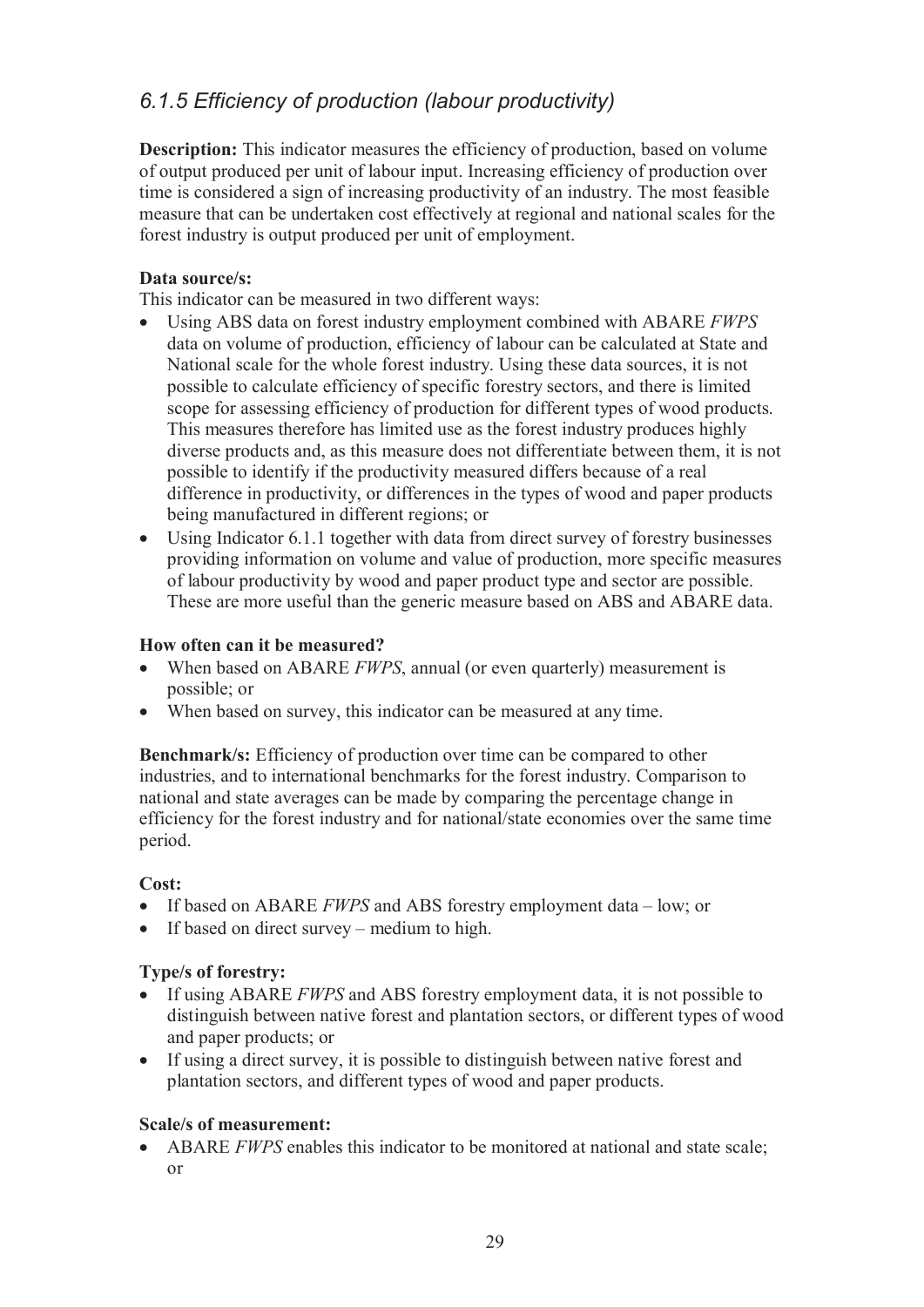## *6.1.5 Efficiency of production (labour productivity)*

**Description:** This indicator measures the efficiency of production, based on volume of output produced per unit of labour input. Increasing efficiency of production over time is considered a sign of increasing productivity of an industry. The most feasible measure that can be undertaken cost effectively at regional and national scales for the forest industry is output produced per unit of employment.

**Data source/s:**

This indicator can be measured in two different ways:

- Using ABS data on forest industry employment combined with ABARE *FWPS* data on volume of production, efficiency of labour can be calculated at State and National scale for the whole forest industry. Using these data sources, it is not possible to calculate efficiency of specific forestry sectors, and there is limited scope for assessing efficiency of production for different types of wood products. This measures therefore has limited use as the forest industry produces highly diverse products and, as this measure does not differentiate between them, it is not possible to identify if the productivity measured differs because of a real difference in productivity, or differences in the types of wood and paper products being manufactured in different regions; or
- Using Indicator 6.1.1 together with data from direct survey of forestry businesses providing information on volume and value of production, more specific measures of labour productivity by wood and paper product type and sector are possible. These are more useful than the generic measure based on ABS and ABARE data.

**How often can it be measured?**

- When based on ABARE *FWPS*, annual (or even quarterly) measurement is possible; or
- When based on survey, this indicator can be measured at any time.

**Benchmark/s:** Efficiency of production over time can be compared to other industries, and to international benchmarks for the forest industry. Comparison to national and state averages can be made by comparing the percentage change in efficiency for the forest industry and for national/state economies over the same time period.

**Cost:**

- If based on ABARE *FWPS* and ABS forestry employment data – low; or
- If based on direct survey – medium to high.

**Type/s of forestry:**

- If using ABARE *FWPS* and ABS forestry employment data, it is not possible to distinguish between native forest and plantation sectors, or different types of wood and paper products; or
- If using a direct survey, it is possible to distinguish between native forest and plantation sectors, and different types of wood and paper products.

**Scale/s of measurement:**

- ABARE *FWPS* enables this indicator to be monitored at national and state scale; or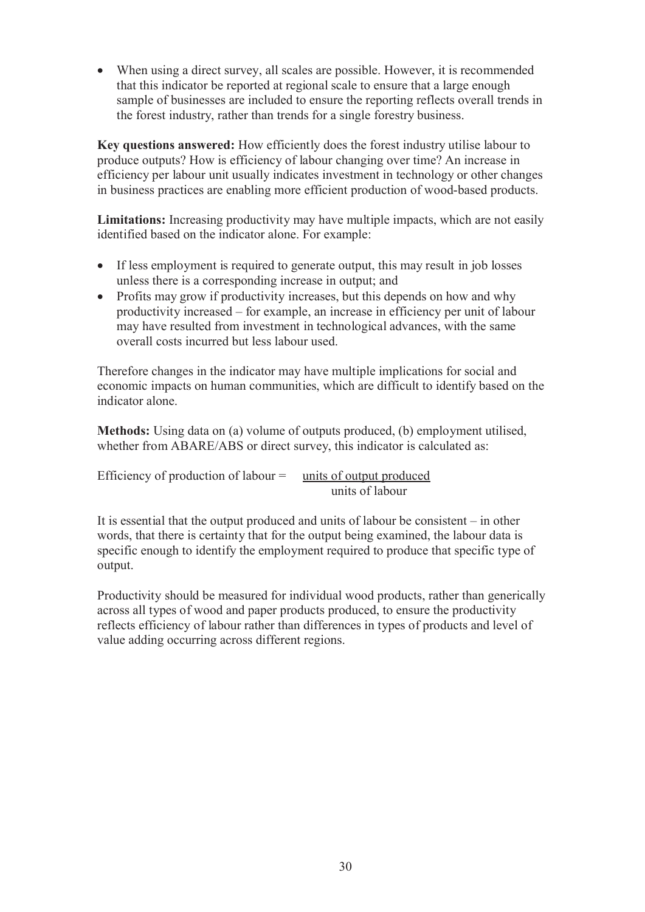- When using a direct survey, all scales are possible. However, it is recommended that this indicator be reported at regional scale to ensure that a large enough sample of businesses are included to ensure the reporting reflects overall trends in the forest industry, rather than trends for a single forestry business.

**Key questions answered:** How efficiently does the forest industry utilise labour to produce outputs? How is efficiency of labour changing over time? An increase in efficiency per labour unit usually indicates investment in technology or other changes in business practices are enabling more efficient production of wood-based products.

**Limitations:** Increasing productivity may have multiple impacts, which are not easily identified based on the indicator alone. For example:

- If less employment is required to generate output, this may result in job losses unless there is a corresponding increase in output; and
- Profits may grow if productivity increases, but this depends on how and why productivity increased – for example, an increase in efficiency per unit of labour may have resulted from investment in technological advances, with the same overall costs incurred but less labour used.

Therefore changes in the indicator may have multiple implications for social and economic impacts on human communities, which are difficult to identify based on the indicator alone.

**Methods:** Using data on (a) volume of outputs produced, (b) employment utilised, whether from ABARE/ABS or direct survey, this indicator is calculated as:

$$\text{Efficiency of production of labour} = \frac{\text{units of output produced}}{\text{units of labour}}$$

It is essential that the output produced and units of labour be consistent – in other words, that there is certainty that for the output being examined, the labour data is specific enough to identify the employment required to produce that specific type of output.

Productivity should be measured for individual wood products, rather than generically across all types of wood and paper products produced, to ensure the productivity reflects efficiency of labour rather than differences in types of products and level of value adding occurring across different regions.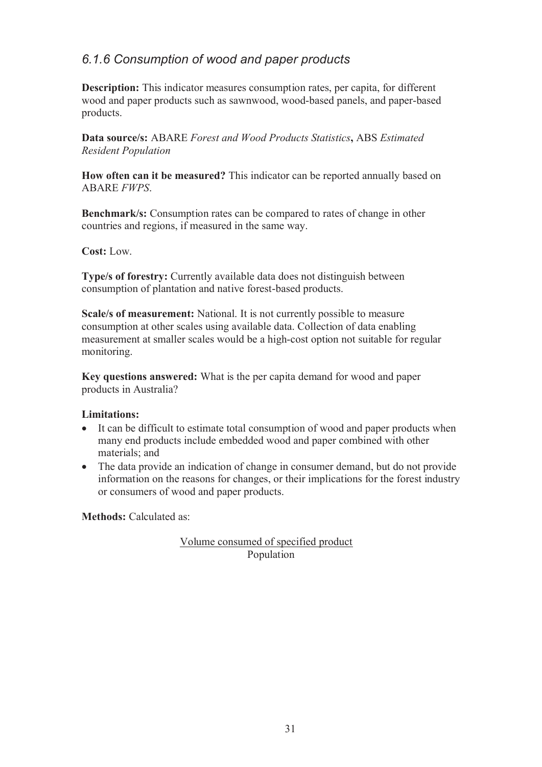### *6.1.6 Consumption of wood and paper products*

**Description:** This indicator measures consumption rates, per capita, for different wood and paper products such as sawnwood, wood-based panels, and paper-based products.

**Data source/s:** ABARE *Forest and Wood Products Statistics***,** ABS *Estimated Resident Population*

**How often can it be measured?** This indicator can be reported annually based on ABARE *FWPS*.

**Benchmark/s:** Consumption rates can be compared to rates of change in other countries and regions, if measured in the same way.

**Cost:** Low.

**Type/s of forestry:** Currently available data does not distinguish between consumption of plantation and native forest-based products.

**Scale/s of measurement:** National. It is not currently possible to measure consumption at other scales using available data. Collection of data enabling measurement at smaller scales would be a high-cost option not suitable for regular monitoring.

**Key questions answered:** What is the per capita demand for wood and paper products in Australia?

**Limitations:**

- It can be difficult to estimate total consumption of wood and paper products when many end products include embedded wood and paper combined with other materials; and
- The data provide an indication of change in consumer demand, but do not provide information on the reasons for changes, or their implications for the forest industry or consumers of wood and paper products.

**Methods:** Calculated as:

$$\frac{\text{Volume consumed of specified product}}{\text{Population}}$$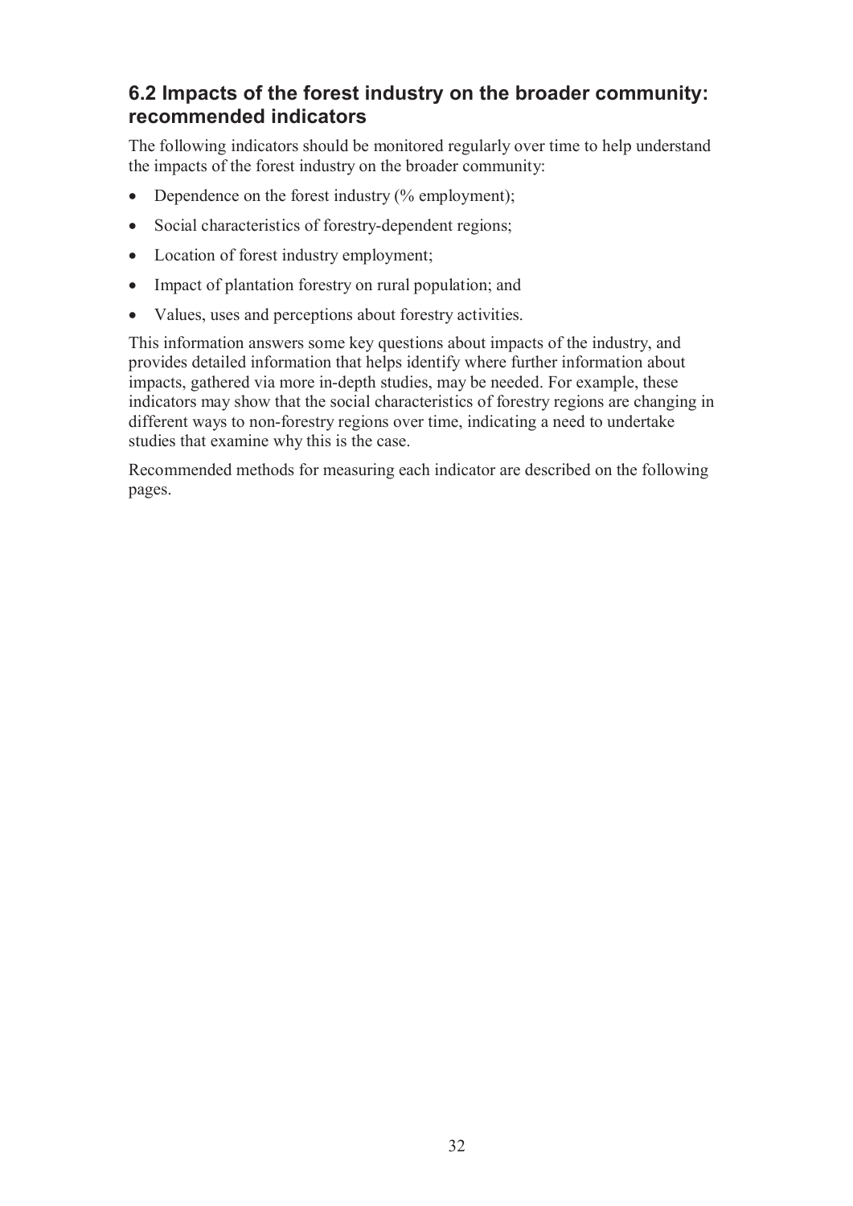## 6.2 Impacts of the forest industry on the broader community: recommended indicators

The following indicators should be monitored regularly over time to help understand the impacts of the forest industry on the broader community:

- Dependence on the forest industry (% employment);
- Social characteristics of forestry-dependent regions;
- Location of forest industry employment;
- Impact of plantation forestry on rural population; and
- Values, uses and perceptions about forestry activities.

This information answers some key questions about impacts of the industry, and provides detailed information that helps identify where further information about impacts, gathered via more in-depth studies, may be needed. For example, these indicators may show that the social characteristics of forestry regions are changing in different ways to non-forestry regions over time, indicating a need to undertake studies that examine why this is the case.

Recommended methods for measuring each indicator are described on the following pages.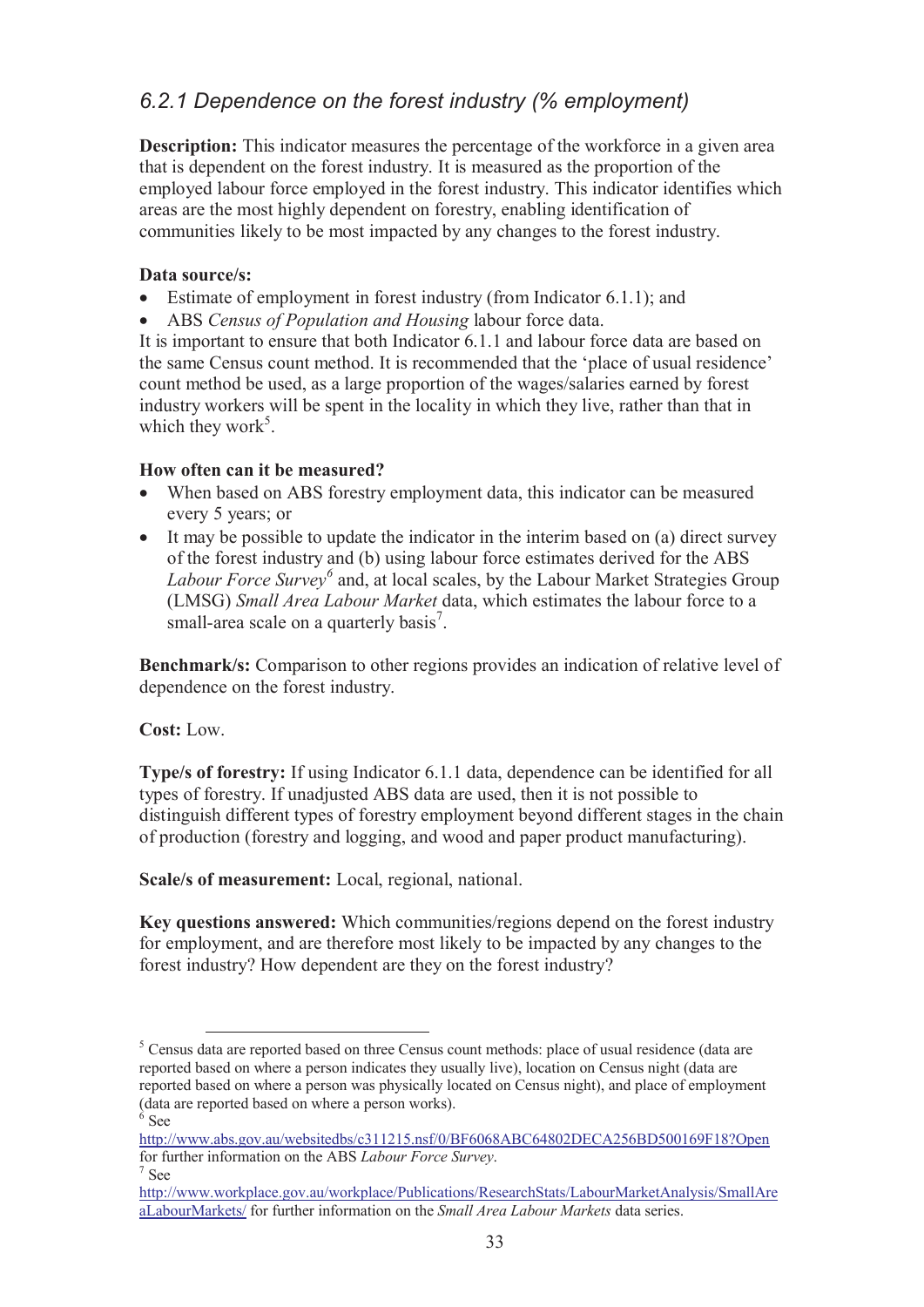### *6.2.1 Dependence on the forest industry (% employment)*

**Description:** This indicator measures the percentage of the workforce in a given area that is dependent on the forest industry. It is measured as the proportion of the employed labour force employed in the forest industry. This indicator identifies which areas are the most highly dependent on forestry, enabling identification of communities likely to be most impacted by any changes to the forest industry.

**Data source/s:**

- Estimate of employment in forest industry (from Indicator 6.1.1); and
- ABS *Census of Population and Housing* labour force data.

It is important to ensure that both Indicator 6.1.1 and labour force data are based on the same Census count method. It is recommended that the 'place of usual residence' count method be used, as a large proportion of the wages/salaries earned by forest industry workers will be spent in the locality in which they live, rather than that in which they work[5].

**How often can it be measured?**

- When based on ABS forestry employment data, this indicator can be measured every 5 years; or
- It may be possible to update the indicator in the interim based on (a) direct survey of the forest industry and (b) using labour force estimates derived for the ABS *Labour Force Survey*[6] and, at local scales, by the Labour Market Strategies Group (LMSG) *Small Area Labour Market* data, which estimates the labour force to a small-area scale on a quarterly basis[7].

**Benchmark/s:** Comparison to other regions provides an indication of relative level of dependence on the forest industry.

**Cost:** Low.

**Type/s of forestry:** If using Indicator 6.1.1 data, dependence can be identified for all types of forestry. If unadjusted ABS data are used, then it is not possible to distinguish different types of forestry employment beyond different stages in the chain of production (forestry and logging, and wood and paper product manufacturing).

**Scale/s of measurement:** Local, regional, national.

**Key questions answered:** Which communities/regions depend on the forest industry for employment, and are therefore most likely to be impacted by any changes to the forest industry? How dependent are they on the forest industry?

---

[5] Census data are reported based on three Census count methods: place of usual residence (data are reported based on where a person indicates they usually live), location on Census night (data are reported based on where a person was physically located on Census night), and place of employment (data are reported based on where a person works).

[6] See http://www.abs.gov.au/websitedbs/c311215.nsf/0/BF6068ABC64802DECA256BD500169F18?Open for further information on the ABS *Labour Force Survey*.

[7] See http://www.workplace.gov.au/workplace/Publications/ResearchStats/LabourMarketAnalysis/SmallAreaLabourMarkets/ for further information on the *Small Area Labour Markets* data series.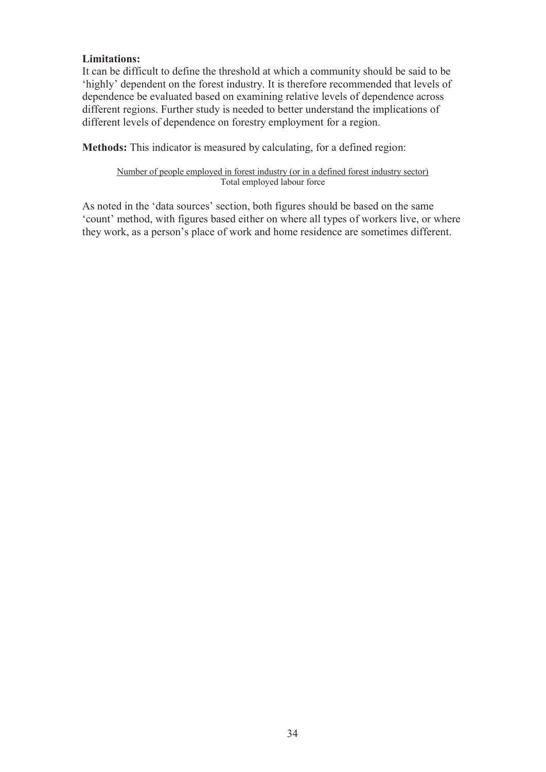**Limitations:**
It can be difficult to define the threshold at which a community should be said to be 'highly' dependent on the forest industry. It is therefore recommended that levels of dependence be evaluated based on examining relative levels of dependence across different regions. Further study is needed to better understand the implications of different levels of dependence on forestry employment for a region.

**Methods:** This indicator is measured by calculating, for a defined region:

$$\frac{\text{Number of people employed in forest industry (or in a defined forest industry sector)}}{\text{Total employed labour force}}$$

As noted in the 'data sources' section, both figures should be based on the same 'count' method, with figures based either on where all types of workers live, or where they work, as a person's place of work and home residence are sometimes different.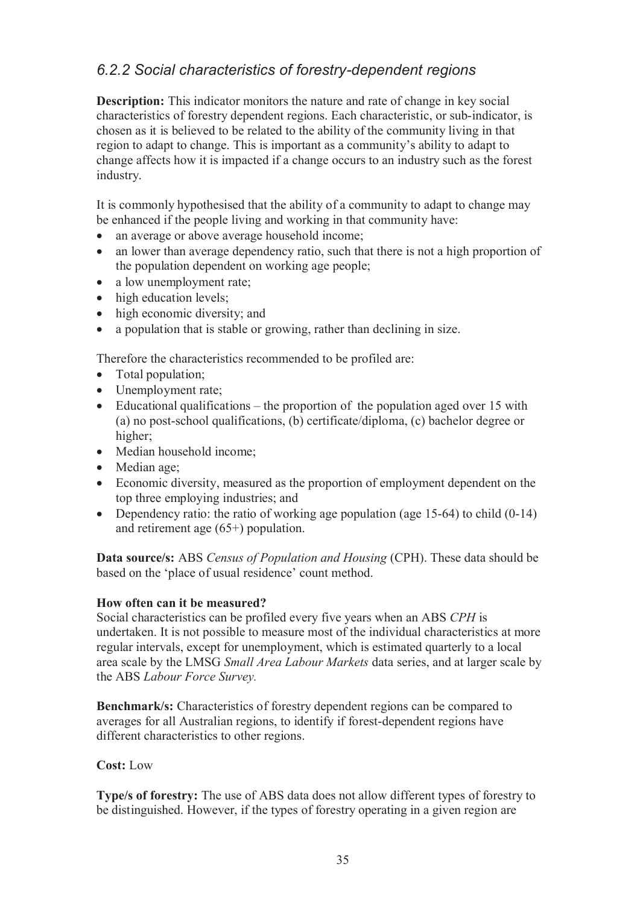### *6.2.2 Social characteristics of forestry-dependent regions*

**Description:** This indicator monitors the nature and rate of change in key social characteristics of forestry dependent regions. Each characteristic, or sub-indicator, is chosen as it is believed to be related to the ability of the community living in that region to adapt to change. This is important as a community's ability to adapt to change affects how it is impacted if a change occurs to an industry such as the forest industry.

It is commonly hypothesised that the ability of a community to adapt to change may be enhanced if the people living and working in that community have:

- an average or above average household income;
- an lower than average dependency ratio, such that there is not a high proportion of the population dependent on working age people;
- a low unemployment rate;
- high education levels;
- high economic diversity; and
- a population that is stable or growing, rather than declining in size.

Therefore the characteristics recommended to be profiled are:

- Total population;
- Unemployment rate;
- Educational qualifications – the proportion of the population aged over 15 with (a) no post-school qualifications, (b) certificate/diploma, (c) bachelor degree or higher;
- Median household income;
- Median age;
- Economic diversity, measured as the proportion of employment dependent on the top three employing industries; and
- Dependency ratio: the ratio of working age population (age 15-64) to child (0-14) and retirement age (65+) population.

**Data source/s:** ABS *Census of Population and Housing* (CPH). These data should be based on the 'place of usual residence' count method.

**How often can it be measured?**

Social characteristics can be profiled every five years when an ABS *CPH* is undertaken. It is not possible to measure most of the individual characteristics at more regular intervals, except for unemployment, which is estimated quarterly to a local area scale by the LMSG *Small Area Labour Markets* data series, and at larger scale by the ABS *Labour Force Survey.*

**Benchmark/s:** Characteristics of forestry dependent regions can be compared to averages for all Australian regions, to identify if forest-dependent regions have different characteristics to other regions.

**Cost:** Low

**Type/s of forestry:** The use of ABS data does not allow different types of forestry to be distinguished. However, if the types of forestry operating in a given region are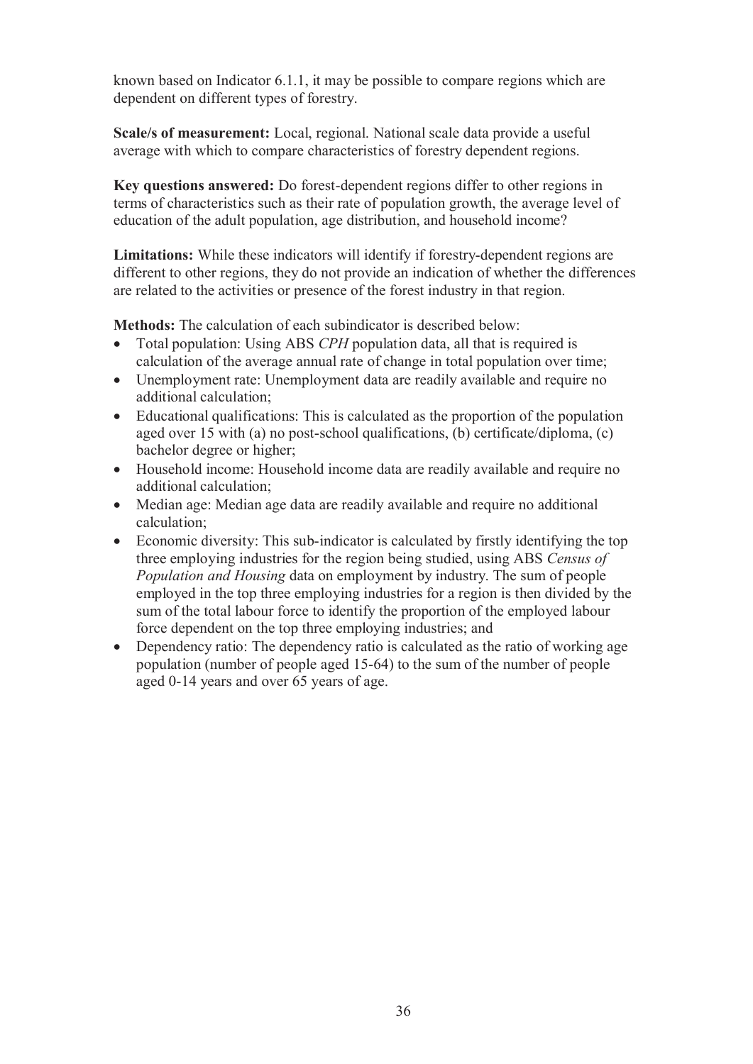known based on Indicator 6.1.1, it may be possible to compare regions which are dependent on different types of forestry.

**Scale/s of measurement:** Local, regional. National scale data provide a useful average with which to compare characteristics of forestry dependent regions.

**Key questions answered:** Do forest-dependent regions differ to other regions in terms of characteristics such as their rate of population growth, the average level of education of the adult population, age distribution, and household income?

**Limitations:** While these indicators will identify if forestry-dependent regions are different to other regions, they do not provide an indication of whether the differences are related to the activities or presence of the forest industry in that region.

**Methods:** The calculation of each subindicator is described below:

- Total population: Using ABS *CPH* population data, all that is required is calculation of the average annual rate of change in total population over time;
- Unemployment rate: Unemployment data are readily available and require no additional calculation;
- Educational qualifications: This is calculated as the proportion of the population aged over 15 with (a) no post-school qualifications, (b) certificate/diploma, (c) bachelor degree or higher;
- Household income: Household income data are readily available and require no additional calculation;
- Median age: Median age data are readily available and require no additional calculation;
- Economic diversity: This sub-indicator is calculated by firstly identifying the top three employing industries for the region being studied, using ABS *Census of Population and Housing* data on employment by industry. The sum of people employed in the top three employing industries for a region is then divided by the sum of the total labour force to identify the proportion of the employed labour force dependent on the top three employing industries; and
- Dependency ratio: The dependency ratio is calculated as the ratio of working age population (number of people aged 15-64) to the sum of the number of people aged 0-14 years and over 65 years of age.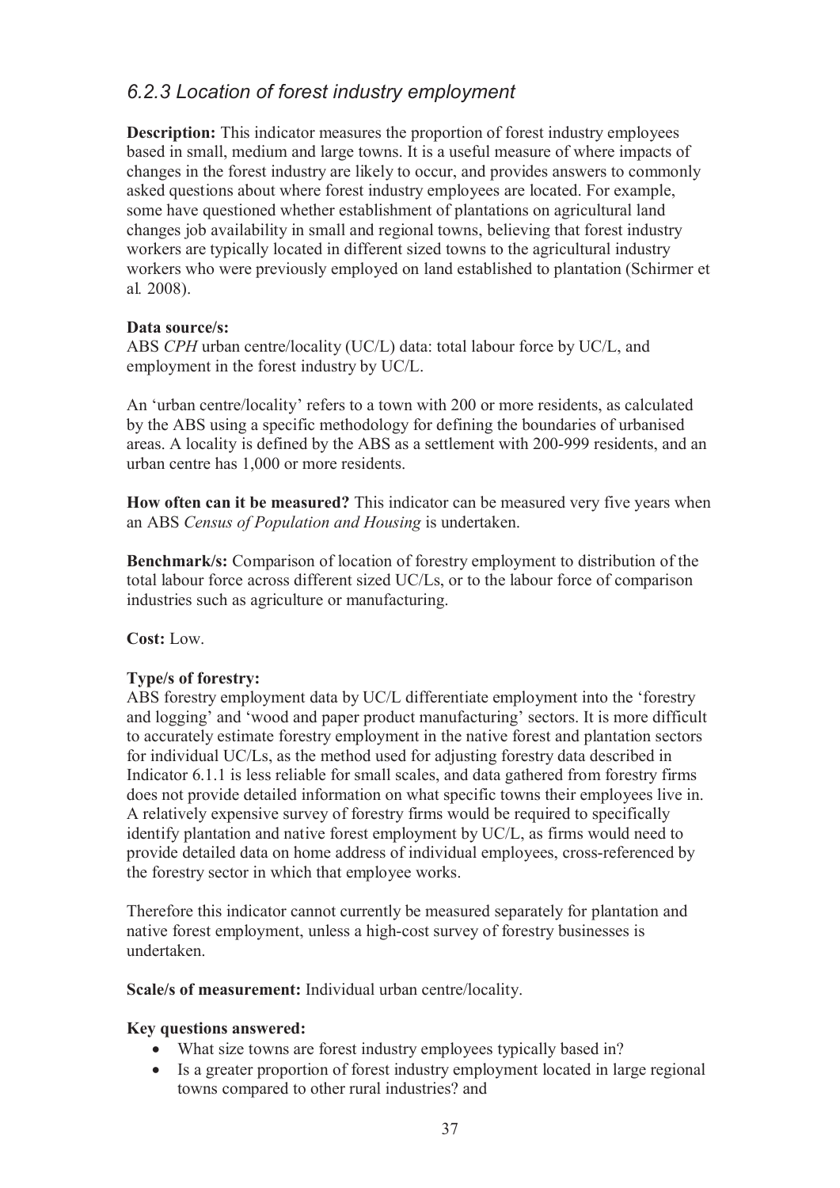### *6.2.3 Location of forest industry employment*

**Description:** This indicator measures the proportion of forest industry employees based in small, medium and large towns. It is a useful measure of where impacts of changes in the forest industry are likely to occur, and provides answers to commonly asked questions about where forest industry employees are located. For example, some have questioned whether establishment of plantations on agricultural land changes job availability in small and regional towns, believing that forest industry workers are typically located in different sized towns to the agricultural industry workers who were previously employed on land established to plantation (Schirmer et al*.* 2008).

**Data source/s:**
ABS *CPH* urban centre/locality (UC/L) data: total labour force by UC/L, and employment in the forest industry by UC/L.

An 'urban centre/locality' refers to a town with 200 or more residents, as calculated by the ABS using a specific methodology for defining the boundaries of urbanised areas. A locality is defined by the ABS as a settlement with 200-999 residents, and an urban centre has 1,000 or more residents.

**How often can it be measured?** This indicator can be measured very five years when an ABS *Census of Population and Housing* is undertaken.

**Benchmark/s:** Comparison of location of forestry employment to distribution of the total labour force across different sized UC/Ls, or to the labour force of comparison industries such as agriculture or manufacturing.

**Cost:** Low.

**Type/s of forestry:**
ABS forestry employment data by UC/L differentiate employment into the 'forestry and logging' and 'wood and paper product manufacturing' sectors. It is more difficult to accurately estimate forestry employment in the native forest and plantation sectors for individual UC/Ls, as the method used for adjusting forestry data described in Indicator 6.1.1 is less reliable for small scales, and data gathered from forestry firms does not provide detailed information on what specific towns their employees live in. A relatively expensive survey of forestry firms would be required to specifically identify plantation and native forest employment by UC/L, as firms would need to provide detailed data on home address of individual employees, cross-referenced by the forestry sector in which that employee works.

Therefore this indicator cannot currently be measured separately for plantation and native forest employment, unless a high-cost survey of forestry businesses is undertaken.

**Scale/s of measurement:** Individual urban centre/locality.

**Key questions answered:**

- What size towns are forest industry employees typically based in?
- Is a greater proportion of forest industry employment located in large regional towns compared to other rural industries? and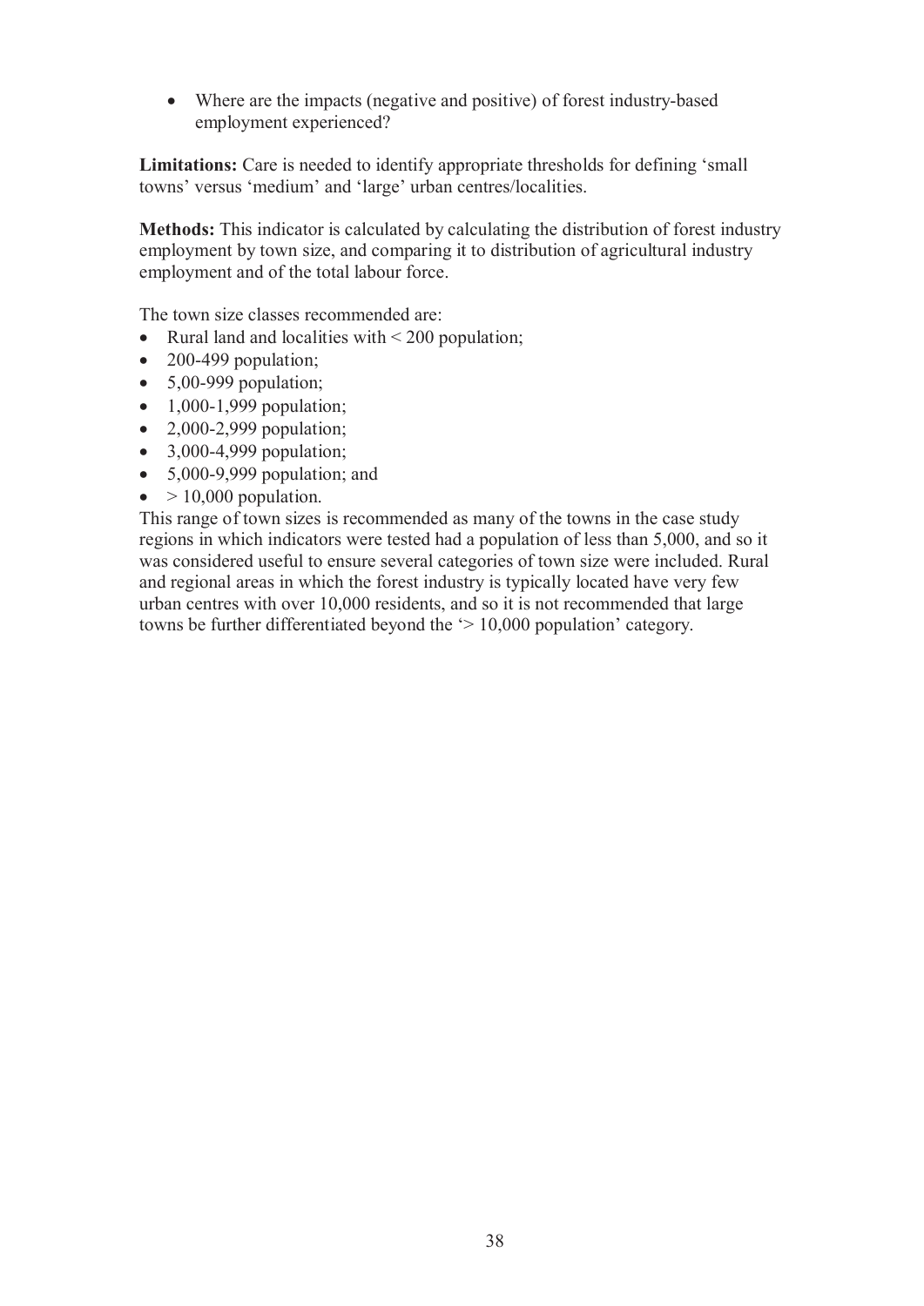- Where are the impacts (negative and positive) of forest industry-based employment experienced?

**Limitations:** Care is needed to identify appropriate thresholds for defining 'small towns' versus 'medium' and 'large' urban centres/localities.

**Methods:** This indicator is calculated by calculating the distribution of forest industry employment by town size, and comparing it to distribution of agricultural industry employment and of the total labour force.

The town size classes recommended are:

- Rural land and localities with < 200 population;
- 200-499 population;
- 5,00-999 population;
- 1,000-1,999 population;
- 2,000-2,999 population;
- 3,000-4,999 population;
- 5,000-9,999 population; and
- > 10,000 population.

This range of town sizes is recommended as many of the towns in the case study regions in which indicators were tested had a population of less than 5,000, and so it was considered useful to ensure several categories of town size were included. Rural and regional areas in which the forest industry is typically located have very few urban centres with over 10,000 residents, and so it is not recommended that large towns be further differentiated beyond the '> 10,000 population' category.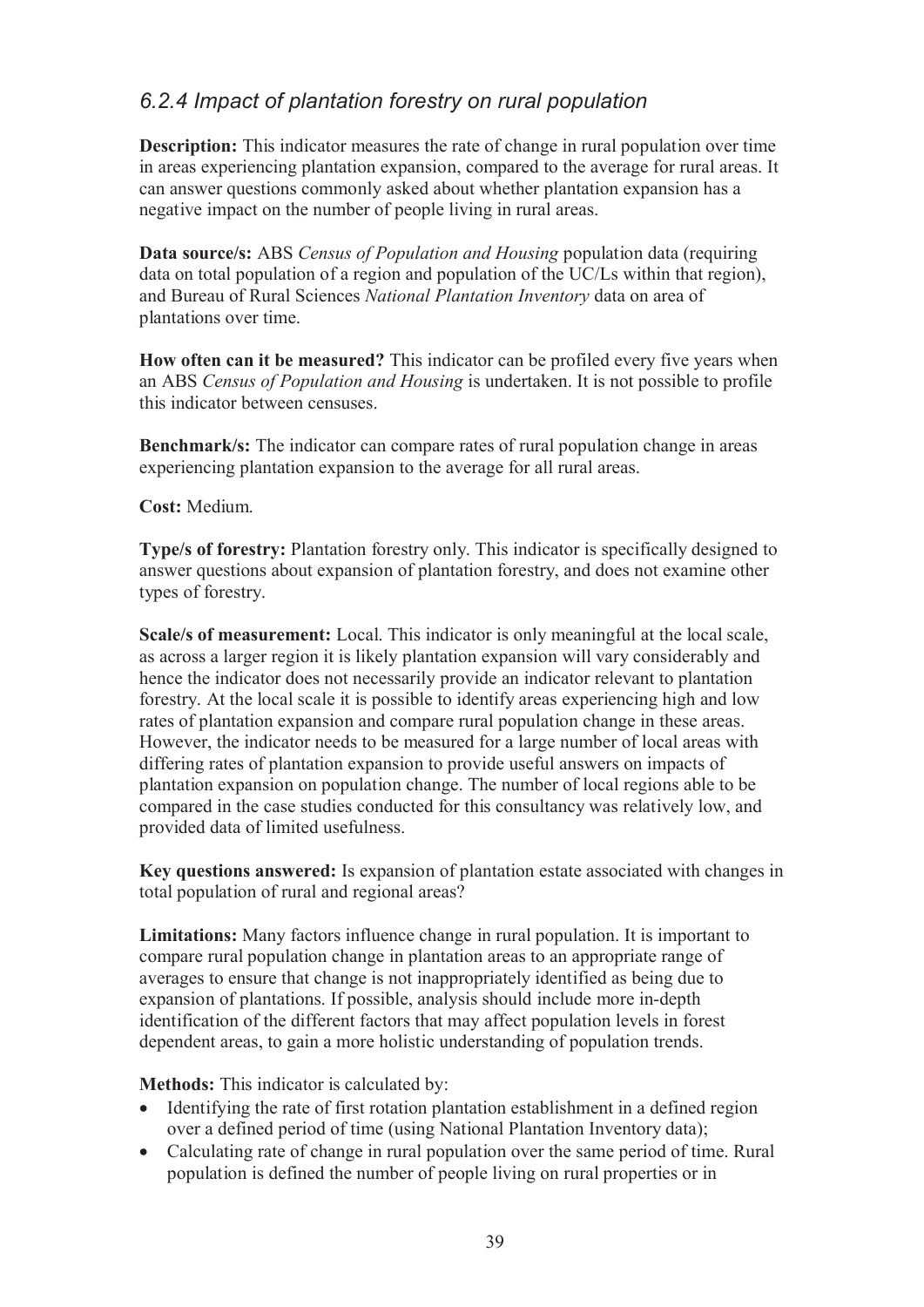## *6.2.4 Impact of plantation forestry on rural population*

**Description:** This indicator measures the rate of change in rural population over time in areas experiencing plantation expansion, compared to the average for rural areas. It can answer questions commonly asked about whether plantation expansion has a negative impact on the number of people living in rural areas.

**Data source/s:** ABS *Census of Population and Housing* population data (requiring data on total population of a region and population of the UC/Ls within that region), and Bureau of Rural Sciences *National Plantation Inventory* data on area of plantations over time.

**How often can it be measured?** This indicator can be profiled every five years when an ABS *Census of Population and Housing* is undertaken. It is not possible to profile this indicator between censuses.

**Benchmark/s:** The indicator can compare rates of rural population change in areas experiencing plantation expansion to the average for all rural areas.

**Cost:** Medium.

**Type/s of forestry:** Plantation forestry only. This indicator is specifically designed to answer questions about expansion of plantation forestry, and does not examine other types of forestry.

**Scale/s of measurement:** Local. This indicator is only meaningful at the local scale, as across a larger region it is likely plantation expansion will vary considerably and hence the indicator does not necessarily provide an indicator relevant to plantation forestry. At the local scale it is possible to identify areas experiencing high and low rates of plantation expansion and compare rural population change in these areas. However, the indicator needs to be measured for a large number of local areas with differing rates of plantation expansion to provide useful answers on impacts of plantation expansion on population change. The number of local regions able to be compared in the case studies conducted for this consultancy was relatively low, and provided data of limited usefulness.

**Key questions answered:** Is expansion of plantation estate associated with changes in total population of rural and regional areas?

**Limitations:** Many factors influence change in rural population. It is important to compare rural population change in plantation areas to an appropriate range of averages to ensure that change is not inappropriately identified as being due to expansion of plantations. If possible, analysis should include more in-depth identification of the different factors that may affect population levels in forest dependent areas, to gain a more holistic understanding of population trends.

**Methods:** This indicator is calculated by:

- Identifying the rate of first rotation plantation establishment in a defined region over a defined period of time (using National Plantation Inventory data);
- Calculating rate of change in rural population over the same period of time. Rural population is defined the number of people living on rural properties or in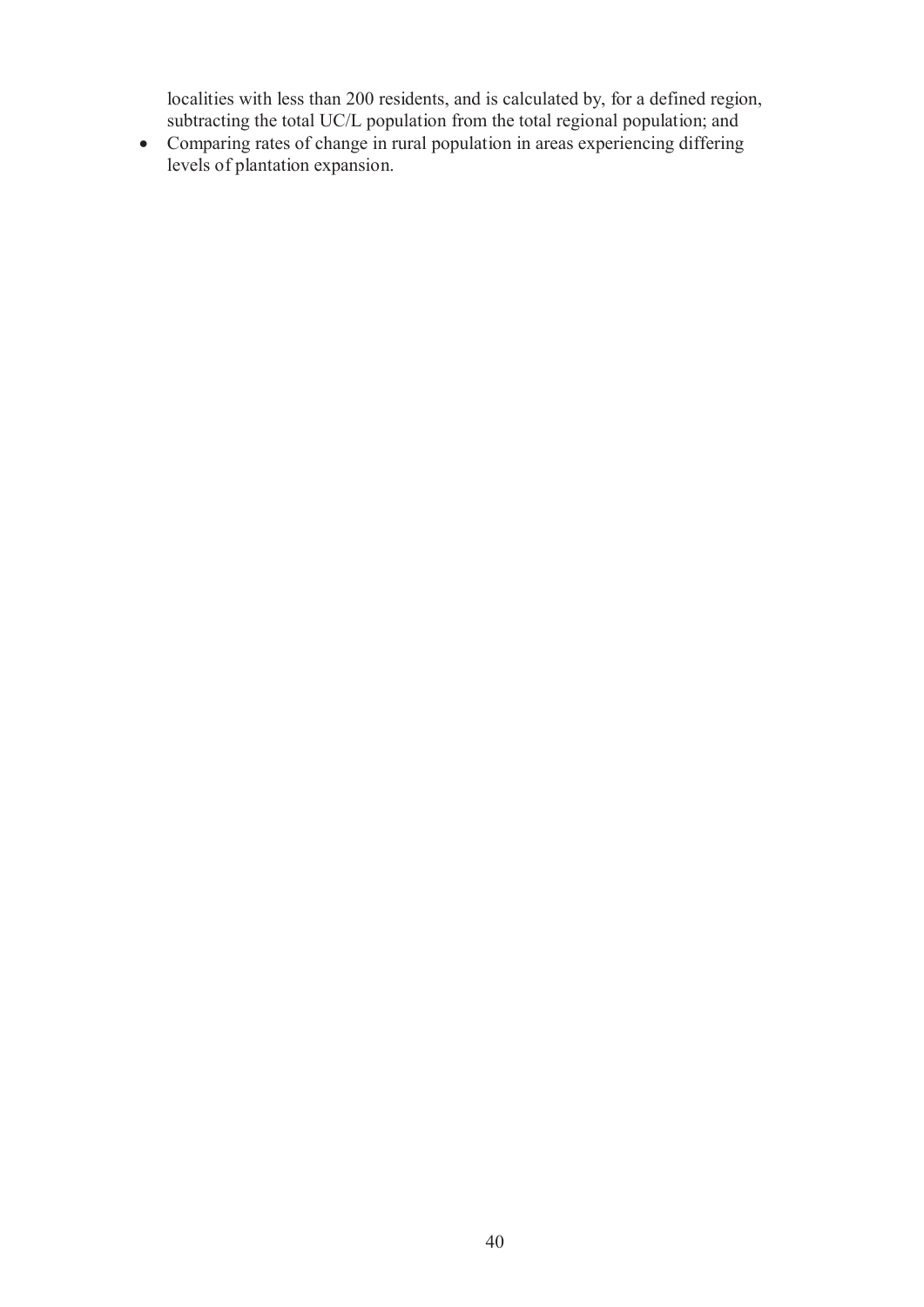localities with less than 200 residents, and is calculated by, for a defined region, subtracting the total UC/L population from the total regional population; and

- Comparing rates of change in rural population in areas experiencing differing levels of plantation expansion.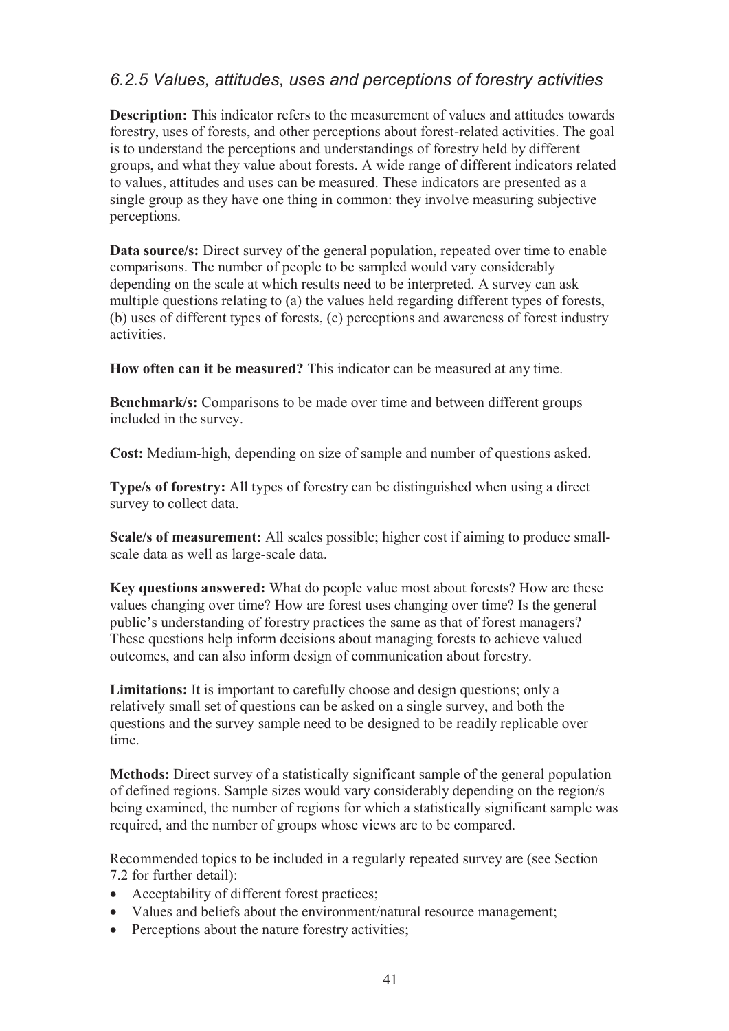### *6.2.5 Values, attitudes, uses and perceptions of forestry activities*

**Description:** This indicator refers to the measurement of values and attitudes towards forestry, uses of forests, and other perceptions about forest-related activities. The goal is to understand the perceptions and understandings of forestry held by different groups, and what they value about forests. A wide range of different indicators related to values, attitudes and uses can be measured. These indicators are presented as a single group as they have one thing in common: they involve measuring subjective perceptions.

**Data source/s:** Direct survey of the general population, repeated over time to enable comparisons. The number of people to be sampled would vary considerably depending on the scale at which results need to be interpreted. A survey can ask multiple questions relating to (a) the values held regarding different types of forests, (b) uses of different types of forests, (c) perceptions and awareness of forest industry activities.

**How often can it be measured?** This indicator can be measured at any time.

**Benchmark/s:** Comparisons to be made over time and between different groups included in the survey.

**Cost:** Medium-high, depending on size of sample and number of questions asked.

**Type/s of forestry:** All types of forestry can be distinguished when using a direct survey to collect data.

**Scale/s of measurement:** All scales possible; higher cost if aiming to produce small-scale data as well as large-scale data.

**Key questions answered:** What do people value most about forests? How are these values changing over time? How are forest uses changing over time? Is the general public's understanding of forestry practices the same as that of forest managers? These questions help inform decisions about managing forests to achieve valued outcomes, and can also inform design of communication about forestry.

**Limitations:** It is important to carefully choose and design questions; only a relatively small set of questions can be asked on a single survey, and both the questions and the survey sample need to be designed to be readily replicable over time.

**Methods:** Direct survey of a statistically significant sample of the general population of defined regions. Sample sizes would vary considerably depending on the region/s being examined, the number of regions for which a statistically significant sample was required, and the number of groups whose views are to be compared.

Recommended topics to be included in a regularly repeated survey are (see Section 7.2 for further detail):

- Acceptability of different forest practices;
- Values and beliefs about the environment/natural resource management;
- Perceptions about the nature forestry activities;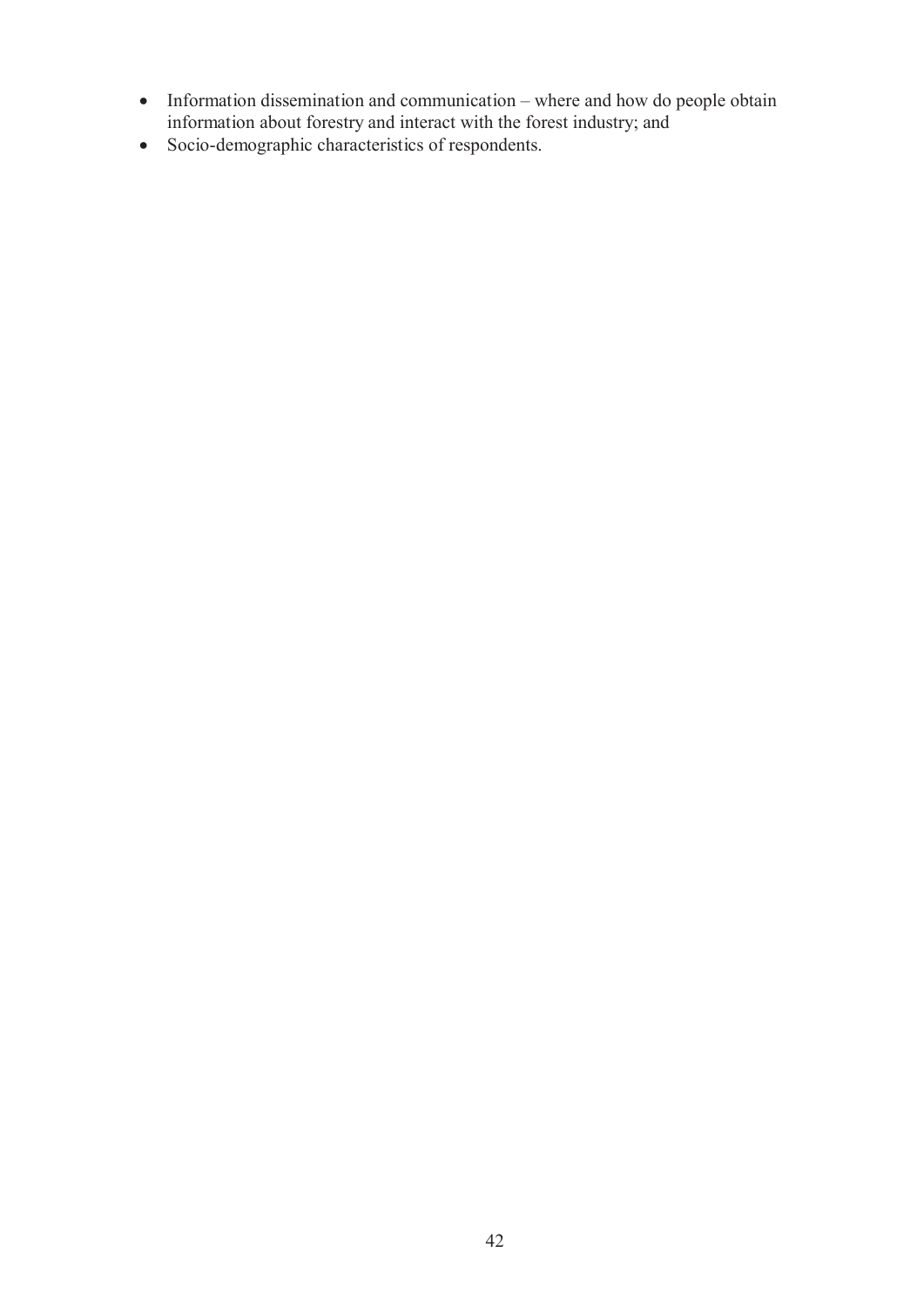- Information dissemination and communication – where and how do people obtain information about forestry and interact with the forest industry; and
- Socio-demographic characteristics of respondents.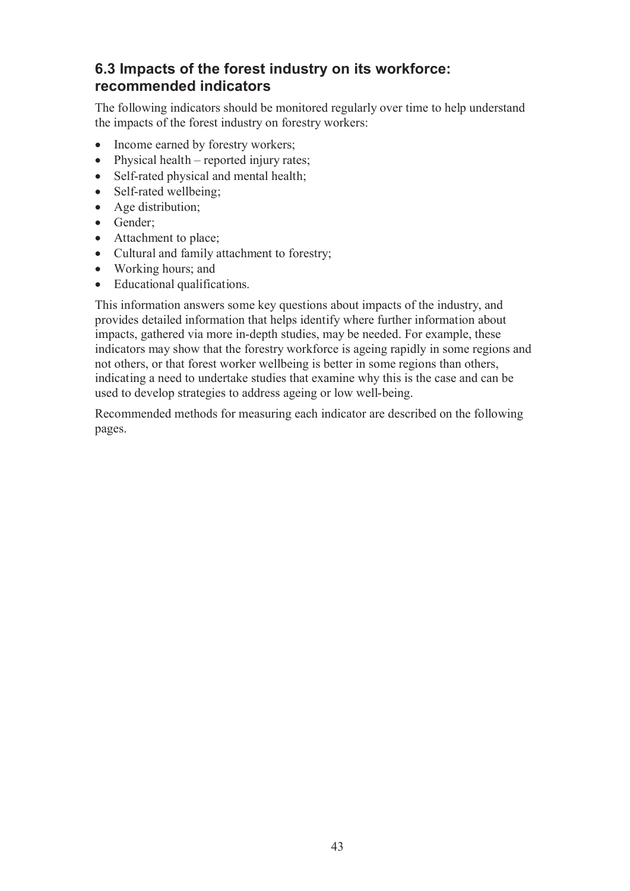## 6.3 Impacts of the forest industry on its workforce: recommended indicators

The following indicators should be monitored regularly over time to help understand the impacts of the forest industry on forestry workers:

- Income earned by forestry workers;
- Physical health – reported injury rates;
- Self-rated physical and mental health;
- Self-rated wellbeing;
- Age distribution;
- Gender;
- Attachment to place;
- Cultural and family attachment to forestry;
- Working hours; and
- Educational qualifications.

This information answers some key questions about impacts of the industry, and provides detailed information that helps identify where further information about impacts, gathered via more in-depth studies, may be needed. For example, these indicators may show that the forestry workforce is ageing rapidly in some regions and not others, or that forest worker wellbeing is better in some regions than others, indicating a need to undertake studies that examine why this is the case and can be used to develop strategies to address ageing or low well-being.

Recommended methods for measuring each indicator are described on the following pages.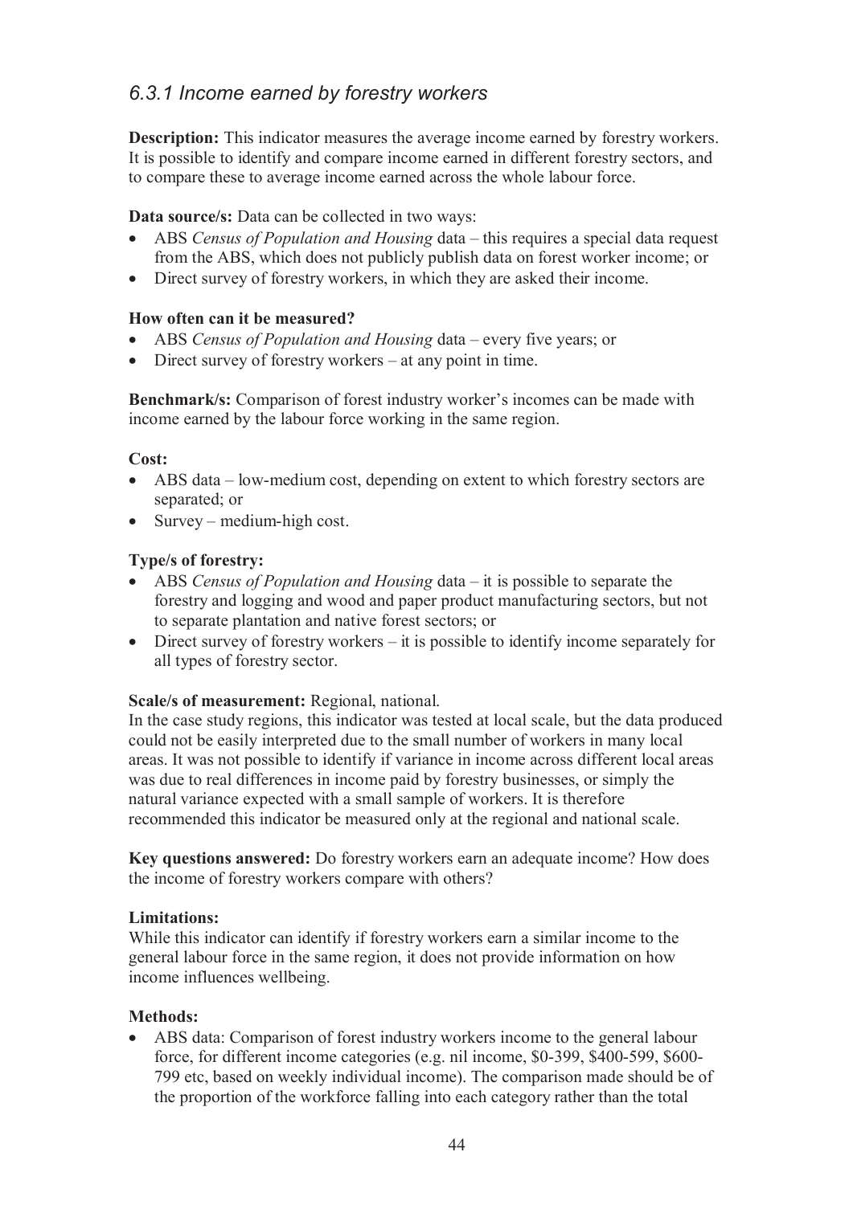### *6.3.1 Income earned by forestry workers*

**Description:** This indicator measures the average income earned by forestry workers. It is possible to identify and compare income earned in different forestry sectors, and to compare these to average income earned across the whole labour force.

**Data source/s:** Data can be collected in two ways:

- ABS *Census of Population and Housing* data – this requires a special data request from the ABS, which does not publicly publish data on forest worker income; or
- Direct survey of forestry workers, in which they are asked their income.

**How often can it be measured?**

- ABS *Census of Population and Housing* data – every five years; or
- Direct survey of forestry workers – at any point in time.

**Benchmark/s:** Comparison of forest industry worker's incomes can be made with income earned by the labour force working in the same region.

**Cost:**

- ABS data – low-medium cost, depending on extent to which forestry sectors are separated; or
- Survey – medium-high cost.

**Type/s of forestry:**

- ABS *Census of Population and Housing* data – it is possible to separate the forestry and logging and wood and paper product manufacturing sectors, but not to separate plantation and native forest sectors; or
- Direct survey of forestry workers – it is possible to identify income separately for all types of forestry sector.

**Scale/s of measurement:** Regional, national.

In the case study regions, this indicator was tested at local scale, but the data produced could not be easily interpreted due to the small number of workers in many local areas. It was not possible to identify if variance in income across different local areas was due to real differences in income paid by forestry businesses, or simply the natural variance expected with a small sample of workers. It is therefore recommended this indicator be measured only at the regional and national scale.

**Key questions answered:** Do forestry workers earn an adequate income? How does the income of forestry workers compare with others?

**Limitations:**

While this indicator can identify if forestry workers earn a similar income to the general labour force in the same region, it does not provide information on how income influences wellbeing.

**Methods:**

- ABS data: Comparison of forest industry workers income to the general labour force, for different income categories (e.g. nil income, $0-399, $400-599, $600-799 etc, based on weekly individual income). The comparison made should be of the proportion of the workforce falling into each category rather than the total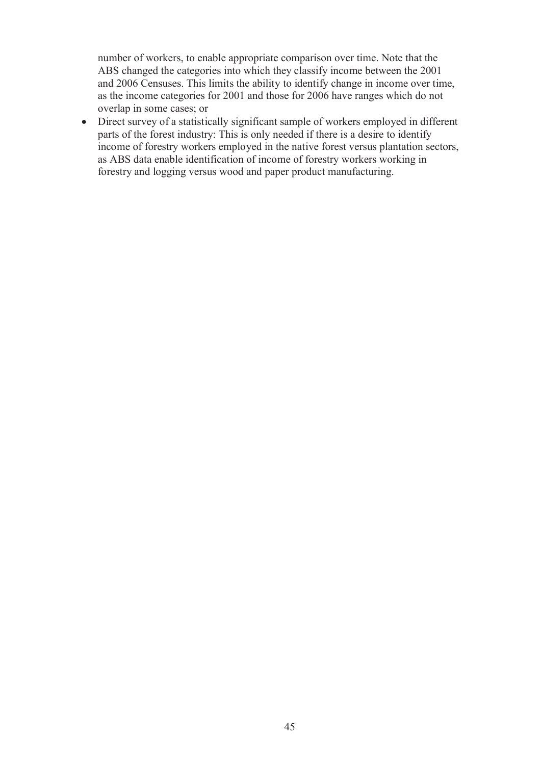number of workers, to enable appropriate comparison over time. Note that the ABS changed the categories into which they classify income between the 2001 and 2006 Censuses. This limits the ability to identify change in income over time, as the income categories for 2001 and those for 2006 have ranges which do not overlap in some cases; or

- Direct survey of a statistically significant sample of workers employed in different parts of the forest industry: This is only needed if there is a desire to identify income of forestry workers employed in the native forest versus plantation sectors, as ABS data enable identification of income of forestry workers working in forestry and logging versus wood and paper product manufacturing.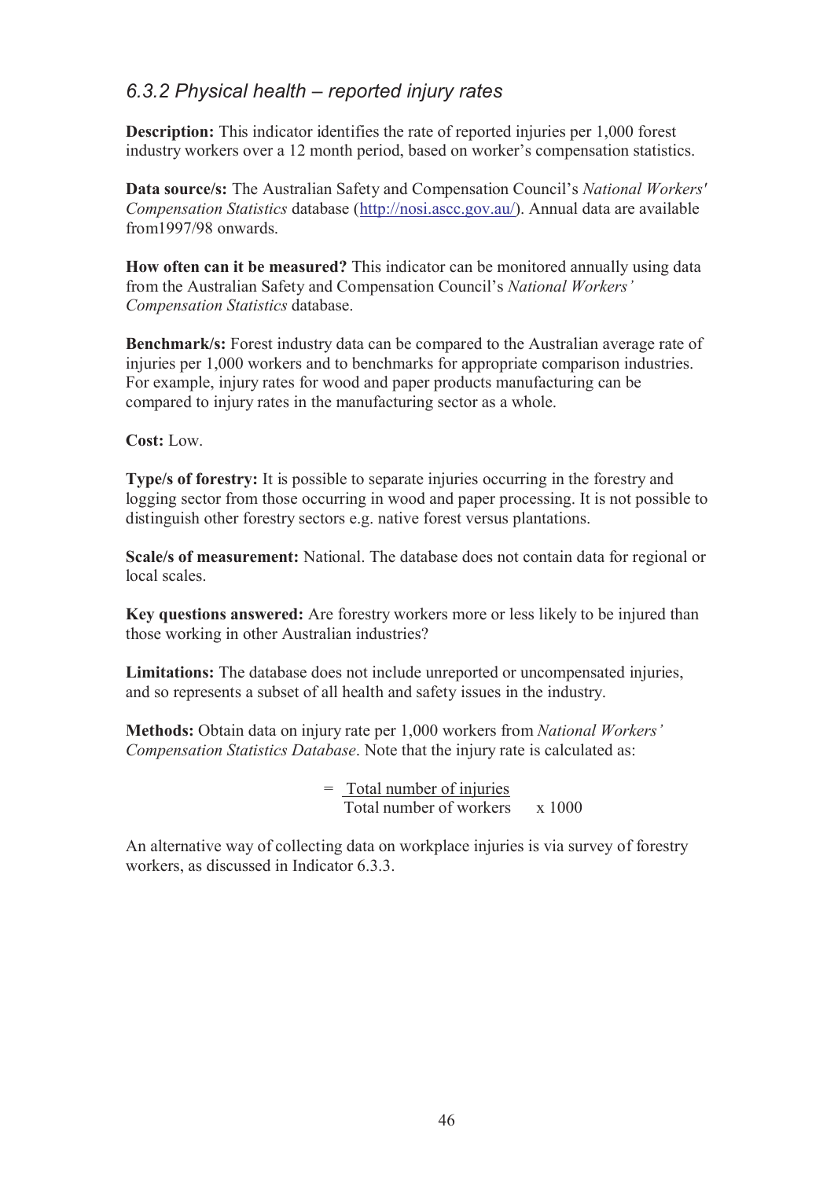### *6.3.2 Physical health – reported injury rates*

**Description:** This indicator identifies the rate of reported injuries per 1,000 forest industry workers over a 12 month period, based on worker's compensation statistics.

**Data source/s:** The Australian Safety and Compensation Council's *National Workers' Compensation Statistics* database (http://nosi.ascc.gov.au/). Annual data are available from1997/98 onwards.

**How often can it be measured?** This indicator can be monitored annually using data from the Australian Safety and Compensation Council's *National Workers' Compensation Statistics* database.

**Benchmark/s:** Forest industry data can be compared to the Australian average rate of injuries per 1,000 workers and to benchmarks for appropriate comparison industries. For example, injury rates for wood and paper products manufacturing can be compared to injury rates in the manufacturing sector as a whole.

**Cost:** Low.

**Type/s of forestry:** It is possible to separate injuries occurring in the forestry and logging sector from those occurring in wood and paper processing. It is not possible to distinguish other forestry sectors e.g. native forest versus plantations.

**Scale/s of measurement:** National. The database does not contain data for regional or local scales.

**Key questions answered:** Are forestry workers more or less likely to be injured than those working in other Australian industries?

**Limitations:** The database does not include unreported or uncompensated injuries, and so represents a subset of all health and safety issues in the industry.

**Methods:** Obtain data on injury rate per 1,000 workers from *National Workers' Compensation Statistics Database*. Note that the injury rate is calculated as:

$$= \frac{\text{Total number of injuries}}{\text{Total number of workers}} \times 1000$$

An alternative way of collecting data on workplace injuries is via survey of forestry workers, as discussed in Indicator 6.3.3.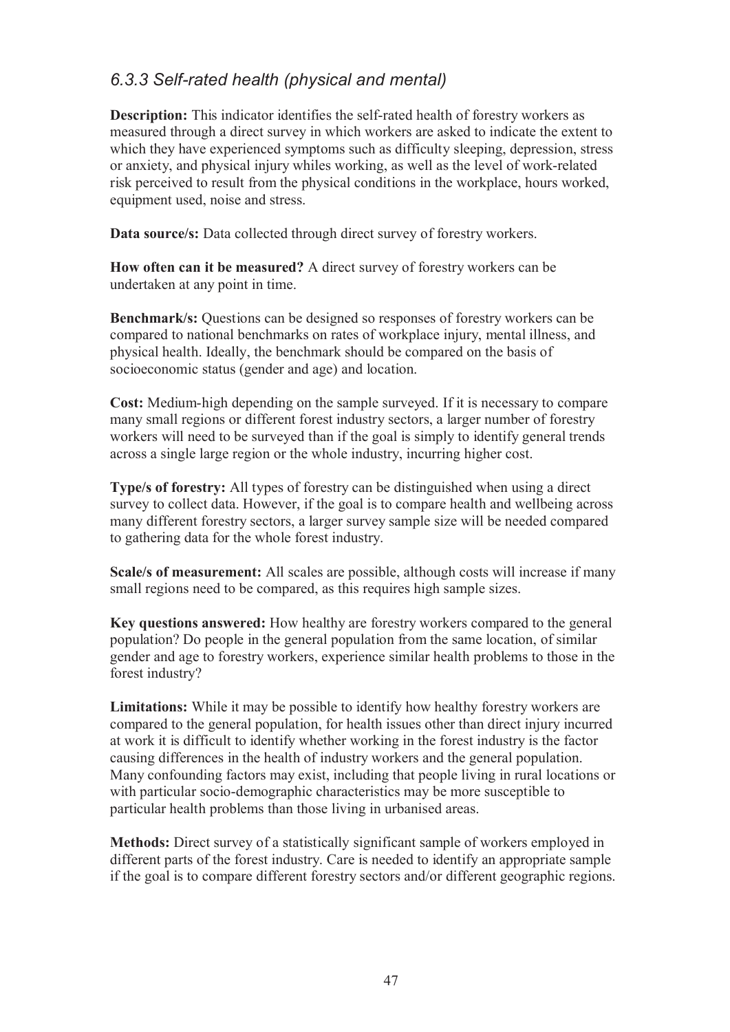### *6.3.3 Self-rated health (physical and mental)*

**Description:** This indicator identifies the self-rated health of forestry workers as measured through a direct survey in which workers are asked to indicate the extent to which they have experienced symptoms such as difficulty sleeping, depression, stress or anxiety, and physical injury whiles working, as well as the level of work-related risk perceived to result from the physical conditions in the workplace, hours worked, equipment used, noise and stress.

**Data source/s:** Data collected through direct survey of forestry workers.

**How often can it be measured?** A direct survey of forestry workers can be undertaken at any point in time.

**Benchmark/s:** Questions can be designed so responses of forestry workers can be compared to national benchmarks on rates of workplace injury, mental illness, and physical health. Ideally, the benchmark should be compared on the basis of socioeconomic status (gender and age) and location.

**Cost:** Medium-high depending on the sample surveyed. If it is necessary to compare many small regions or different forest industry sectors, a larger number of forestry workers will need to be surveyed than if the goal is simply to identify general trends across a single large region or the whole industry, incurring higher cost.

**Type/s of forestry:** All types of forestry can be distinguished when using a direct survey to collect data. However, if the goal is to compare health and wellbeing across many different forestry sectors, a larger survey sample size will be needed compared to gathering data for the whole forest industry.

**Scale/s of measurement:** All scales are possible, although costs will increase if many small regions need to be compared, as this requires high sample sizes.

**Key questions answered:** How healthy are forestry workers compared to the general population? Do people in the general population from the same location, of similar gender and age to forestry workers, experience similar health problems to those in the forest industry?

**Limitations:** While it may be possible to identify how healthy forestry workers are compared to the general population, for health issues other than direct injury incurred at work it is difficult to identify whether working in the forest industry is the factor causing differences in the health of industry workers and the general population. Many confounding factors may exist, including that people living in rural locations or with particular socio-demographic characteristics may be more susceptible to particular health problems than those living in urbanised areas.

**Methods:** Direct survey of a statistically significant sample of workers employed in different parts of the forest industry. Care is needed to identify an appropriate sample if the goal is to compare different forestry sectors and/or different geographic regions.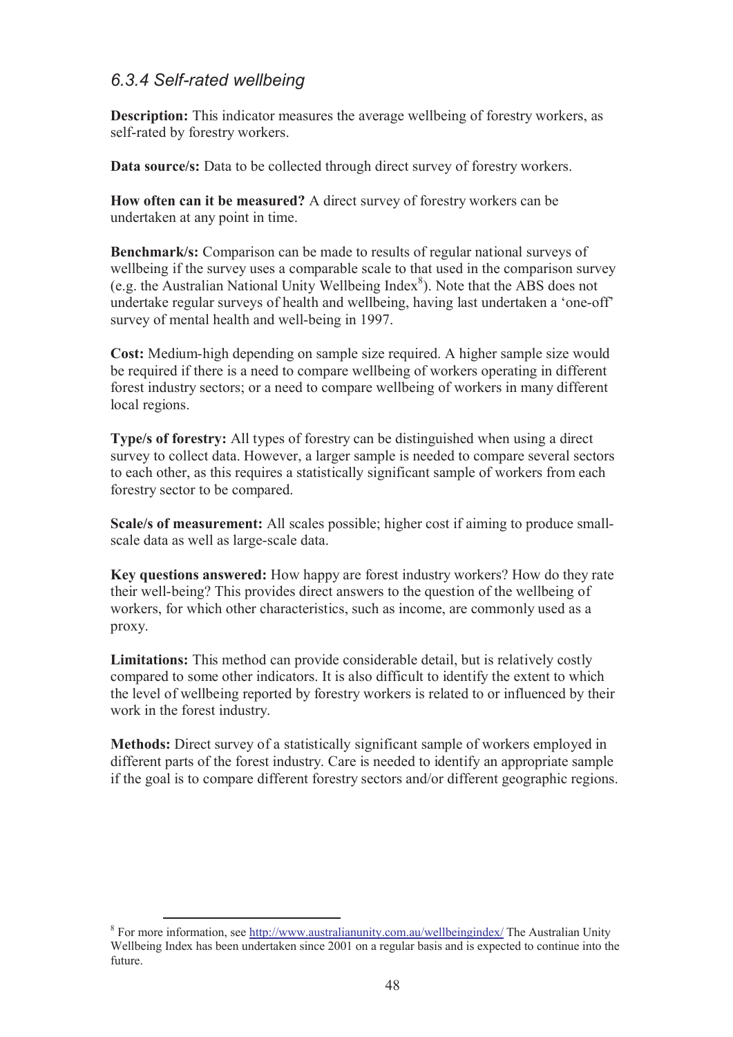### *6.3.4 Self-rated wellbeing*

**Description:** This indicator measures the average wellbeing of forestry workers, as self-rated by forestry workers.

**Data source/s:** Data to be collected through direct survey of forestry workers.

**How often can it be measured?** A direct survey of forestry workers can be undertaken at any point in time.

**Benchmark/s:** Comparison can be made to results of regular national surveys of wellbeing if the survey uses a comparable scale to that used in the comparison survey (e.g. the Australian National Unity Wellbeing Index[8]). Note that the ABS does not undertake regular surveys of health and wellbeing, having last undertaken a 'one-off' survey of mental health and well-being in 1997.

**Cost:** Medium-high depending on sample size required. A higher sample size would be required if there is a need to compare wellbeing of workers operating in different forest industry sectors; or a need to compare wellbeing of workers in many different local regions.

**Type/s of forestry:** All types of forestry can be distinguished when using a direct survey to collect data. However, a larger sample is needed to compare several sectors to each other, as this requires a statistically significant sample of workers from each forestry sector to be compared.

**Scale/s of measurement:** All scales possible; higher cost if aiming to produce small-scale data as well as large-scale data.

**Key questions answered:** How happy are forest industry workers? How do they rate their well-being? This provides direct answers to the question of the wellbeing of workers, for which other characteristics, such as income, are commonly used as a proxy.

**Limitations:** This method can provide considerable detail, but is relatively costly compared to some other indicators. It is also difficult to identify the extent to which the level of wellbeing reported by forestry workers is related to or influenced by their work in the forest industry.

**Methods:** Direct survey of a statistically significant sample of workers employed in different parts of the forest industry. Care is needed to identify an appropriate sample if the goal is to compare different forestry sectors and/or different geographic regions.

---

[8] For more information, see http://www.australianunity.com.au/wellbeingindex/ The Australian Unity Wellbeing Index has been undertaken since 2001 on a regular basis and is expected to continue into the future.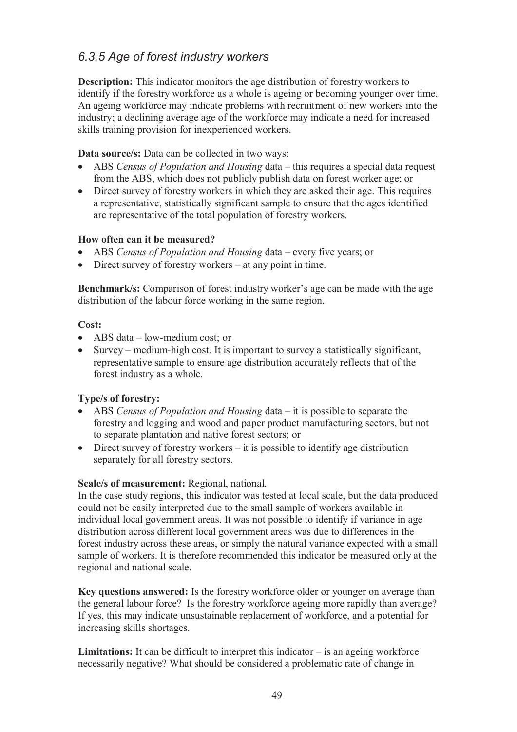### *6.3.5 Age of forest industry workers*

**Description:** This indicator monitors the age distribution of forestry workers to identify if the forestry workforce as a whole is ageing or becoming younger over time. An ageing workforce may indicate problems with recruitment of new workers into the industry; a declining average age of the workforce may indicate a need for increased skills training provision for inexperienced workers.

**Data source/s:** Data can be collected in two ways:

- ABS *Census of Population and Housing* data – this requires a special data request from the ABS, which does not publicly publish data on forest worker age; or
- Direct survey of forestry workers in which they are asked their age. This requires a representative, statistically significant sample to ensure that the ages identified are representative of the total population of forestry workers.

**How often can it be measured?**

- ABS *Census of Population and Housing* data – every five years; or
- Direct survey of forestry workers – at any point in time.

**Benchmark/s:** Comparison of forest industry worker's age can be made with the age distribution of the labour force working in the same region.

**Cost:**

- ABS data – low-medium cost; or
- Survey – medium-high cost. It is important to survey a statistically significant, representative sample to ensure age distribution accurately reflects that of the forest industry as a whole.

**Type/s of forestry:**

- ABS *Census of Population and Housing* data – it is possible to separate the forestry and logging and wood and paper product manufacturing sectors, but not to separate plantation and native forest sectors; or
- Direct survey of forestry workers – it is possible to identify age distribution separately for all forestry sectors.

**Scale/s of measurement:** Regional, national.
In the case study regions, this indicator was tested at local scale, but the data produced could not be easily interpreted due to the small sample of workers available in individual local government areas. It was not possible to identify if variance in age distribution across different local government areas was due to differences in the forest industry across these areas, or simply the natural variance expected with a small sample of workers. It is therefore recommended this indicator be measured only at the regional and national scale.

**Key questions answered:** Is the forestry workforce older or younger on average than the general labour force? Is the forestry workforce ageing more rapidly than average? If yes, this may indicate unsustainable replacement of workforce, and a potential for increasing skills shortages.

**Limitations:** It can be difficult to interpret this indicator – is an ageing workforce necessarily negative? What should be considered a problematic rate of change in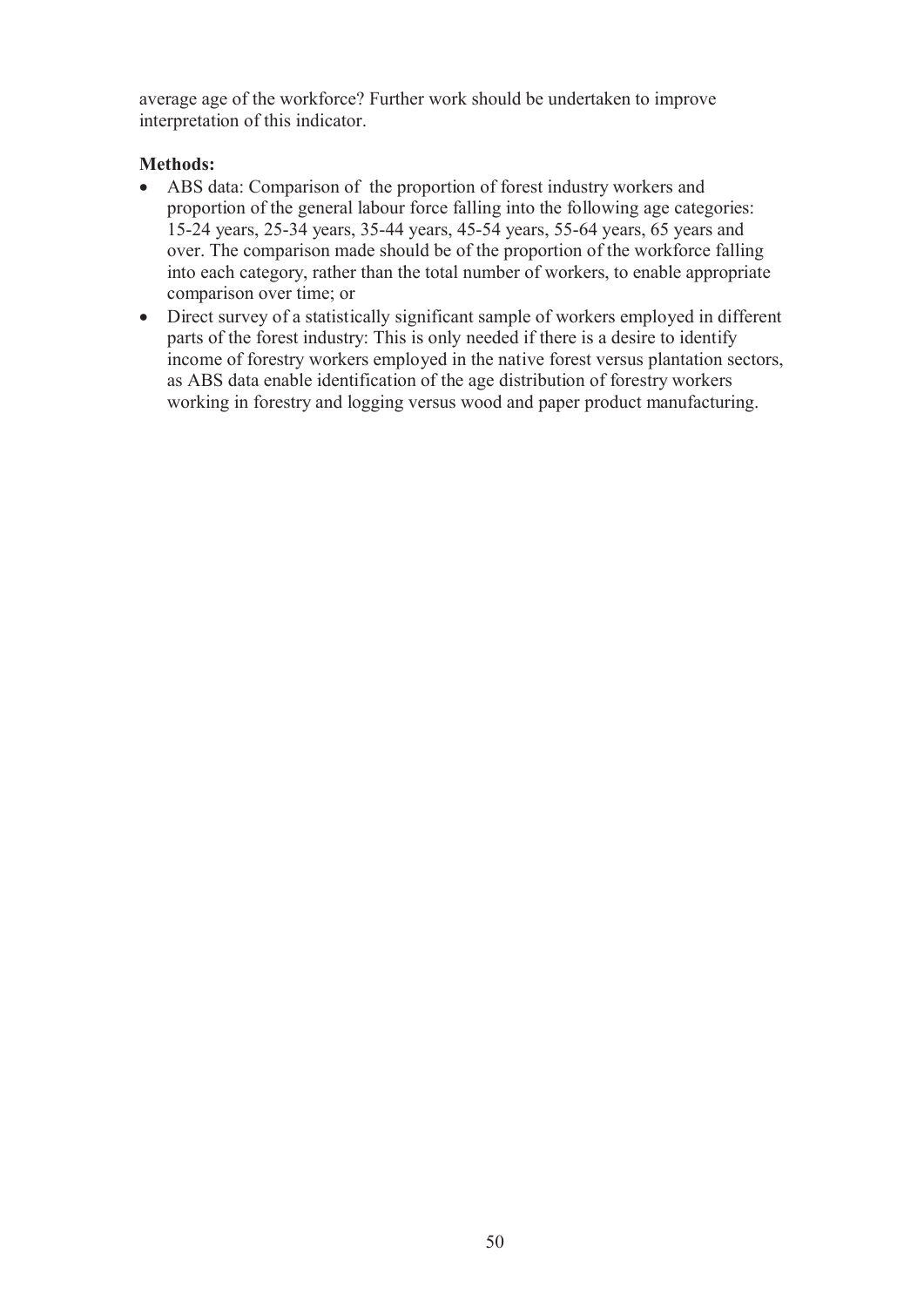average age of the workforce? Further work should be undertaken to improve interpretation of this indicator.

**Methods:**

- ABS data: Comparison of the proportion of forest industry workers and proportion of the general labour force falling into the following age categories: 15-24 years, 25-34 years, 35-44 years, 45-54 years, 55-64 years, 65 years and over. The comparison made should be of the proportion of the workforce falling into each category, rather than the total number of workers, to enable appropriate comparison over time; or
- Direct survey of a statistically significant sample of workers employed in different parts of the forest industry: This is only needed if there is a desire to identify income of forestry workers employed in the native forest versus plantation sectors, as ABS data enable identification of the age distribution of forestry workers working in forestry and logging versus wood and paper product manufacturing.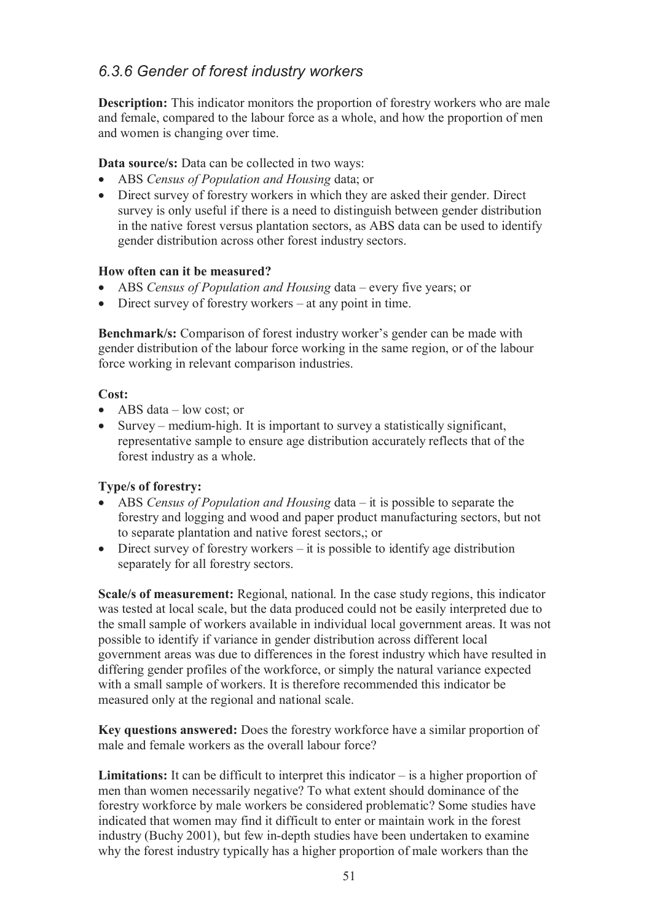### *6.3.6 Gender of forest industry workers*

**Description:** This indicator monitors the proportion of forestry workers who are male and female, compared to the labour force as a whole, and how the proportion of men and women is changing over time.

**Data source/s:** Data can be collected in two ways:

- ABS *Census of Population and Housing* data; or
- Direct survey of forestry workers in which they are asked their gender. Direct survey is only useful if there is a need to distinguish between gender distribution in the native forest versus plantation sectors, as ABS data can be used to identify gender distribution across other forest industry sectors.

**How often can it be measured?**

- ABS *Census of Population and Housing* data – every five years; or
- Direct survey of forestry workers – at any point in time.

**Benchmark/s:** Comparison of forest industry worker's gender can be made with gender distribution of the labour force working in the same region, or of the labour force working in relevant comparison industries.

**Cost:**

- ABS data – low cost; or
- Survey – medium-high. It is important to survey a statistically significant, representative sample to ensure age distribution accurately reflects that of the forest industry as a whole.

**Type/s of forestry:**

- ABS *Census of Population and Housing* data – it is possible to separate the forestry and logging and wood and paper product manufacturing sectors, but not to separate plantation and native forest sectors,; or
- Direct survey of forestry workers – it is possible to identify age distribution separately for all forestry sectors.

**Scale/s of measurement:** Regional, national. In the case study regions, this indicator was tested at local scale, but the data produced could not be easily interpreted due to the small sample of workers available in individual local government areas. It was not possible to identify if variance in gender distribution across different local government areas was due to differences in the forest industry which have resulted in differing gender profiles of the workforce, or simply the natural variance expected with a small sample of workers. It is therefore recommended this indicator be measured only at the regional and national scale.

**Key questions answered:** Does the forestry workforce have a similar proportion of male and female workers as the overall labour force?

**Limitations:** It can be difficult to interpret this indicator – is a higher proportion of men than women necessarily negative? To what extent should dominance of the forestry workforce by male workers be considered problematic? Some studies have indicated that women may find it difficult to enter or maintain work in the forest industry (Buchy 2001), but few in-depth studies have been undertaken to examine why the forest industry typically has a higher proportion of male workers than the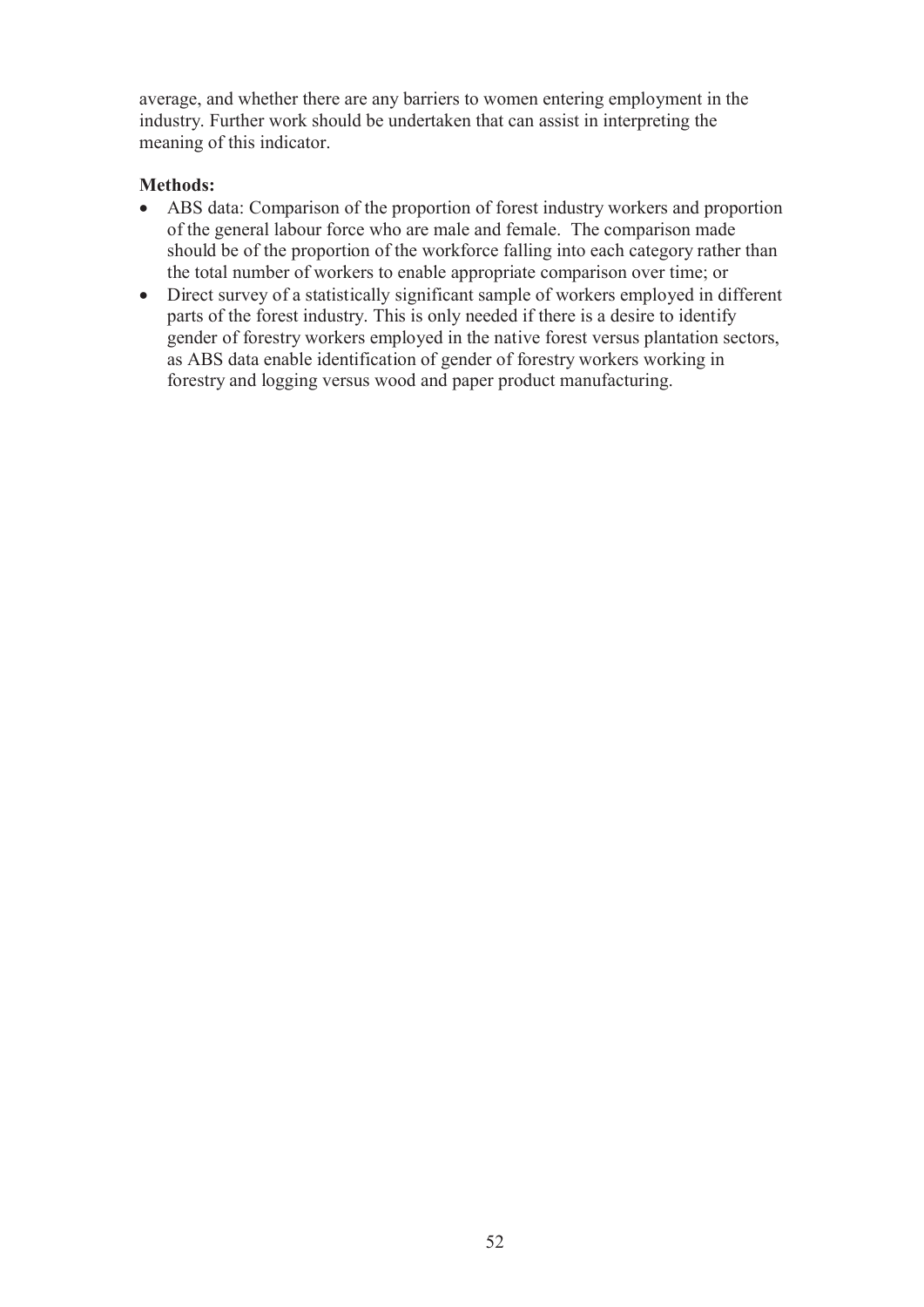average, and whether there are any barriers to women entering employment in the industry. Further work should be undertaken that can assist in interpreting the meaning of this indicator.

**Methods:**

- ABS data: Comparison of the proportion of forest industry workers and proportion of the general labour force who are male and female. The comparison made should be of the proportion of the workforce falling into each category rather than the total number of workers to enable appropriate comparison over time; or
- Direct survey of a statistically significant sample of workers employed in different parts of the forest industry. This is only needed if there is a desire to identify gender of forestry workers employed in the native forest versus plantation sectors, as ABS data enable identification of gender of forestry workers working in forestry and logging versus wood and paper product manufacturing.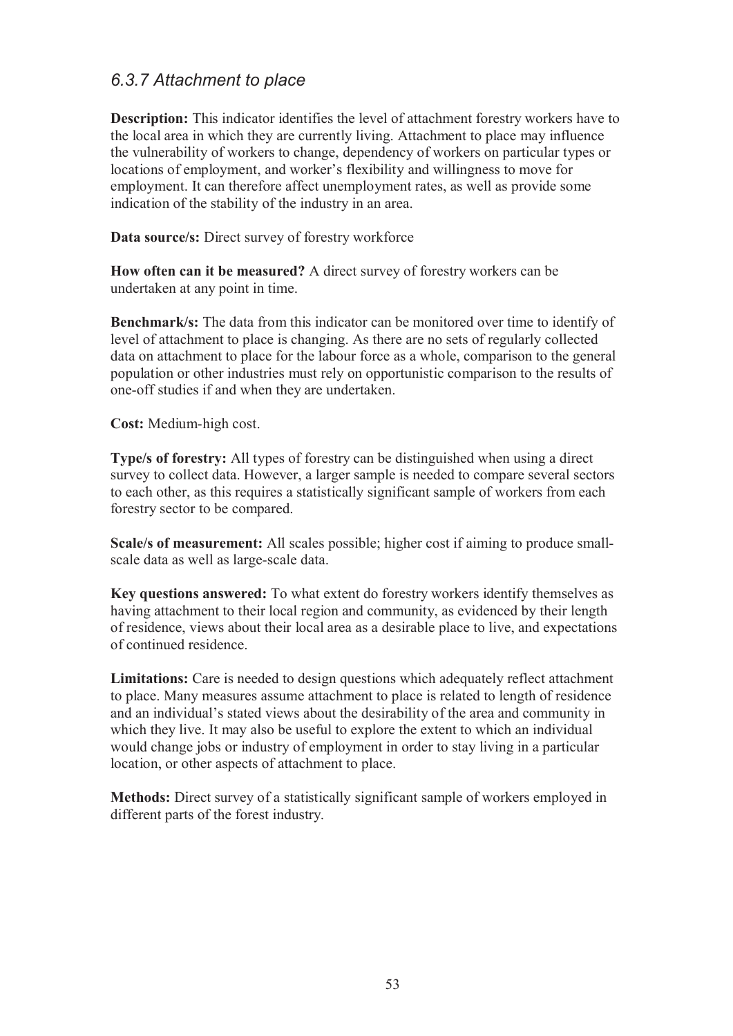### *6.3.7 Attachment to place*

**Description:** This indicator identifies the level of attachment forestry workers have to the local area in which they are currently living. Attachment to place may influence the vulnerability of workers to change, dependency of workers on particular types or locations of employment, and worker's flexibility and willingness to move for employment. It can therefore affect unemployment rates, as well as provide some indication of the stability of the industry in an area.

**Data source/s:** Direct survey of forestry workforce

**How often can it be measured?** A direct survey of forestry workers can be undertaken at any point in time.

**Benchmark/s:** The data from this indicator can be monitored over time to identify of level of attachment to place is changing. As there are no sets of regularly collected data on attachment to place for the labour force as a whole, comparison to the general population or other industries must rely on opportunistic comparison to the results of one-off studies if and when they are undertaken.

**Cost:** Medium-high cost.

**Type/s of forestry:** All types of forestry can be distinguished when using a direct survey to collect data. However, a larger sample is needed to compare several sectors to each other, as this requires a statistically significant sample of workers from each forestry sector to be compared.

**Scale/s of measurement:** All scales possible; higher cost if aiming to produce small-scale data as well as large-scale data.

**Key questions answered:** To what extent do forestry workers identify themselves as having attachment to their local region and community, as evidenced by their length of residence, views about their local area as a desirable place to live, and expectations of continued residence.

**Limitations:** Care is needed to design questions which adequately reflect attachment to place. Many measures assume attachment to place is related to length of residence and an individual's stated views about the desirability of the area and community in which they live. It may also be useful to explore the extent to which an individual would change jobs or industry of employment in order to stay living in a particular location, or other aspects of attachment to place.

**Methods:** Direct survey of a statistically significant sample of workers employed in different parts of the forest industry.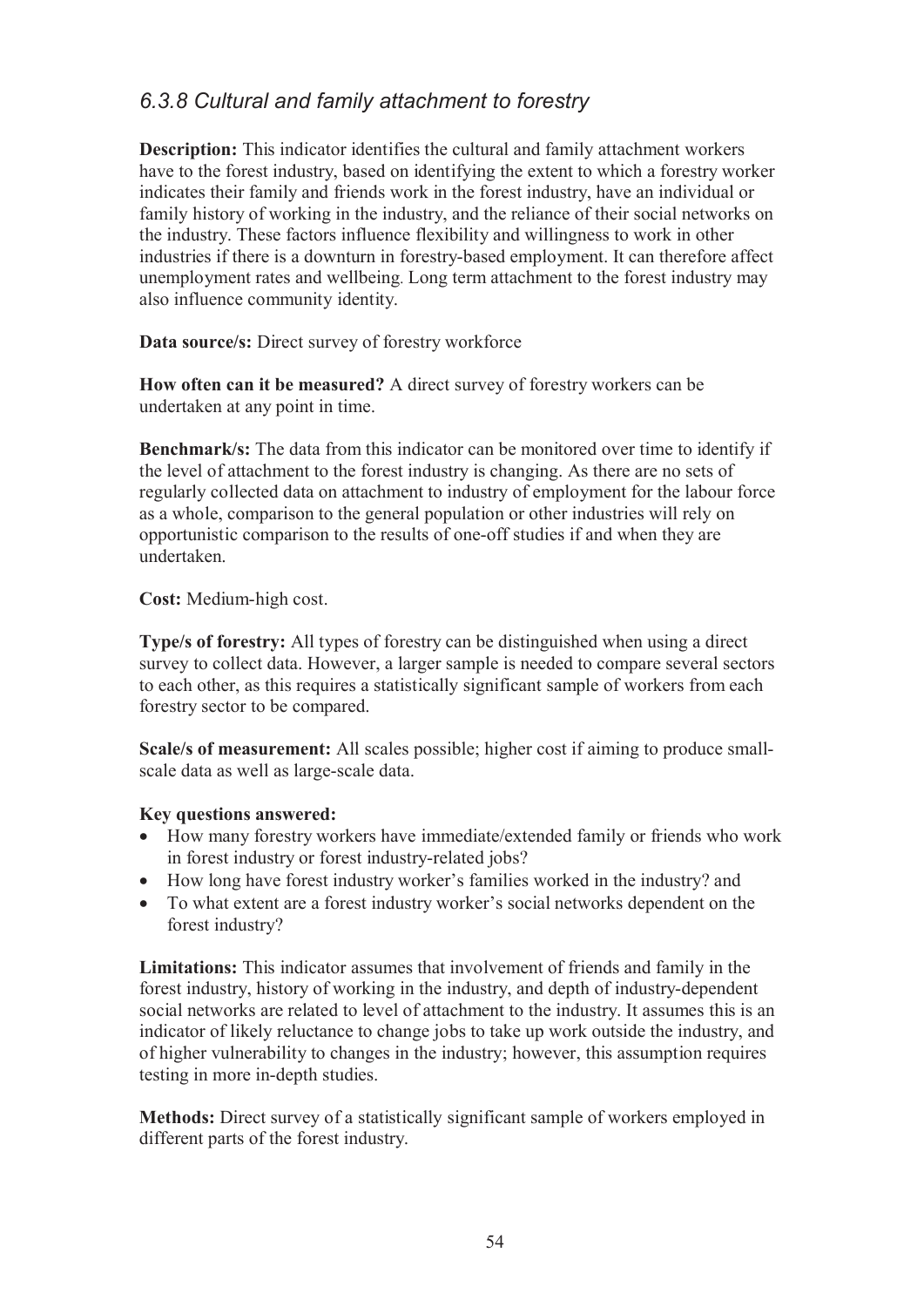### *6.3.8 Cultural and family attachment to forestry*

**Description:** This indicator identifies the cultural and family attachment workers have to the forest industry, based on identifying the extent to which a forestry worker indicates their family and friends work in the forest industry, have an individual or family history of working in the industry, and the reliance of their social networks on the industry. These factors influence flexibility and willingness to work in other industries if there is a downturn in forestry-based employment. It can therefore affect unemployment rates and wellbeing. Long term attachment to the forest industry may also influence community identity.

**Data source/s:** Direct survey of forestry workforce

**How often can it be measured?** A direct survey of forestry workers can be undertaken at any point in time.

**Benchmark/s:** The data from this indicator can be monitored over time to identify if the level of attachment to the forest industry is changing. As there are no sets of regularly collected data on attachment to industry of employment for the labour force as a whole, comparison to the general population or other industries will rely on opportunistic comparison to the results of one-off studies if and when they are undertaken.

**Cost:** Medium-high cost.

**Type/s of forestry:** All types of forestry can be distinguished when using a direct survey to collect data. However, a larger sample is needed to compare several sectors to each other, as this requires a statistically significant sample of workers from each forestry sector to be compared.

**Scale/s of measurement:** All scales possible; higher cost if aiming to produce small-scale data as well as large-scale data.

**Key questions answered:**

- How many forestry workers have immediate/extended family or friends who work in forest industry or forest industry-related jobs?
- How long have forest industry worker's families worked in the industry? and
- To what extent are a forest industry worker's social networks dependent on the forest industry?

**Limitations:** This indicator assumes that involvement of friends and family in the forest industry, history of working in the industry, and depth of industry-dependent social networks are related to level of attachment to the industry. It assumes this is an indicator of likely reluctance to change jobs to take up work outside the industry, and of higher vulnerability to changes in the industry; however, this assumption requires testing in more in-depth studies.

**Methods:** Direct survey of a statistically significant sample of workers employed in different parts of the forest industry.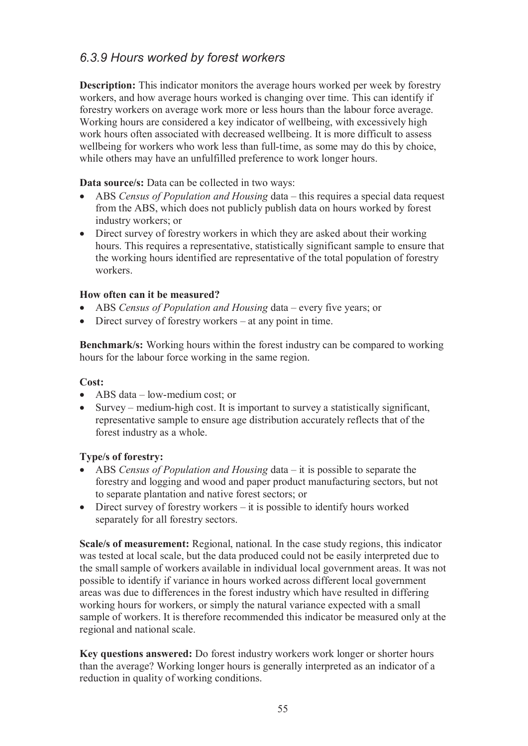### *6.3.9 Hours worked by forest workers*

**Description:** This indicator monitors the average hours worked per week by forestry workers, and how average hours worked is changing over time. This can identify if forestry workers on average work more or less hours than the labour force average. Working hours are considered a key indicator of wellbeing, with excessively high work hours often associated with decreased wellbeing. It is more difficult to assess wellbeing for workers who work less than full-time, as some may do this by choice, while others may have an unfulfilled preference to work longer hours.

**Data source/s:** Data can be collected in two ways:

- ABS *Census of Population and Housing* data – this requires a special data request from the ABS, which does not publicly publish data on hours worked by forest industry workers; or
- Direct survey of forestry workers in which they are asked about their working hours. This requires a representative, statistically significant sample to ensure that the working hours identified are representative of the total population of forestry workers.

**How often can it be measured?**

- ABS *Census of Population and Housing* data – every five years; or
- Direct survey of forestry workers – at any point in time.

**Benchmark/s:** Working hours within the forest industry can be compared to working hours for the labour force working in the same region.

**Cost:**

- ABS data – low-medium cost; or
- Survey – medium-high cost. It is important to survey a statistically significant, representative sample to ensure age distribution accurately reflects that of the forest industry as a whole.

**Type/s of forestry:**

- ABS *Census of Population and Housing* data – it is possible to separate the forestry and logging and wood and paper product manufacturing sectors, but not to separate plantation and native forest sectors; or
- Direct survey of forestry workers – it is possible to identify hours worked separately for all forestry sectors.

**Scale/s of measurement:** Regional, national. In the case study regions, this indicator was tested at local scale, but the data produced could not be easily interpreted due to the small sample of workers available in individual local government areas. It was not possible to identify if variance in hours worked across different local government areas was due to differences in the forest industry which have resulted in differing working hours for workers, or simply the natural variance expected with a small sample of workers. It is therefore recommended this indicator be measured only at the regional and national scale.

**Key questions answered:** Do forest industry workers work longer or shorter hours than the average? Working longer hours is generally interpreted as an indicator of a reduction in quality of working conditions.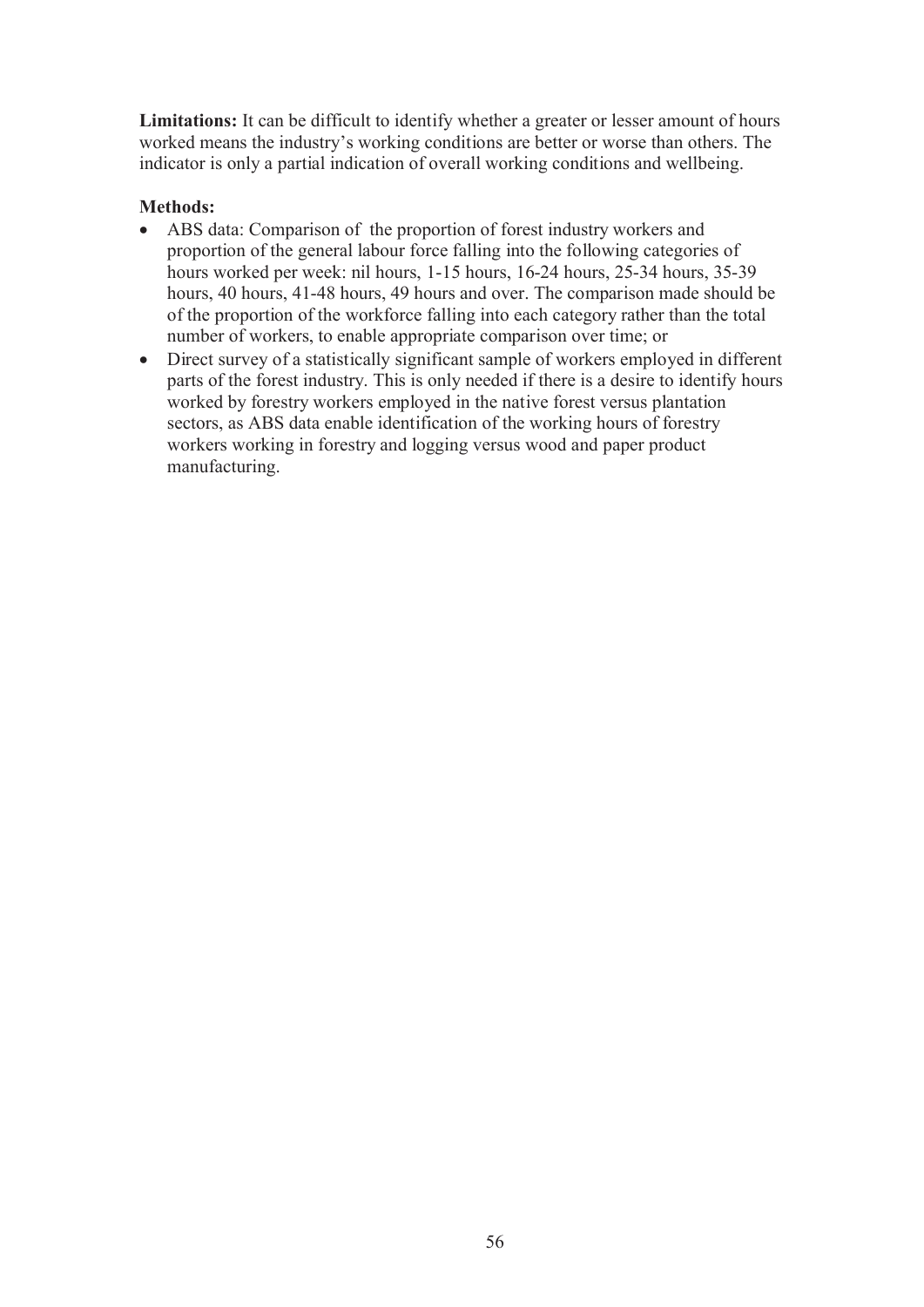**Limitations:** It can be difficult to identify whether a greater or lesser amount of hours worked means the industry's working conditions are better or worse than others. The indicator is only a partial indication of overall working conditions and wellbeing.

**Methods:**

- ABS data: Comparison of the proportion of forest industry workers and proportion of the general labour force falling into the following categories of hours worked per week: nil hours, 1-15 hours, 16-24 hours, 25-34 hours, 35-39 hours, 40 hours, 41-48 hours, 49 hours and over. The comparison made should be of the proportion of the workforce falling into each category rather than the total number of workers, to enable appropriate comparison over time; or
- Direct survey of a statistically significant sample of workers employed in different parts of the forest industry. This is only needed if there is a desire to identify hours worked by forestry workers employed in the native forest versus plantation sectors, as ABS data enable identification of the working hours of forestry workers working in forestry and logging versus wood and paper product manufacturing.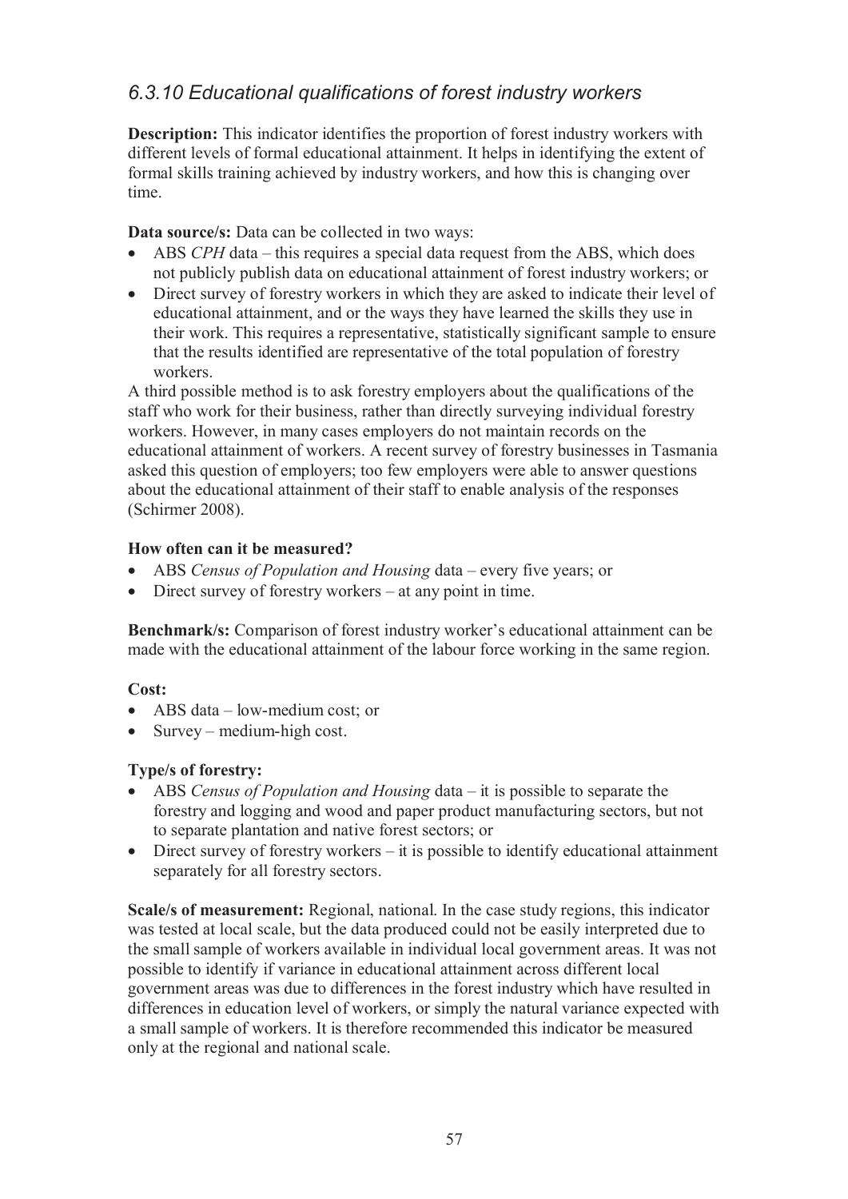### *6.3.10 Educational qualifications of forest industry workers*

**Description:** This indicator identifies the proportion of forest industry workers with different levels of formal educational attainment. It helps in identifying the extent of formal skills training achieved by industry workers, and how this is changing over time.

**Data source/s:** Data can be collected in two ways:

- ABS *CPH* data – this requires a special data request from the ABS, which does not publicly publish data on educational attainment of forest industry workers; or
- Direct survey of forestry workers in which they are asked to indicate their level of educational attainment, and or the ways they have learned the skills they use in their work. This requires a representative, statistically significant sample to ensure that the results identified are representative of the total population of forestry workers.

A third possible method is to ask forestry employers about the qualifications of the staff who work for their business, rather than directly surveying individual forestry workers. However, in many cases employers do not maintain records on the educational attainment of workers. A recent survey of forestry businesses in Tasmania asked this question of employers; too few employers were able to answer questions about the educational attainment of their staff to enable analysis of the responses (Schirmer 2008).

**How often can it be measured?**

- ABS *Census of Population and Housing* data – every five years; or
- Direct survey of forestry workers – at any point in time.

**Benchmark/s:** Comparison of forest industry worker's educational attainment can be made with the educational attainment of the labour force working in the same region.

**Cost:**

- ABS data – low-medium cost; or
- Survey – medium-high cost.

**Type/s of forestry:**

- ABS *Census of Population and Housing* data – it is possible to separate the forestry and logging and wood and paper product manufacturing sectors, but not to separate plantation and native forest sectors; or
- Direct survey of forestry workers – it is possible to identify educational attainment separately for all forestry sectors.

**Scale/s of measurement:** Regional, national. In the case study regions, this indicator was tested at local scale, but the data produced could not be easily interpreted due to the small sample of workers available in individual local government areas. It was not possible to identify if variance in educational attainment across different local government areas was due to differences in the forest industry which have resulted in differences in education level of workers, or simply the natural variance expected with a small sample of workers. It is therefore recommended this indicator be measured only at the regional and national scale.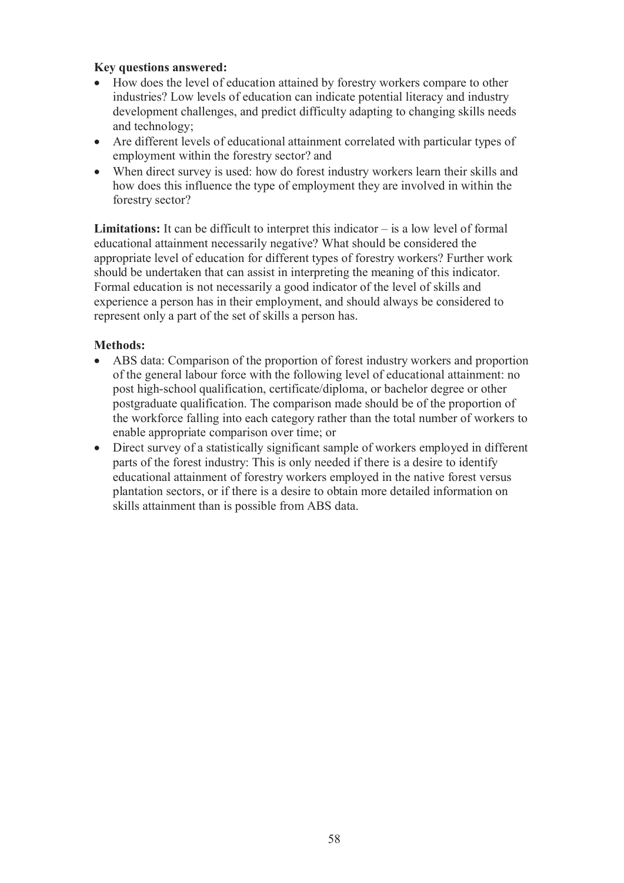**Key questions answered:**

- How does the level of education attained by forestry workers compare to other industries? Low levels of education can indicate potential literacy and industry development challenges, and predict difficulty adapting to changing skills needs and technology;
- Are different levels of educational attainment correlated with particular types of employment within the forestry sector? and
- When direct survey is used: how do forest industry workers learn their skills and how does this influence the type of employment they are involved in within the forestry sector?

**Limitations:** It can be difficult to interpret this indicator – is a low level of formal educational attainment necessarily negative? What should be considered the appropriate level of education for different types of forestry workers? Further work should be undertaken that can assist in interpreting the meaning of this indicator. Formal education is not necessarily a good indicator of the level of skills and experience a person has in their employment, and should always be considered to represent only a part of the set of skills a person has.

**Methods:**

- ABS data: Comparison of the proportion of forest industry workers and proportion of the general labour force with the following level of educational attainment: no post high-school qualification, certificate/diploma, or bachelor degree or other postgraduate qualification. The comparison made should be of the proportion of the workforce falling into each category rather than the total number of workers to enable appropriate comparison over time; or
- Direct survey of a statistically significant sample of workers employed in different parts of the forest industry: This is only needed if there is a desire to identify educational attainment of forestry workers employed in the native forest versus plantation sectors, or if there is a desire to obtain more detailed information on skills attainment than is possible from ABS data.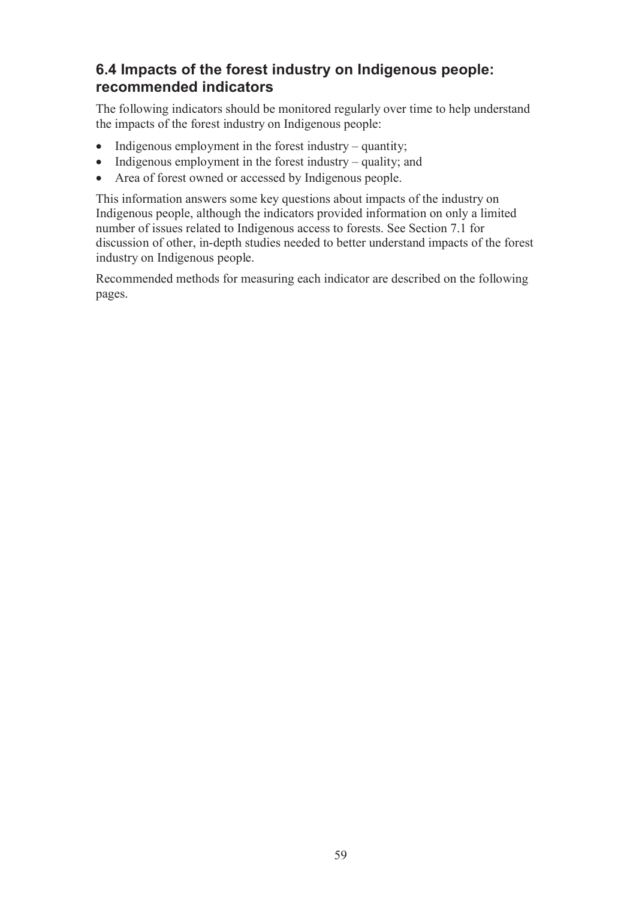## 6.4 Impacts of the forest industry on Indigenous people: recommended indicators

The following indicators should be monitored regularly over time to help understand the impacts of the forest industry on Indigenous people:

- Indigenous employment in the forest industry – quantity;
- Indigenous employment in the forest industry – quality; and
- Area of forest owned or accessed by Indigenous people.

This information answers some key questions about impacts of the industry on Indigenous people, although the indicators provided information on only a limited number of issues related to Indigenous access to forests. See Section 7.1 for discussion of other, in-depth studies needed to better understand impacts of the forest industry on Indigenous people.

Recommended methods for measuring each indicator are described on the following pages.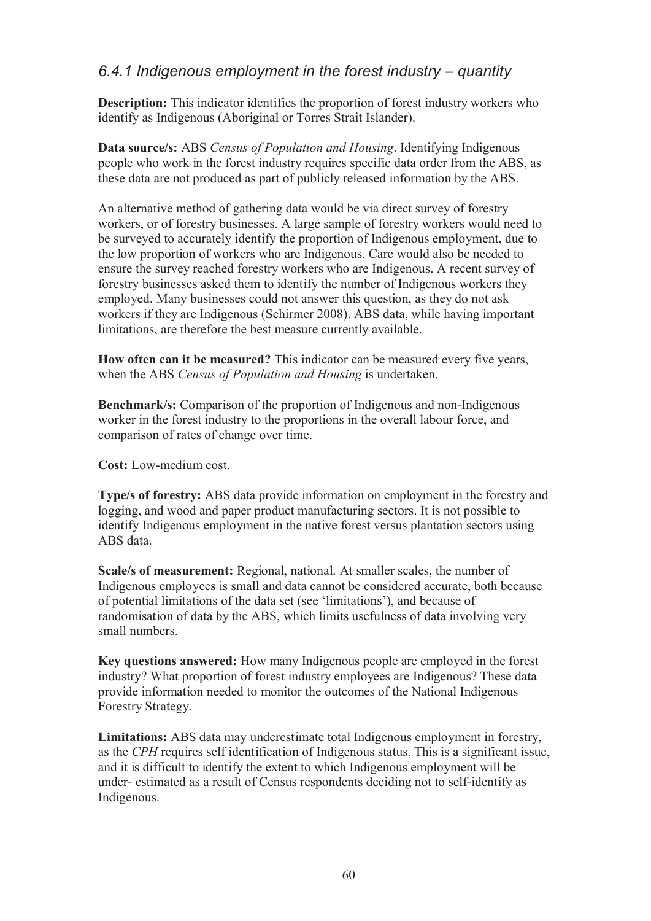### *6.4.1 Indigenous employment in the forest industry – quantity*

**Description:** This indicator identifies the proportion of forest industry workers who identify as Indigenous (Aboriginal or Torres Strait Islander).

**Data source/s:** ABS *Census of Population and Housing*. Identifying Indigenous people who work in the forest industry requires specific data order from the ABS, as these data are not produced as part of publicly released information by the ABS.

An alternative method of gathering data would be via direct survey of forestry workers, or of forestry businesses. A large sample of forestry workers would need to be surveyed to accurately identify the proportion of Indigenous employment, due to the low proportion of workers who are Indigenous. Care would also be needed to ensure the survey reached forestry workers who are Indigenous. A recent survey of forestry businesses asked them to identify the number of Indigenous workers they employed. Many businesses could not answer this question, as they do not ask workers if they are Indigenous (Schirmer 2008). ABS data, while having important limitations, are therefore the best measure currently available.

**How often can it be measured?** This indicator can be measured every five years, when the ABS *Census of Population and Housing* is undertaken.

**Benchmark/s:** Comparison of the proportion of Indigenous and non-Indigenous worker in the forest industry to the proportions in the overall labour force, and comparison of rates of change over time.

**Cost:** Low-medium cost.

**Type/s of forestry:** ABS data provide information on employment in the forestry and logging, and wood and paper product manufacturing sectors. It is not possible to identify Indigenous employment in the native forest versus plantation sectors using ABS data.

**Scale/s of measurement:** Regional, national. At smaller scales, the number of Indigenous employees is small and data cannot be considered accurate, both because of potential limitations of the data set (see 'limitations'), and because of randomisation of data by the ABS, which limits usefulness of data involving very small numbers.

**Key questions answered:** How many Indigenous people are employed in the forest industry? What proportion of forest industry employees are Indigenous? These data provide information needed to monitor the outcomes of the National Indigenous Forestry Strategy.

**Limitations:** ABS data may underestimate total Indigenous employment in forestry, as the *CPH* requires self identification of Indigenous status. This is a significant issue, and it is difficult to identify the extent to which Indigenous employment will be under- estimated as a result of Census respondents deciding not to self-identify as Indigenous.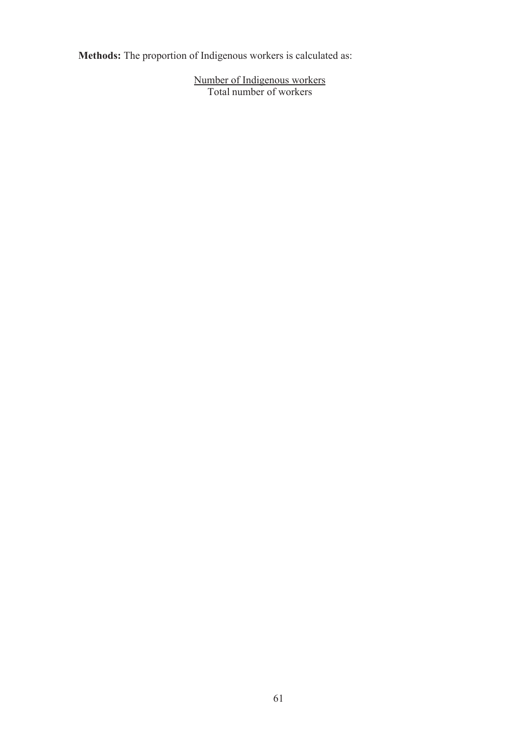**Methods:** The proportion of Indigenous workers is calculated as:

$$\frac{\text{Number of Indigenous workers}}{\text{Total number of workers}}$$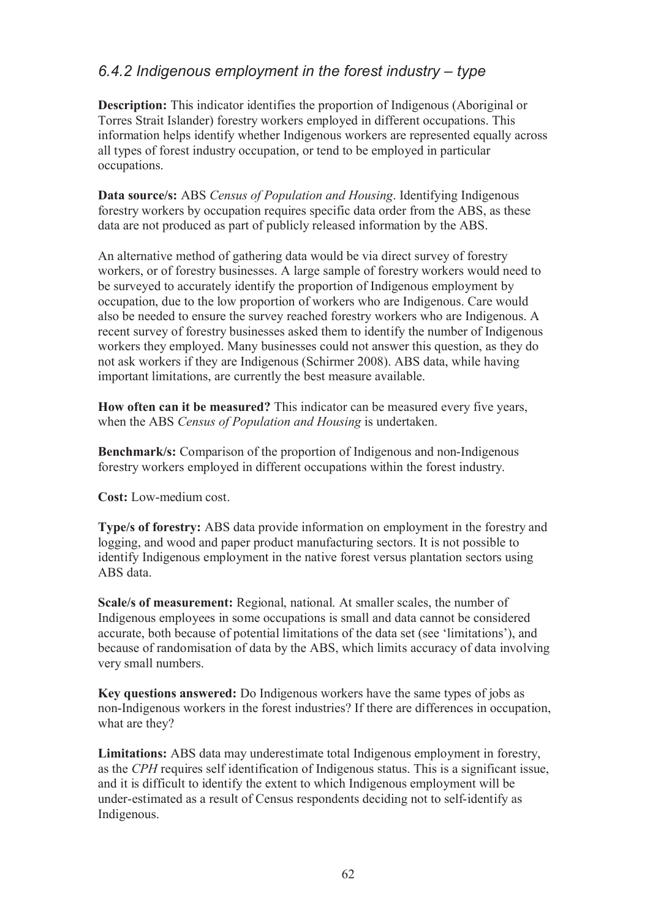### *6.4.2 Indigenous employment in the forest industry – type*

**Description:** This indicator identifies the proportion of Indigenous (Aboriginal or Torres Strait Islander) forestry workers employed in different occupations. This information helps identify whether Indigenous workers are represented equally across all types of forest industry occupation, or tend to be employed in particular occupations.

**Data source/s:** ABS *Census of Population and Housing*. Identifying Indigenous forestry workers by occupation requires specific data order from the ABS, as these data are not produced as part of publicly released information by the ABS.

An alternative method of gathering data would be via direct survey of forestry workers, or of forestry businesses. A large sample of forestry workers would need to be surveyed to accurately identify the proportion of Indigenous employment by occupation, due to the low proportion of workers who are Indigenous. Care would also be needed to ensure the survey reached forestry workers who are Indigenous. A recent survey of forestry businesses asked them to identify the number of Indigenous workers they employed. Many businesses could not answer this question, as they do not ask workers if they are Indigenous (Schirmer 2008). ABS data, while having important limitations, are currently the best measure available.

**How often can it be measured?** This indicator can be measured every five years, when the ABS *Census of Population and Housing* is undertaken.

**Benchmark/s:** Comparison of the proportion of Indigenous and non-Indigenous forestry workers employed in different occupations within the forest industry.

**Cost:** Low-medium cost.

**Type/s of forestry:** ABS data provide information on employment in the forestry and logging, and wood and paper product manufacturing sectors. It is not possible to identify Indigenous employment in the native forest versus plantation sectors using ABS data.

**Scale/s of measurement:** Regional, national. At smaller scales, the number of Indigenous employees in some occupations is small and data cannot be considered accurate, both because of potential limitations of the data set (see 'limitations'), and because of randomisation of data by the ABS, which limits accuracy of data involving very small numbers.

**Key questions answered:** Do Indigenous workers have the same types of jobs as non-Indigenous workers in the forest industries? If there are differences in occupation, what are they?

**Limitations:** ABS data may underestimate total Indigenous employment in forestry, as the *CPH* requires self identification of Indigenous status. This is a significant issue, and it is difficult to identify the extent to which Indigenous employment will be under-estimated as a result of Census respondents deciding not to self-identify as Indigenous.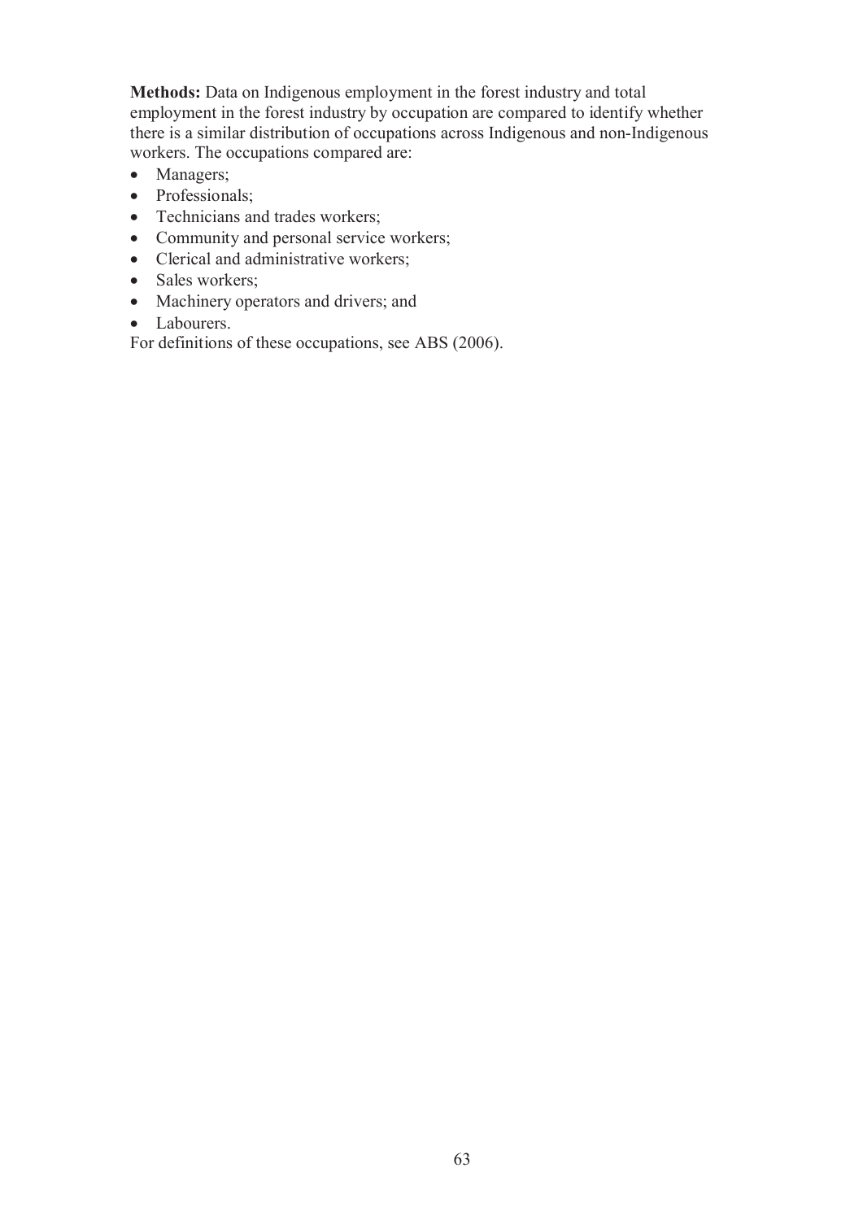**Methods:** Data on Indigenous employment in the forest industry and total employment in the forest industry by occupation are compared to identify whether there is a similar distribution of occupations across Indigenous and non-Indigenous workers. The occupations compared are:

- Managers;
- Professionals;
- Technicians and trades workers;
- Community and personal service workers;
- Clerical and administrative workers;
- Sales workers;
- Machinery operators and drivers; and
- Labourers.

For definitions of these occupations, see ABS (2006).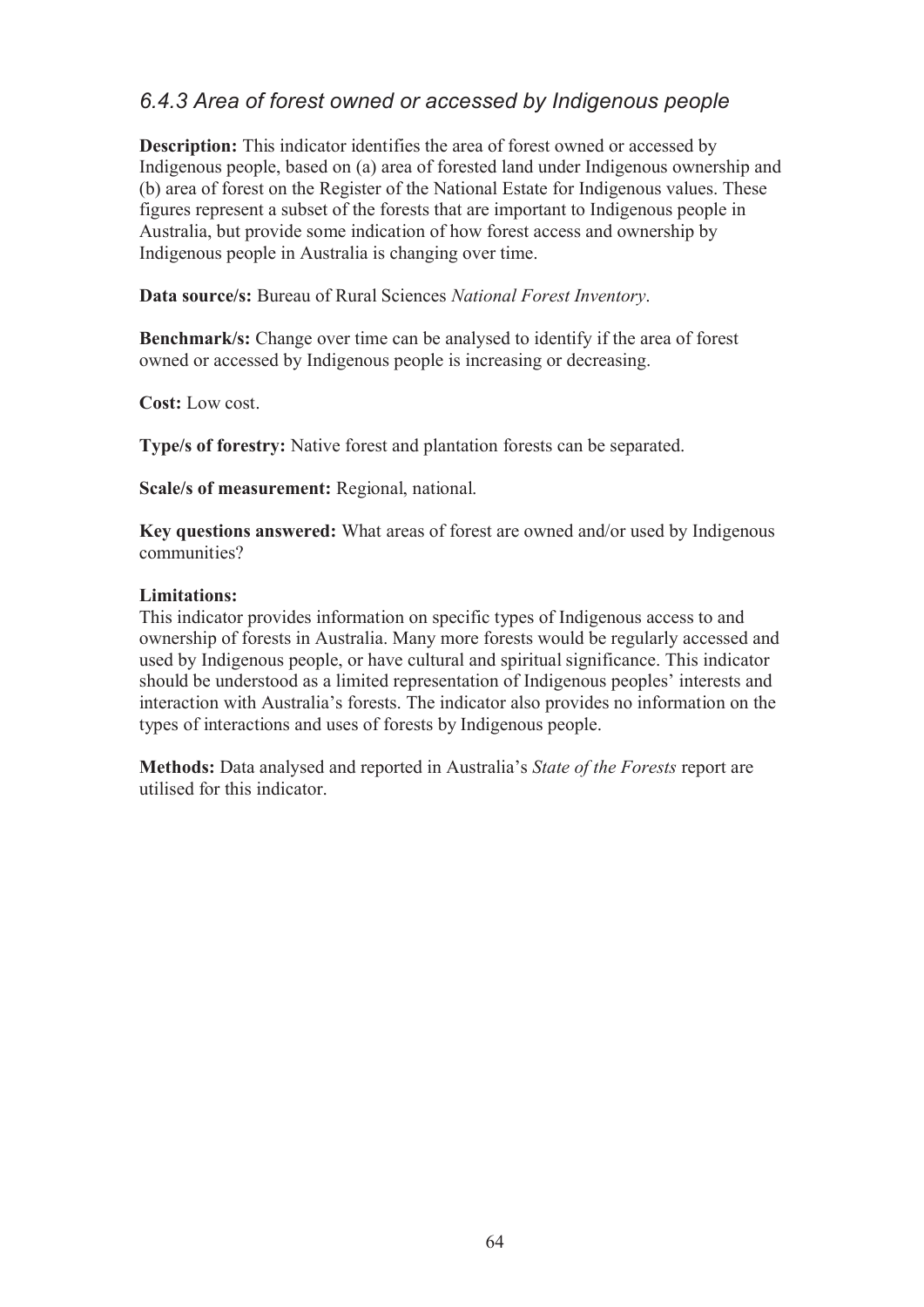### *6.4.3 Area of forest owned or accessed by Indigenous people*

**Description:** This indicator identifies the area of forest owned or accessed by Indigenous people, based on (a) area of forested land under Indigenous ownership and (b) area of forest on the Register of the National Estate for Indigenous values. These figures represent a subset of the forests that are important to Indigenous people in Australia, but provide some indication of how forest access and ownership by Indigenous people in Australia is changing over time.

**Data source/s:** Bureau of Rural Sciences *National Forest Inventory*.

**Benchmark/s:** Change over time can be analysed to identify if the area of forest owned or accessed by Indigenous people is increasing or decreasing.

**Cost:** Low cost.

**Type/s of forestry:** Native forest and plantation forests can be separated.

**Scale/s of measurement:** Regional, national.

**Key questions answered:** What areas of forest are owned and/or used by Indigenous communities?

**Limitations:**
This indicator provides information on specific types of Indigenous access to and ownership of forests in Australia. Many more forests would be regularly accessed and used by Indigenous people, or have cultural and spiritual significance. This indicator should be understood as a limited representation of Indigenous peoples' interests and interaction with Australia's forests. The indicator also provides no information on the types of interactions and uses of forests by Indigenous people.

**Methods:** Data analysed and reported in Australia's *State of the Forests* report are utilised for this indicator.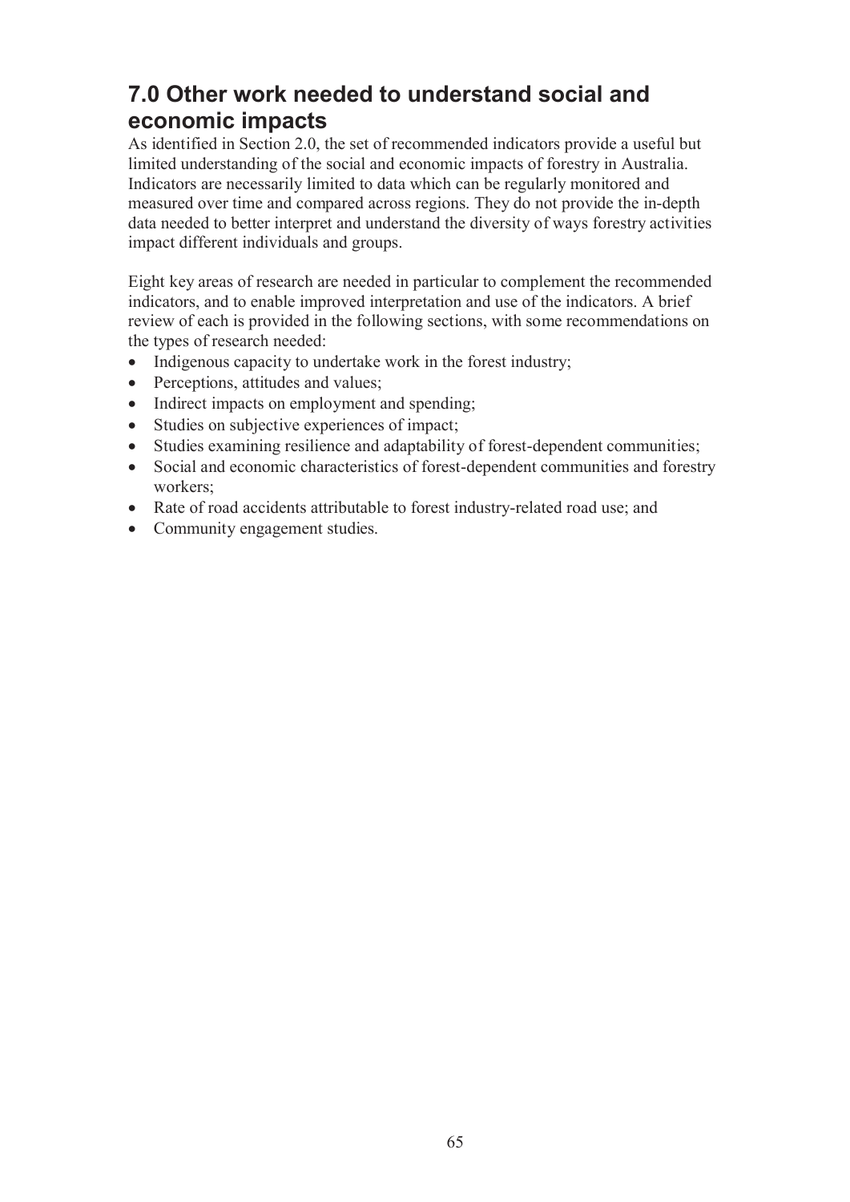## 7.0 Other work needed to understand social and economic impacts

As identified in Section 2.0, the set of recommended indicators provide a useful but limited understanding of the social and economic impacts of forestry in Australia. Indicators are necessarily limited to data which can be regularly monitored and measured over time and compared across regions. They do not provide the in-depth data needed to better interpret and understand the diversity of ways forestry activities impact different individuals and groups.

Eight key areas of research are needed in particular to complement the recommended indicators, and to enable improved interpretation and use of the indicators. A brief review of each is provided in the following sections, with some recommendations on the types of research needed:

- Indigenous capacity to undertake work in the forest industry;
- Perceptions, attitudes and values;
- Indirect impacts on employment and spending;
- Studies on subjective experiences of impact;
- Studies examining resilience and adaptability of forest-dependent communities;
- Social and economic characteristics of forest-dependent communities and forestry workers;
- Rate of road accidents attributable to forest industry-related road use; and
- Community engagement studies.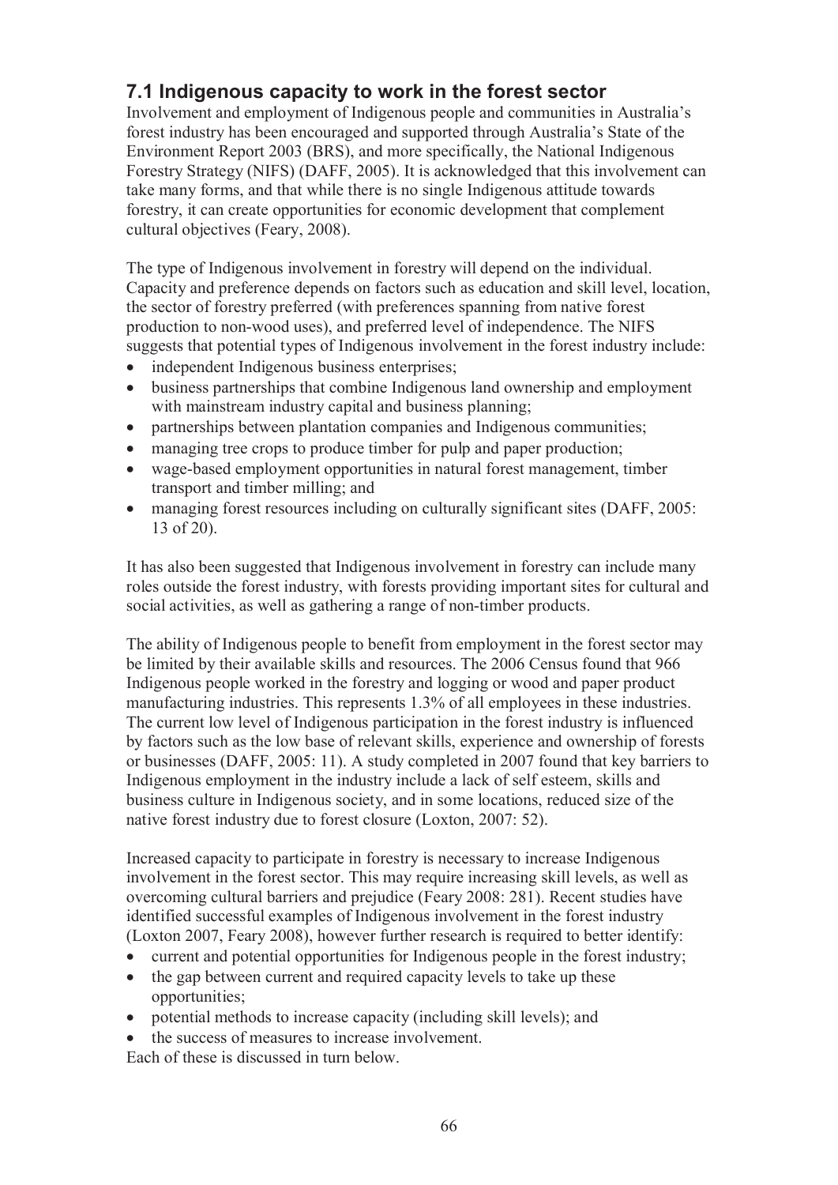## 7.1 Indigenous capacity to work in the forest sector

Involvement and employment of Indigenous people and communities in Australia's forest industry has been encouraged and supported through Australia's State of the Environment Report 2003 (BRS), and more specifically, the National Indigenous Forestry Strategy (NIFS) (DAFF, 2005). It is acknowledged that this involvement can take many forms, and that while there is no single Indigenous attitude towards forestry, it can create opportunities for economic development that complement cultural objectives (Feary, 2008).

The type of Indigenous involvement in forestry will depend on the individual. Capacity and preference depends on factors such as education and skill level, location, the sector of forestry preferred (with preferences spanning from native forest production to non-wood uses), and preferred level of independence. The NIFS suggests that potential types of Indigenous involvement in the forest industry include:

- independent Indigenous business enterprises;
- business partnerships that combine Indigenous land ownership and employment with mainstream industry capital and business planning;
- partnerships between plantation companies and Indigenous communities;
- managing tree crops to produce timber for pulp and paper production;
- wage-based employment opportunities in natural forest management, timber transport and timber milling; and
- managing forest resources including on culturally significant sites (DAFF, 2005: 13 of 20).

It has also been suggested that Indigenous involvement in forestry can include many roles outside the forest industry, with forests providing important sites for cultural and social activities, as well as gathering a range of non-timber products.

The ability of Indigenous people to benefit from employment in the forest sector may be limited by their available skills and resources. The 2006 Census found that 966 Indigenous people worked in the forestry and logging or wood and paper product manufacturing industries. This represents 1.3% of all employees in these industries. The current low level of Indigenous participation in the forest industry is influenced by factors such as the low base of relevant skills, experience and ownership of forests or businesses (DAFF, 2005: 11). A study completed in 2007 found that key barriers to Indigenous employment in the industry include a lack of self esteem, skills and business culture in Indigenous society, and in some locations, reduced size of the native forest industry due to forest closure (Loxton, 2007: 52).

Increased capacity to participate in forestry is necessary to increase Indigenous involvement in the forest sector. This may require increasing skill levels, as well as overcoming cultural barriers and prejudice (Feary 2008: 281). Recent studies have identified successful examples of Indigenous involvement in the forest industry (Loxton 2007, Feary 2008), however further research is required to better identify:

- current and potential opportunities for Indigenous people in the forest industry;
- the gap between current and required capacity levels to take up these opportunities;
- potential methods to increase capacity (including skill levels); and
- the success of measures to increase involvement.

Each of these is discussed in turn below.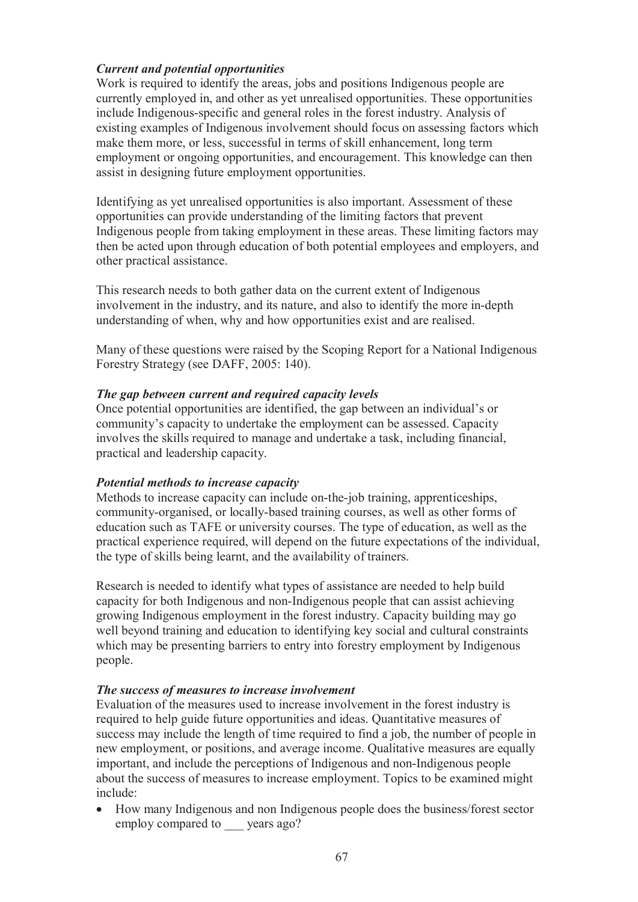***Current and potential opportunities***

Work is required to identify the areas, jobs and positions Indigenous people are currently employed in, and other as yet unrealised opportunities. These opportunities include Indigenous-specific and general roles in the forest industry. Analysis of existing examples of Indigenous involvement should focus on assessing factors which make them more, or less, successful in terms of skill enhancement, long term employment or ongoing opportunities, and encouragement. This knowledge can then assist in designing future employment opportunities.

Identifying as yet unrealised opportunities is also important. Assessment of these opportunities can provide understanding of the limiting factors that prevent Indigenous people from taking employment in these areas. These limiting factors may then be acted upon through education of both potential employees and employers, and other practical assistance.

This research needs to both gather data on the current extent of Indigenous involvement in the industry, and its nature, and also to identify the more in-depth understanding of when, why and how opportunities exist and are realised.

Many of these questions were raised by the Scoping Report for a National Indigenous Forestry Strategy (see DAFF, 2005: 140).

***The gap between current and required capacity levels***

Once potential opportunities are identified, the gap between an individual's or community's capacity to undertake the employment can be assessed. Capacity involves the skills required to manage and undertake a task, including financial, practical and leadership capacity.

***Potential methods to increase capacity***

Methods to increase capacity can include on-the-job training, apprenticeships, community-organised, or locally-based training courses, as well as other forms of education such as TAFE or university courses. The type of education, as well as the practical experience required, will depend on the future expectations of the individual, the type of skills being learnt, and the availability of trainers.

Research is needed to identify what types of assistance are needed to help build capacity for both Indigenous and non-Indigenous people that can assist achieving growing Indigenous employment in the forest industry. Capacity building may go well beyond training and education to identifying key social and cultural constraints which may be presenting barriers to entry into forestry employment by Indigenous people.

***The success of measures to increase involvement***

Evaluation of the measures used to increase involvement in the forest industry is required to help guide future opportunities and ideas. Quantitative measures of success may include the length of time required to find a job, the number of people in new employment, or positions, and average income. Qualitative measures are equally important, and include the perceptions of Indigenous and non-Indigenous people about the success of measures to increase employment. Topics to be examined might include:

- How many Indigenous and non Indigenous people does the business/forest sector employ compared to ___ years ago?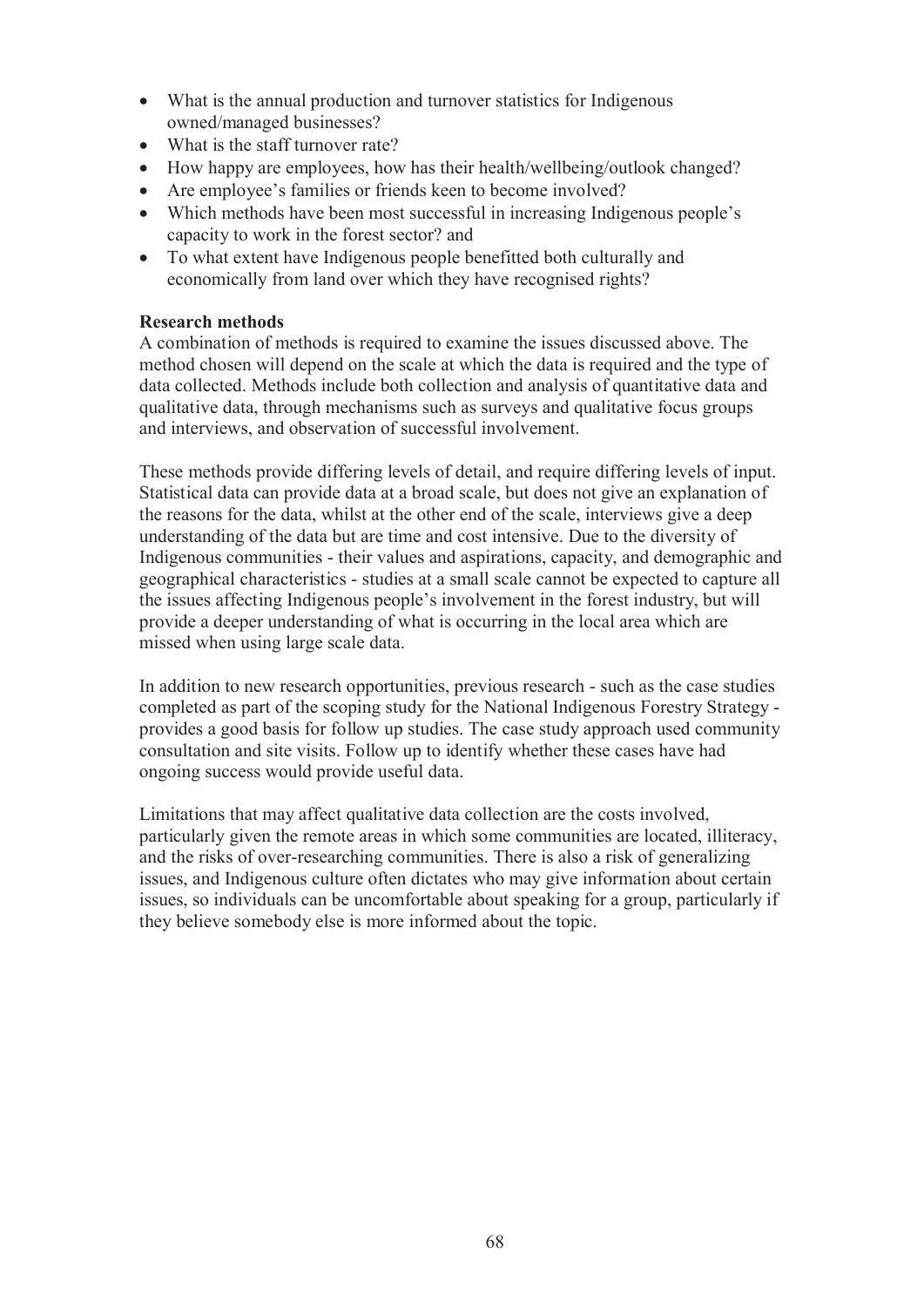- What is the annual production and turnover statistics for Indigenous owned/managed businesses?
- What is the staff turnover rate?
- How happy are employees, how has their health/wellbeing/outlook changed?
- Are employee's families or friends keen to become involved?
- Which methods have been most successful in increasing Indigenous people's capacity to work in the forest sector? and
- To what extent have Indigenous people benefitted both culturally and economically from land over which they have recognised rights?

**Research methods**

A combination of methods is required to examine the issues discussed above. The method chosen will depend on the scale at which the data is required and the type of data collected. Methods include both collection and analysis of quantitative data and qualitative data, through mechanisms such as surveys and qualitative focus groups and interviews, and observation of successful involvement.

These methods provide differing levels of detail, and require differing levels of input. Statistical data can provide data at a broad scale, but does not give an explanation of the reasons for the data, whilst at the other end of the scale, interviews give a deep understanding of the data but are time and cost intensive. Due to the diversity of Indigenous communities - their values and aspirations, capacity, and demographic and geographical characteristics - studies at a small scale cannot be expected to capture all the issues affecting Indigenous people's involvement in the forest industry, but will provide a deeper understanding of what is occurring in the local area which are missed when using large scale data.

In addition to new research opportunities, previous research - such as the case studies completed as part of the scoping study for the National Indigenous Forestry Strategy - provides a good basis for follow up studies. The case study approach used community consultation and site visits. Follow up to identify whether these cases have had ongoing success would provide useful data.

Limitations that may affect qualitative data collection are the costs involved, particularly given the remote areas in which some communities are located, illiteracy, and the risks of over-researching communities. There is also a risk of generalizing issues, and Indigenous culture often dictates who may give information about certain issues, so individuals can be uncomfortable about speaking for a group, particularly if they believe somebody else is more informed about the topic.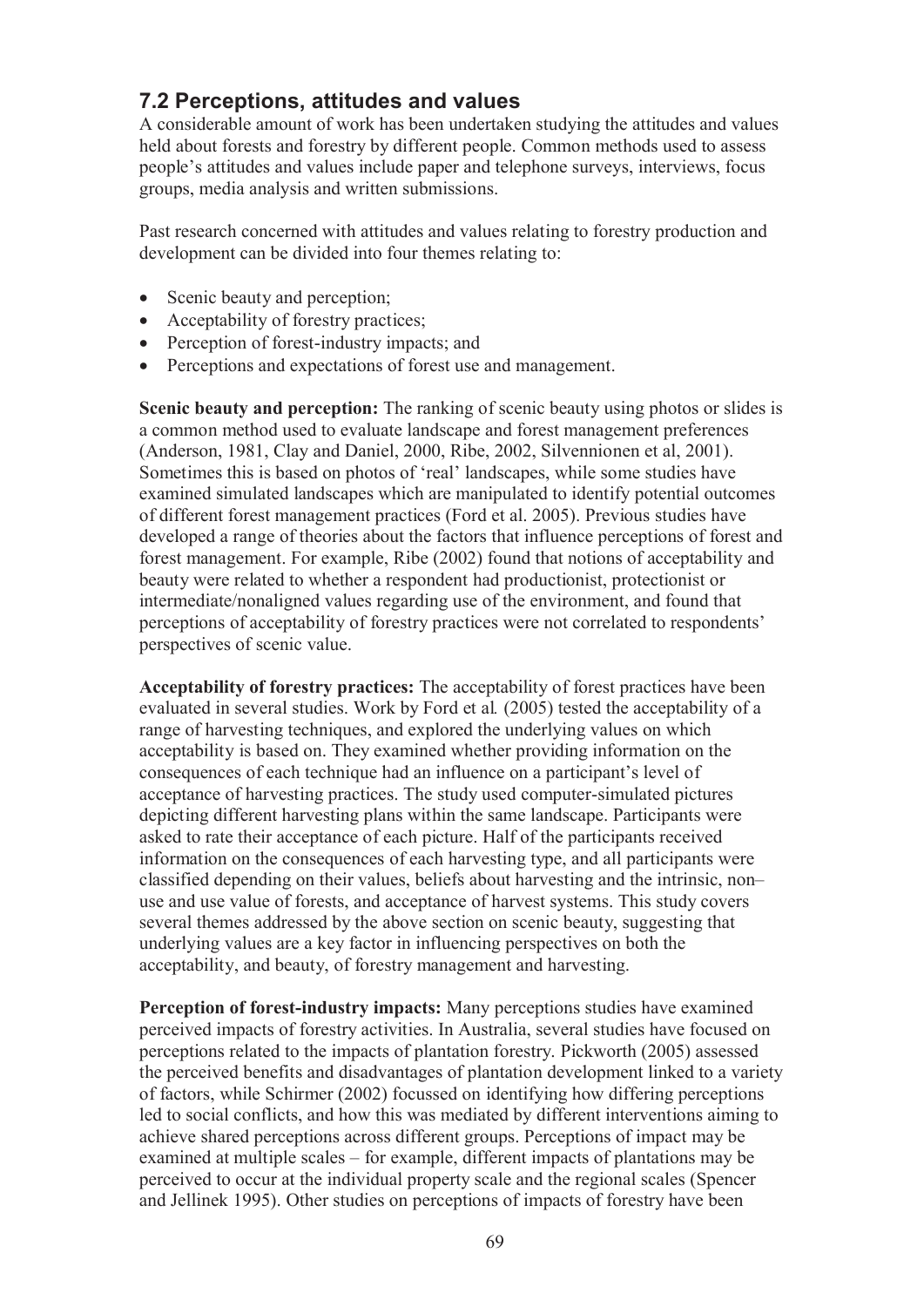## 7.2 Perceptions, attitudes and values

A considerable amount of work has been undertaken studying the attitudes and values held about forests and forestry by different people. Common methods used to assess people's attitudes and values include paper and telephone surveys, interviews, focus groups, media analysis and written submissions.

Past research concerned with attitudes and values relating to forestry production and development can be divided into four themes relating to:

- Scenic beauty and perception;
- Acceptability of forestry practices;
- Perception of forest-industry impacts; and
- Perceptions and expectations of forest use and management.

**Scenic beauty and perception:** The ranking of scenic beauty using photos or slides is a common method used to evaluate landscape and forest management preferences (Anderson, 1981, Clay and Daniel, 2000, Ribe, 2002, Silvennionen et al, 2001). Sometimes this is based on photos of 'real' landscapes, while some studies have examined simulated landscapes which are manipulated to identify potential outcomes of different forest management practices (Ford et al. 2005). Previous studies have developed a range of theories about the factors that influence perceptions of forest and forest management. For example, Ribe (2002) found that notions of acceptability and beauty were related to whether a respondent had productionist, protectionist or intermediate/nonaligned values regarding use of the environment, and found that perceptions of acceptability of forestry practices were not correlated to respondents' perspectives of scenic value.

**Acceptability of forestry practices:** The acceptability of forest practices have been evaluated in several studies. Work by Ford et al*.* (2005) tested the acceptability of a range of harvesting techniques, and explored the underlying values on which acceptability is based on. They examined whether providing information on the consequences of each technique had an influence on a participant's level of acceptance of harvesting practices. The study used computer-simulated pictures depicting different harvesting plans within the same landscape. Participants were asked to rate their acceptance of each picture. Half of the participants received information on the consequences of each harvesting type, and all participants were classified depending on their values, beliefs about harvesting and the intrinsic, non–use and use value of forests, and acceptance of harvest systems. This study covers several themes addressed by the above section on scenic beauty, suggesting that underlying values are a key factor in influencing perspectives on both the acceptability, and beauty, of forestry management and harvesting.

**Perception of forest-industry impacts:** Many perceptions studies have examined perceived impacts of forestry activities. In Australia, several studies have focused on perceptions related to the impacts of plantation forestry. Pickworth (2005) assessed the perceived benefits and disadvantages of plantation development linked to a variety of factors, while Schirmer (2002) focussed on identifying how differing perceptions led to social conflicts, and how this was mediated by different interventions aiming to achieve shared perceptions across different groups. Perceptions of impact may be examined at multiple scales – for example, different impacts of plantations may be perceived to occur at the individual property scale and the regional scales (Spencer and Jellinek 1995). Other studies on perceptions of impacts of forestry have been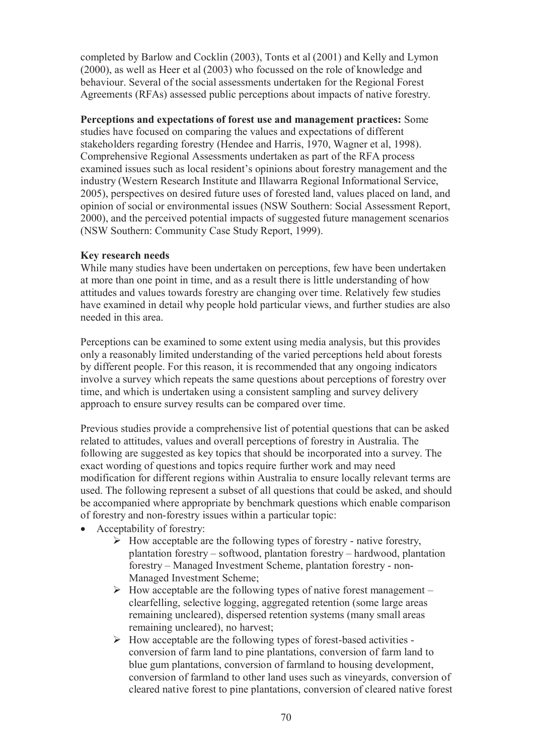completed by Barlow and Cocklin (2003), Tonts et al (2001) and Kelly and Lymon (2000), as well as Heer et al (2003) who focussed on the role of knowledge and behaviour. Several of the social assessments undertaken for the Regional Forest Agreements (RFAs) assessed public perceptions about impacts of native forestry.

**Perceptions and expectations of forest use and management practices:** Some studies have focused on comparing the values and expectations of different stakeholders regarding forestry (Hendee and Harris, 1970, Wagner et al, 1998). Comprehensive Regional Assessments undertaken as part of the RFA process examined issues such as local resident's opinions about forestry management and the industry (Western Research Institute and Illawarra Regional Informational Service, 2005), perspectives on desired future uses of forested land, values placed on land, and opinion of social or environmental issues (NSW Southern: Social Assessment Report, 2000), and the perceived potential impacts of suggested future management scenarios (NSW Southern: Community Case Study Report, 1999).

**Key research needs**

While many studies have been undertaken on perceptions, few have been undertaken at more than one point in time, and as a result there is little understanding of how attitudes and values towards forestry are changing over time. Relatively few studies have examined in detail why people hold particular views, and further studies are also needed in this area.

Perceptions can be examined to some extent using media analysis, but this provides only a reasonably limited understanding of the varied perceptions held about forests by different people. For this reason, it is recommended that any ongoing indicators involve a survey which repeats the same questions about perceptions of forestry over time, and which is undertaken using a consistent sampling and survey delivery approach to ensure survey results can be compared over time.

Previous studies provide a comprehensive list of potential questions that can be asked related to attitudes, values and overall perceptions of forestry in Australia. The following are suggested as key topics that should be incorporated into a survey. The exact wording of questions and topics require further work and may need modification for different regions within Australia to ensure locally relevant terms are used. The following represent a subset of all questions that could be asked, and should be accompanied where appropriate by benchmark questions which enable comparison of forestry and non-forestry issues within a particular topic:

- Acceptability of forestry:
  - How acceptable are the following types of forestry - native forestry, plantation forestry – softwood, plantation forestry – hardwood, plantation forestry – Managed Investment Scheme, plantation forestry - non-Managed Investment Scheme;
  - How acceptable are the following types of native forest management – clearfelling, selective logging, aggregated retention (some large areas remaining uncleared), dispersed retention systems (many small areas remaining uncleared), no harvest;
  - How acceptable are the following types of forest-based activities - conversion of farm land to pine plantations, conversion of farm land to blue gum plantations, conversion of farmland to housing development, conversion of farmland to other land uses such as vineyards, conversion of cleared native forest to pine plantations, conversion of cleared native forest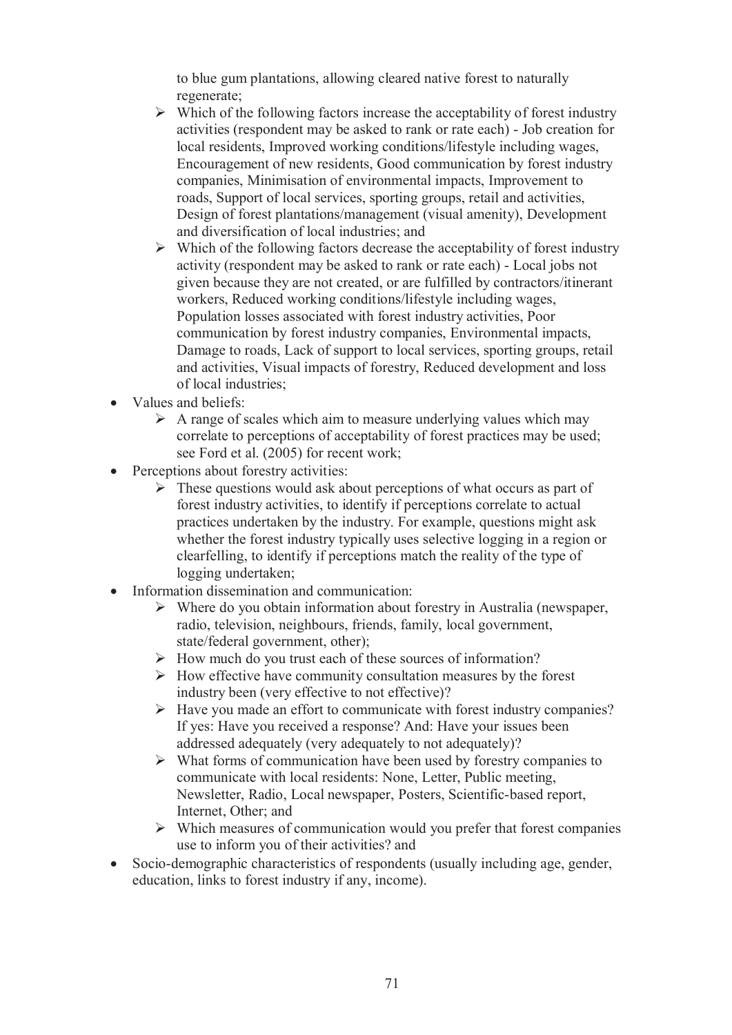to blue gum plantations, allowing cleared native forest to naturally regenerate;
  - Which of the following factors increase the acceptability of forest industry activities (respondent may be asked to rank or rate each) - Job creation for local residents, Improved working conditions/lifestyle including wages, Encouragement of new residents, Good communication by forest industry companies, Minimisation of environmental impacts, Improvement to roads, Support of local services, sporting groups, retail and activities, Design of forest plantations/management (visual amenity), Development and diversification of local industries; and
  - Which of the following factors decrease the acceptability of forest industry activity (respondent may be asked to rank or rate each) - Local jobs not given because they are not created, or are fulfilled by contractors/itinerant workers, Reduced working conditions/lifestyle including wages, Population losses associated with forest industry activities, Poor communication by forest industry companies, Environmental impacts, Damage to roads, Lack of support to local services, sporting groups, retail and activities, Visual impacts of forestry, Reduced development and loss of local industries;
- Values and beliefs:
  - A range of scales which aim to measure underlying values which may correlate to perceptions of acceptability of forest practices may be used; see Ford et al. (2005) for recent work;
- Perceptions about forestry activities:
  - These questions would ask about perceptions of what occurs as part of forest industry activities, to identify if perceptions correlate to actual practices undertaken by the industry. For example, questions might ask whether the forest industry typically uses selective logging in a region or clearfelling, to identify if perceptions match the reality of the type of logging undertaken;
- Information dissemination and communication:
  - Where do you obtain information about forestry in Australia (newspaper, radio, television, neighbours, friends, family, local government, state/federal government, other);
  - How much do you trust each of these sources of information?
  - How effective have community consultation measures by the forest industry been (very effective to not effective)?
  - Have you made an effort to communicate with forest industry companies? If yes: Have you received a response? And: Have your issues been addressed adequately (very adequately to not adequately)?
  - What forms of communication have been used by forestry companies to communicate with local residents: None, Letter, Public meeting, Newsletter, Radio, Local newspaper, Posters, Scientific-based report, Internet, Other; and
  - Which measures of communication would you prefer that forest companies use to inform you of their activities? and
- Socio-demographic characteristics of respondents (usually including age, gender, education, links to forest industry if any, income).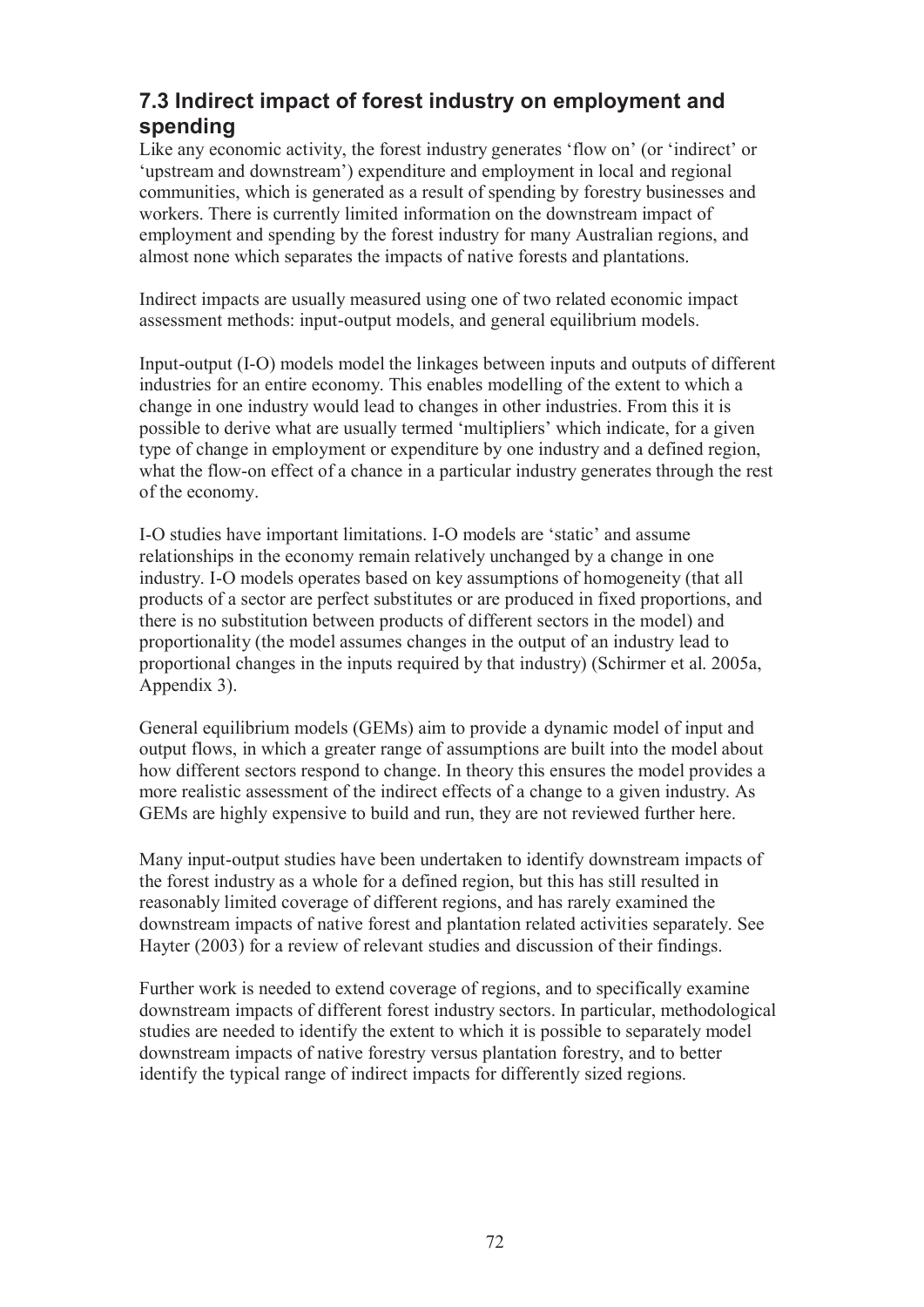## 7.3 Indirect impact of forest industry on employment and spending

Like any economic activity, the forest industry generates 'flow on' (or 'indirect' or 'upstream and downstream') expenditure and employment in local and regional communities, which is generated as a result of spending by forestry businesses and workers. There is currently limited information on the downstream impact of employment and spending by the forest industry for many Australian regions, and almost none which separates the impacts of native forests and plantations.

Indirect impacts are usually measured using one of two related economic impact assessment methods: input-output models, and general equilibrium models.

Input-output (I-O) models model the linkages between inputs and outputs of different industries for an entire economy. This enables modelling of the extent to which a change in one industry would lead to changes in other industries. From this it is possible to derive what are usually termed 'multipliers' which indicate, for a given type of change in employment or expenditure by one industry and a defined region, what the flow-on effect of a chance in a particular industry generates through the rest of the economy.

I-O studies have important limitations. I-O models are 'static' and assume relationships in the economy remain relatively unchanged by a change in one industry. I-O models operates based on key assumptions of homogeneity (that all products of a sector are perfect substitutes or are produced in fixed proportions, and there is no substitution between products of different sectors in the model) and proportionality (the model assumes changes in the output of an industry lead to proportional changes in the inputs required by that industry) (Schirmer et al. 2005a, Appendix 3).

General equilibrium models (GEMs) aim to provide a dynamic model of input and output flows, in which a greater range of assumptions are built into the model about how different sectors respond to change. In theory this ensures the model provides a more realistic assessment of the indirect effects of a change to a given industry. As GEMs are highly expensive to build and run, they are not reviewed further here.

Many input-output studies have been undertaken to identify downstream impacts of the forest industry as a whole for a defined region, but this has still resulted in reasonably limited coverage of different regions, and has rarely examined the downstream impacts of native forest and plantation related activities separately. See Hayter (2003) for a review of relevant studies and discussion of their findings.

Further work is needed to extend coverage of regions, and to specifically examine downstream impacts of different forest industry sectors. In particular, methodological studies are needed to identify the extent to which it is possible to separately model downstream impacts of native forestry versus plantation forestry, and to better identify the typical range of indirect impacts for differently sized regions.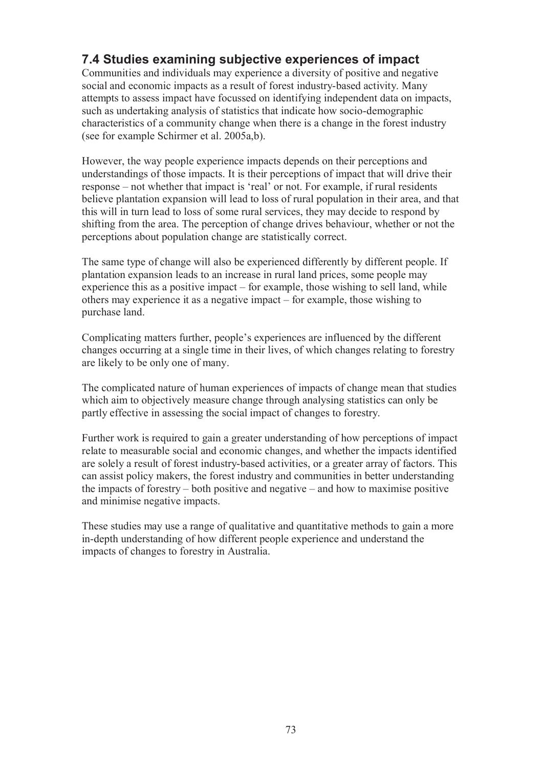## 7.4 Studies examining subjective experiences of impact

Communities and individuals may experience a diversity of positive and negative social and economic impacts as a result of forest industry-based activity. Many attempts to assess impact have focussed on identifying independent data on impacts, such as undertaking analysis of statistics that indicate how socio-demographic characteristics of a community change when there is a change in the forest industry (see for example Schirmer et al. 2005a,b).

However, the way people experience impacts depends on their perceptions and understandings of those impacts. It is their perceptions of impact that will drive their response – not whether that impact is 'real' or not. For example, if rural residents believe plantation expansion will lead to loss of rural population in their area, and that this will in turn lead to loss of some rural services, they may decide to respond by shifting from the area. The perception of change drives behaviour, whether or not the perceptions about population change are statistically correct.

The same type of change will also be experienced differently by different people. If plantation expansion leads to an increase in rural land prices, some people may experience this as a positive impact – for example, those wishing to sell land, while others may experience it as a negative impact – for example, those wishing to purchase land.

Complicating matters further, people's experiences are influenced by the different changes occurring at a single time in their lives, of which changes relating to forestry are likely to be only one of many.

The complicated nature of human experiences of impacts of change mean that studies which aim to objectively measure change through analysing statistics can only be partly effective in assessing the social impact of changes to forestry.

Further work is required to gain a greater understanding of how perceptions of impact relate to measurable social and economic changes, and whether the impacts identified are solely a result of forest industry-based activities, or a greater array of factors. This can assist policy makers, the forest industry and communities in better understanding the impacts of forestry – both positive and negative – and how to maximise positive and minimise negative impacts.

These studies may use a range of qualitative and quantitative methods to gain a more in-depth understanding of how different people experience and understand the impacts of changes to forestry in Australia.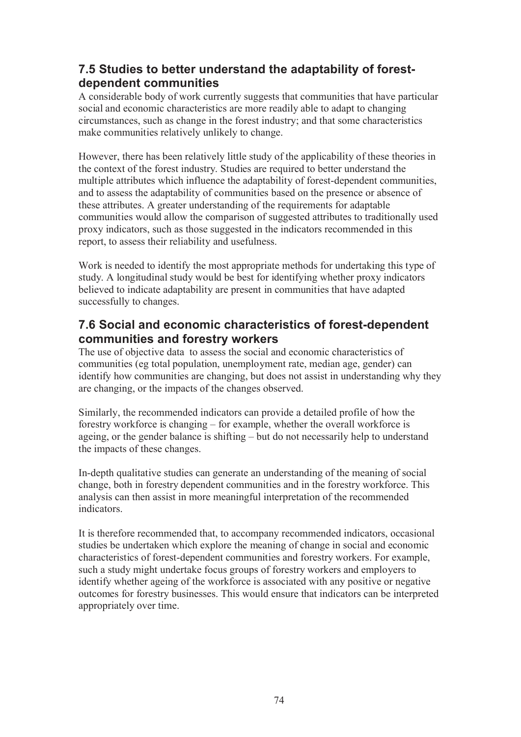## 7.5 Studies to better understand the adaptability of forest-dependent communities

A considerable body of work currently suggests that communities that have particular social and economic characteristics are more readily able to adapt to changing circumstances, such as change in the forest industry; and that some characteristics make communities relatively unlikely to change.

However, there has been relatively little study of the applicability of these theories in the context of the forest industry. Studies are required to better understand the multiple attributes which influence the adaptability of forest-dependent communities, and to assess the adaptability of communities based on the presence or absence of these attributes. A greater understanding of the requirements for adaptable communities would allow the comparison of suggested attributes to traditionally used proxy indicators, such as those suggested in the indicators recommended in this report, to assess their reliability and usefulness.

Work is needed to identify the most appropriate methods for undertaking this type of study. A longitudinal study would be best for identifying whether proxy indicators believed to indicate adaptability are present in communities that have adapted successfully to changes.

## 7.6 Social and economic characteristics of forest-dependent communities and forestry workers

The use of objective data to assess the social and economic characteristics of communities (eg total population, unemployment rate, median age, gender) can identify how communities are changing, but does not assist in understanding why they are changing, or the impacts of the changes observed.

Similarly, the recommended indicators can provide a detailed profile of how the forestry workforce is changing – for example, whether the overall workforce is ageing, or the gender balance is shifting – but do not necessarily help to understand the impacts of these changes.

In-depth qualitative studies can generate an understanding of the meaning of social change, both in forestry dependent communities and in the forestry workforce. This analysis can then assist in more meaningful interpretation of the recommended indicators.

It is therefore recommended that, to accompany recommended indicators, occasional studies be undertaken which explore the meaning of change in social and economic characteristics of forest-dependent communities and forestry workers. For example, such a study might undertake focus groups of forestry workers and employers to identify whether ageing of the workforce is associated with any positive or negative outcomes for forestry businesses. This would ensure that indicators can be interpreted appropriately over time.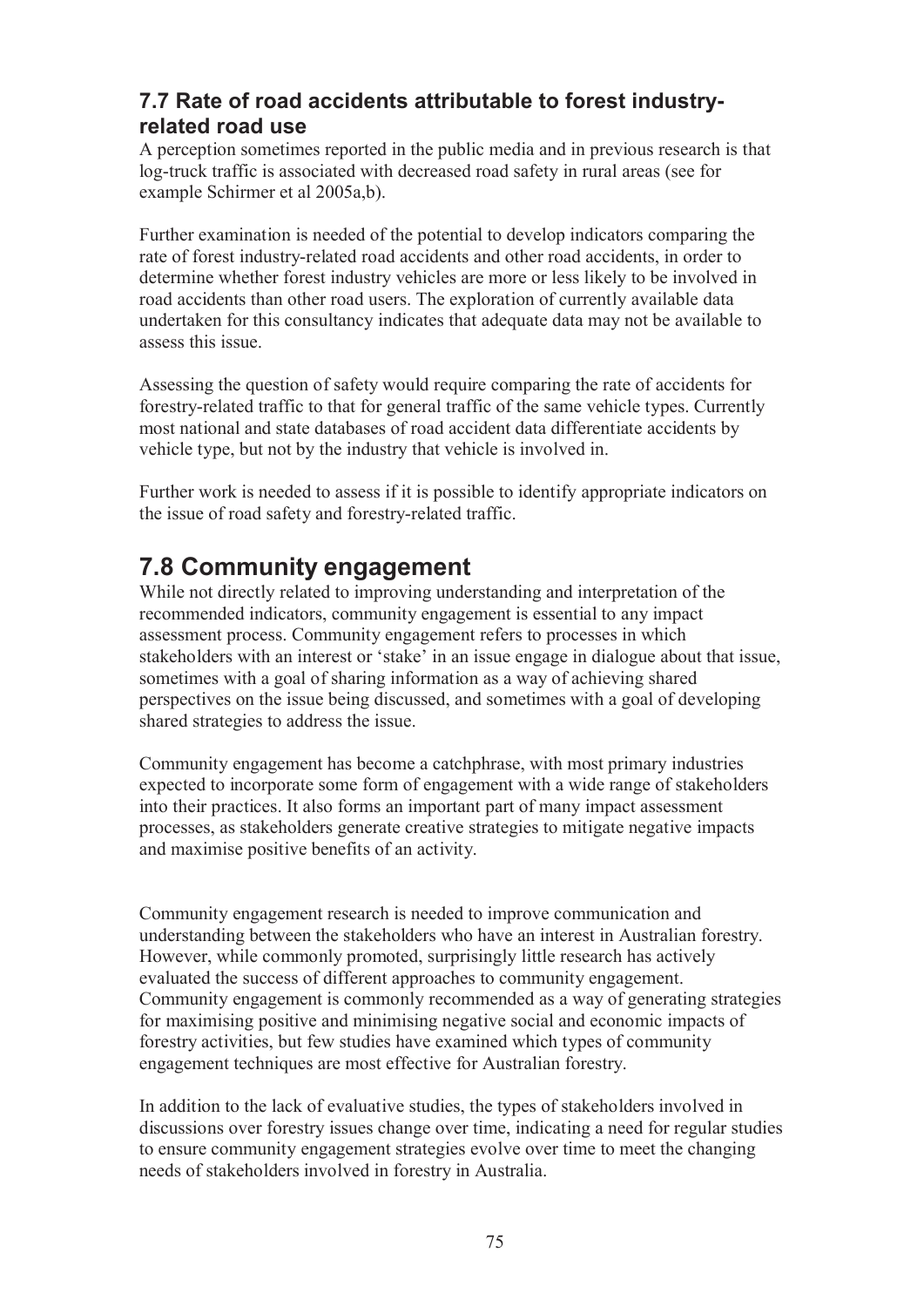### 7.7 Rate of road accidents attributable to forest industry-related road use

A perception sometimes reported in the public media and in previous research is that log-truck traffic is associated with decreased road safety in rural areas (see for example Schirmer et al 2005a,b).

Further examination is needed of the potential to develop indicators comparing the rate of forest industry-related road accidents and other road accidents, in order to determine whether forest industry vehicles are more or less likely to be involved in road accidents than other road users. The exploration of currently available data undertaken for this consultancy indicates that adequate data may not be available to assess this issue.

Assessing the question of safety would require comparing the rate of accidents for forestry-related traffic to that for general traffic of the same vehicle types. Currently most national and state databases of road accident data differentiate accidents by vehicle type, but not by the industry that vehicle is involved in.

Further work is needed to assess if it is possible to identify appropriate indicators on the issue of road safety and forestry-related traffic.

## 7.8 Community engagement

While not directly related to improving understanding and interpretation of the recommended indicators, community engagement is essential to any impact assessment process. Community engagement refers to processes in which stakeholders with an interest or 'stake' in an issue engage in dialogue about that issue, sometimes with a goal of sharing information as a way of achieving shared perspectives on the issue being discussed, and sometimes with a goal of developing shared strategies to address the issue.

Community engagement has become a catchphrase, with most primary industries expected to incorporate some form of engagement with a wide range of stakeholders into their practices. It also forms an important part of many impact assessment processes, as stakeholders generate creative strategies to mitigate negative impacts and maximise positive benefits of an activity.

Community engagement research is needed to improve communication and understanding between the stakeholders who have an interest in Australian forestry. However, while commonly promoted, surprisingly little research has actively evaluated the success of different approaches to community engagement. Community engagement is commonly recommended as a way of generating strategies for maximising positive and minimising negative social and economic impacts of forestry activities, but few studies have examined which types of community engagement techniques are most effective for Australian forestry.

In addition to the lack of evaluative studies, the types of stakeholders involved in discussions over forestry issues change over time, indicating a need for regular studies to ensure community engagement strategies evolve over time to meet the changing needs of stakeholders involved in forestry in Australia.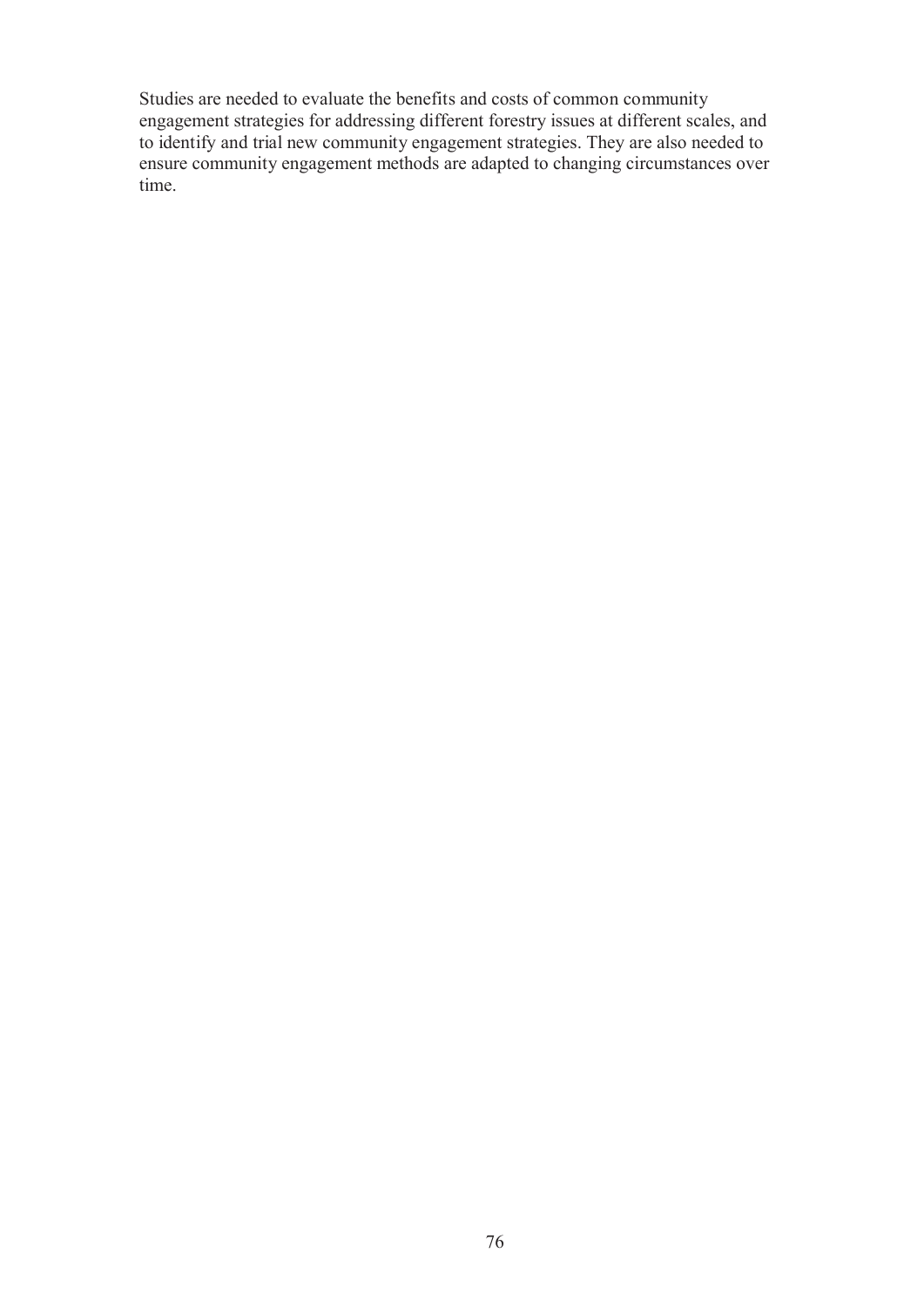Studies are needed to evaluate the benefits and costs of common community engagement strategies for addressing different forestry issues at different scales, and to identify and trial new community engagement strategies. They are also needed to ensure community engagement methods are adapted to changing circumstances over time.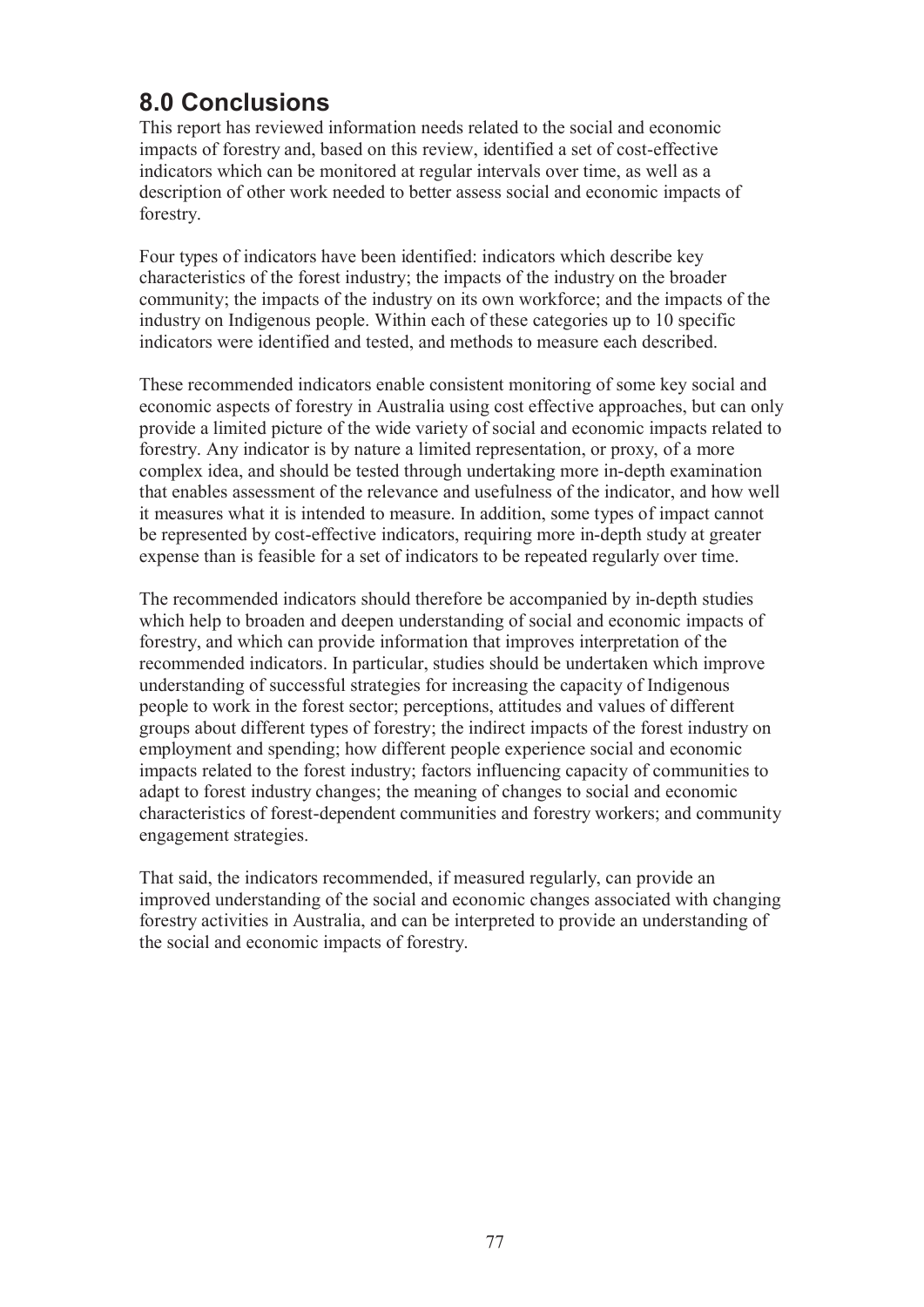# 8.0 Conclusions

This report has reviewed information needs related to the social and economic impacts of forestry and, based on this review, identified a set of cost-effective indicators which can be monitored at regular intervals over time, as well as a description of other work needed to better assess social and economic impacts of forestry.

Four types of indicators have been identified: indicators which describe key characteristics of the forest industry; the impacts of the industry on the broader community; the impacts of the industry on its own workforce; and the impacts of the industry on Indigenous people. Within each of these categories up to 10 specific indicators were identified and tested, and methods to measure each described.

These recommended indicators enable consistent monitoring of some key social and economic aspects of forestry in Australia using cost effective approaches, but can only provide a limited picture of the wide variety of social and economic impacts related to forestry. Any indicator is by nature a limited representation, or proxy, of a more complex idea, and should be tested through undertaking more in-depth examination that enables assessment of the relevance and usefulness of the indicator, and how well it measures what it is intended to measure. In addition, some types of impact cannot be represented by cost-effective indicators, requiring more in-depth study at greater expense than is feasible for a set of indicators to be repeated regularly over time.

The recommended indicators should therefore be accompanied by in-depth studies which help to broaden and deepen understanding of social and economic impacts of forestry, and which can provide information that improves interpretation of the recommended indicators. In particular, studies should be undertaken which improve understanding of successful strategies for increasing the capacity of Indigenous people to work in the forest sector; perceptions, attitudes and values of different groups about different types of forestry; the indirect impacts of the forest industry on employment and spending; how different people experience social and economic impacts related to the forest industry; factors influencing capacity of communities to adapt to forest industry changes; the meaning of changes to social and economic characteristics of forest-dependent communities and forestry workers; and community engagement strategies.

That said, the indicators recommended, if measured regularly, can provide an improved understanding of the social and economic changes associated with changing forestry activities in Australia, and can be interpreted to provide an understanding of the social and economic impacts of forestry.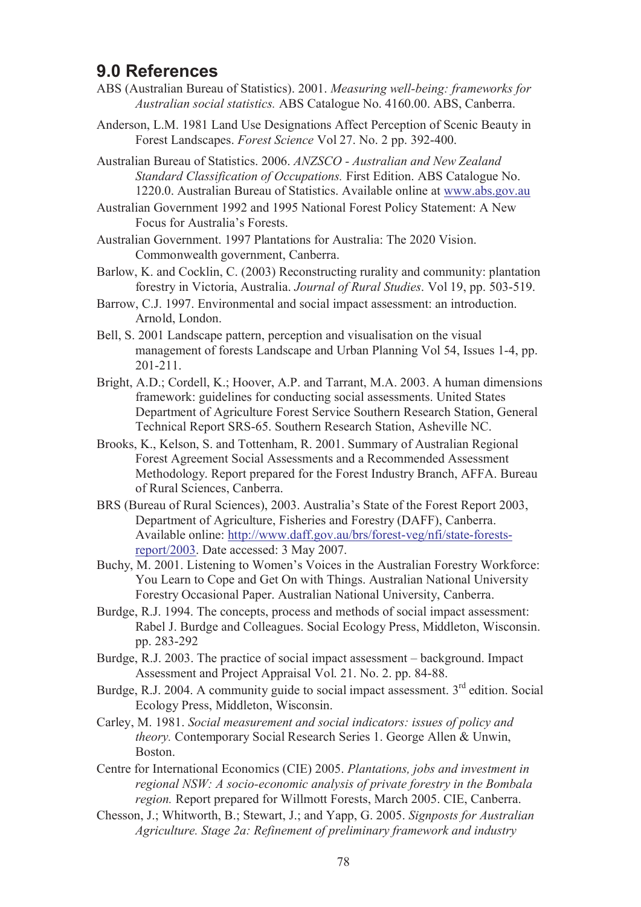## 9.0 References

ABS (Australian Bureau of Statistics). 2001. *Measuring well-being: frameworks for Australian social statistics.* ABS Catalogue No. 4160.00. ABS, Canberra.

Anderson, L.M. 1981 Land Use Designations Affect Perception of Scenic Beauty in Forest Landscapes. *Forest Science* Vol 27. No. 2 pp. 392-400.

Australian Bureau of Statistics. 2006. *ANZSCO - Australian and New Zealand Standard Classification of Occupations.* First Edition. ABS Catalogue No. 1220.0. Australian Bureau of Statistics. Available online at www.abs.gov.au

Australian Government 1992 and 1995 National Forest Policy Statement: A New Focus for Australia's Forests.

Australian Government. 1997 Plantations for Australia: The 2020 Vision. Commonwealth government, Canberra.

Barlow, K. and Cocklin, C. (2003) Reconstructing rurality and community: plantation forestry in Victoria, Australia. *Journal of Rural Studies*. Vol 19, pp. 503-519.

Barrow, C.J. 1997. Environmental and social impact assessment: an introduction. Arnold, London.

Bell, S. 2001 Landscape pattern, perception and visualisation on the visual management of forests Landscape and Urban Planning Vol 54, Issues 1-4, pp. 201-211.

Bright, A.D.; Cordell, K.; Hoover, A.P. and Tarrant, M.A. 2003. A human dimensions framework: guidelines for conducting social assessments. United States Department of Agriculture Forest Service Southern Research Station, General Technical Report SRS-65. Southern Research Station, Asheville NC.

Brooks, K., Kelson, S. and Tottenham, R. 2001. Summary of Australian Regional Forest Agreement Social Assessments and a Recommended Assessment Methodology. Report prepared for the Forest Industry Branch, AFFA. Bureau of Rural Sciences, Canberra.

BRS (Bureau of Rural Sciences), 2003. Australia's State of the Forest Report 2003, Department of Agriculture, Fisheries and Forestry (DAFF), Canberra. Available online: http://www.daff.gov.au/brs/forest-veg/nfi/state-forests-report/2003. Date accessed: 3 May 2007.

Buchy, M. 2001. Listening to Women's Voices in the Australian Forestry Workforce: You Learn to Cope and Get On with Things. Australian National University Forestry Occasional Paper. Australian National University, Canberra.

Burdge, R.J. 1994. The concepts, process and methods of social impact assessment: Rabel J. Burdge and Colleagues. Social Ecology Press, Middleton, Wisconsin. pp. 283-292

Burdge, R.J. 2003. The practice of social impact assessment – background. Impact Assessment and Project Appraisal Vol. 21. No. 2. pp. 84-88.

Burdge, R.J. 2004. A community guide to social impact assessment. 3rd edition. Social Ecology Press, Middleton, Wisconsin.

Carley, M. 1981. *Social measurement and social indicators: issues of policy and theory.* Contemporary Social Research Series 1. George Allen & Unwin, Boston.

Centre for International Economics (CIE) 2005. *Plantations, jobs and investment in regional NSW: A socio-economic analysis of private forestry in the Bombala region.* Report prepared for Willmott Forests, March 2005. CIE, Canberra.

Chesson, J.; Whitworth, B.; Stewart, J.; and Yapp, G. 2005. *Signposts for Australian Agriculture. Stage 2a: Refinement of preliminary framework and industry*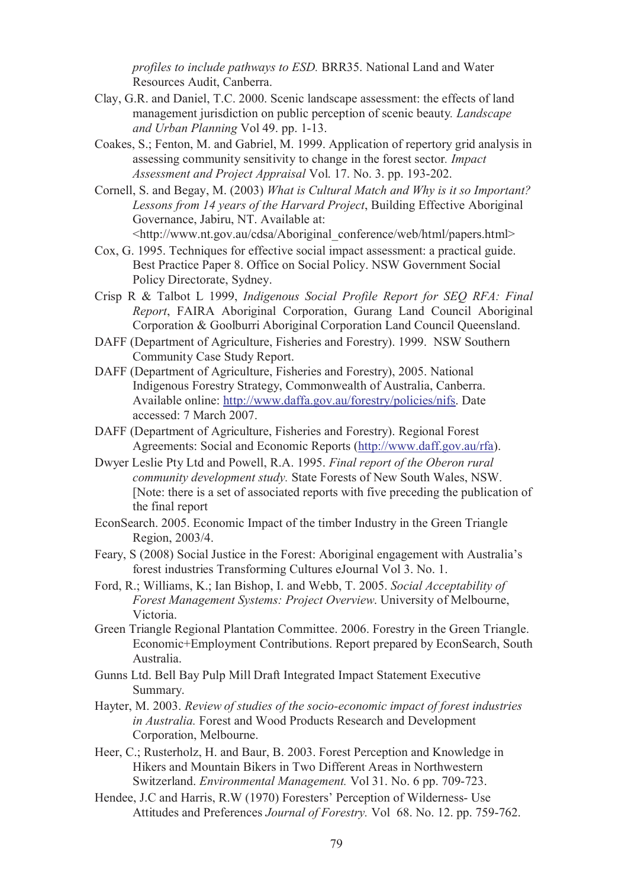*profiles to include pathways to ESD.* BRR35. National Land and Water Resources Audit, Canberra.

Clay, G.R. and Daniel, T.C. 2000. Scenic landscape assessment: the effects of land management jurisdiction on public perception of scenic beauty. *Landscape and Urban Planning* Vol 49. pp. 1-13.

Coakes, S.; Fenton, M. and Gabriel, M. 1999. Application of repertory grid analysis in assessing community sensitivity to change in the forest sector. *Impact Assessment and Project Appraisal* Vol. 17. No. 3. pp. 193-202.

Cornell, S. and Begay, M. (2003) *What is Cultural Match and Why is it so Important? Lessons from 14 years of the Harvard Project*, Building Effective Aboriginal Governance, Jabiru, NT. Available at: <http://www.nt.gov.au/cdsa/Aboriginal_conference/web/html/papers.html>

Cox, G. 1995. Techniques for effective social impact assessment: a practical guide. Best Practice Paper 8. Office on Social Policy. NSW Government Social Policy Directorate, Sydney.

Crisp R & Talbot L 1999, *Indigenous Social Profile Report for SEQ RFA: Final Report*, FAIRA Aboriginal Corporation, Gurang Land Council Aboriginal Corporation & Goolburri Aboriginal Corporation Land Council Queensland.

DAFF (Department of Agriculture, Fisheries and Forestry). 1999. NSW Southern Community Case Study Report.

DAFF (Department of Agriculture, Fisheries and Forestry), 2005. National Indigenous Forestry Strategy, Commonwealth of Australia, Canberra. Available online: http://www.daffa.gov.au/forestry/policies/nifs. Date accessed: 7 March 2007.

DAFF (Department of Agriculture, Fisheries and Forestry). Regional Forest Agreements: Social and Economic Reports (http://www.daff.gov.au/rfa).

Dwyer Leslie Pty Ltd and Powell, R.A. 1995. *Final report of the Oberon rural community development study.* State Forests of New South Wales, NSW. [Note: there is a set of associated reports with five preceding the publication of the final report

EconSearch. 2005. Economic Impact of the timber Industry in the Green Triangle Region, 2003/4.

Feary, S (2008) Social Justice in the Forest: Aboriginal engagement with Australia's forest industries Transforming Cultures eJournal Vol 3. No. 1.

Ford, R.; Williams, K.; Ian Bishop, I. and Webb, T. 2005. *Social Acceptability of Forest Management Systems: Project Overview*. University of Melbourne, Victoria.

Green Triangle Regional Plantation Committee. 2006. Forestry in the Green Triangle. Economic+Employment Contributions. Report prepared by EconSearch, South Australia.

Gunns Ltd. Bell Bay Pulp Mill Draft Integrated Impact Statement Executive Summary.

Hayter, M. 2003. *Review of studies of the socio-economic impact of forest industries in Australia.* Forest and Wood Products Research and Development Corporation, Melbourne.

Heer, C.; Rusterholz, H. and Baur, B. 2003. Forest Perception and Knowledge in Hikers and Mountain Bikers in Two Different Areas in Northwestern Switzerland. *Environmental Management.* Vol 31. No. 6 pp. 709-723.

Hendee, J.C and Harris, R.W (1970) Foresters' Perception of Wilderness- Use Attitudes and Preferences *Journal of Forestry.* Vol 68. No. 12. pp. 759-762.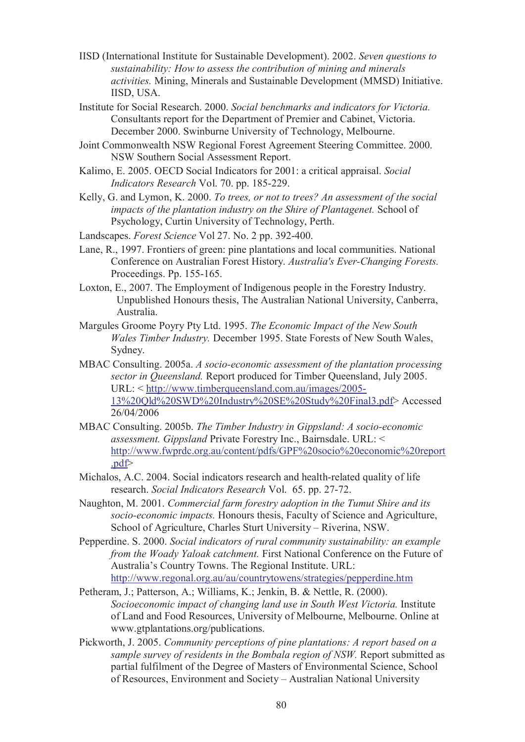IISD (International Institute for Sustainable Development). 2002. *Seven questions to sustainability: How to assess the contribution of mining and minerals activities.* Mining, Minerals and Sustainable Development (MMSD) Initiative. IISD, USA.

Institute for Social Research. 2000. *Social benchmarks and indicators for Victoria.* Consultants report for the Department of Premier and Cabinet, Victoria. December 2000. Swinburne University of Technology, Melbourne.

Joint Commonwealth NSW Regional Forest Agreement Steering Committee. 2000. NSW Southern Social Assessment Report.

Kalimo, E. 2005. OECD Social Indicators for 2001: a critical appraisal. *Social Indicators Research* Vol. 70. pp. 185-229.

Kelly, G. and Lymon, K. 2000. *To trees, or not to trees? An assessment of the social impacts of the plantation industry on the Shire of Plantagenet.* School of Psychology, Curtin University of Technology, Perth.

Landscapes. *Forest Science* Vol 27. No. 2 pp. 392-400.

Lane, R., 1997. Frontiers of green: pine plantations and local communities. National Conference on Australian Forest History. *Australia's Ever-Changing Forests.* Proceedings. Pp. 155-165.

Loxton, E., 2007. The Employment of Indigenous people in the Forestry Industry. Unpublished Honours thesis, The Australian National University, Canberra, Australia.

Margules Groome Poyry Pty Ltd. 1995. *The Economic Impact of the New South Wales Timber Industry.* December 1995. State Forests of New South Wales, Sydney.

MBAC Consulting. 2005a. *A socio-economic assessment of the plantation processing sector in Queensland.* Report produced for Timber Queensland, July 2005. URL: < http://www.timberqueensland.com.au/images/2005-13%20Qld%20SWD%20Industry%20SE%20Study%20Final3.pdf> Accessed 26/04/2006

MBAC Consulting. 2005b. *The Timber Industry in Gippsland: A socio-economic assessment. Gippsland* Private Forestry Inc., Bairnsdale. URL: < http://www.fwprdc.org.au/content/pdfs/GPF%20socio%20economic%20report.pdf>

Michalos, A.C. 2004. Social indicators research and health-related quality of life research. *Social Indicators Research* Vol. 65. pp. 27-72.

Naughton, M. 2001. *Commercial farm forestry adoption in the Tumut Shire and its socio-economic impacts.* Honours thesis, Faculty of Science and Agriculture, School of Agriculture, Charles Sturt University – Riverina, NSW.

Pepperdine. S. 2000. *Social indicators of rural community sustainability: an example from the Woady Yaloak catchment.* First National Conference on the Future of Australia's Country Towns. The Regional Institute. URL: http://www.regonal.org.au/au/countrytowens/strategies/pepperdine.htm

Petheram, J.; Patterson, A.; Williams, K.; Jenkin, B. & Nettle, R. (2000). *Socioeconomic impact of changing land use in South West Victoria.* Institute of Land and Food Resources, University of Melbourne, Melbourne. Online at www.gtplantations.org/publications.

Pickworth, J. 2005. *Community perceptions of pine plantations: A report based on a sample survey of residents in the Bombala region of NSW.* Report submitted as partial fulfilment of the Degree of Masters of Environmental Science, School of Resources, Environment and Society – Australian National University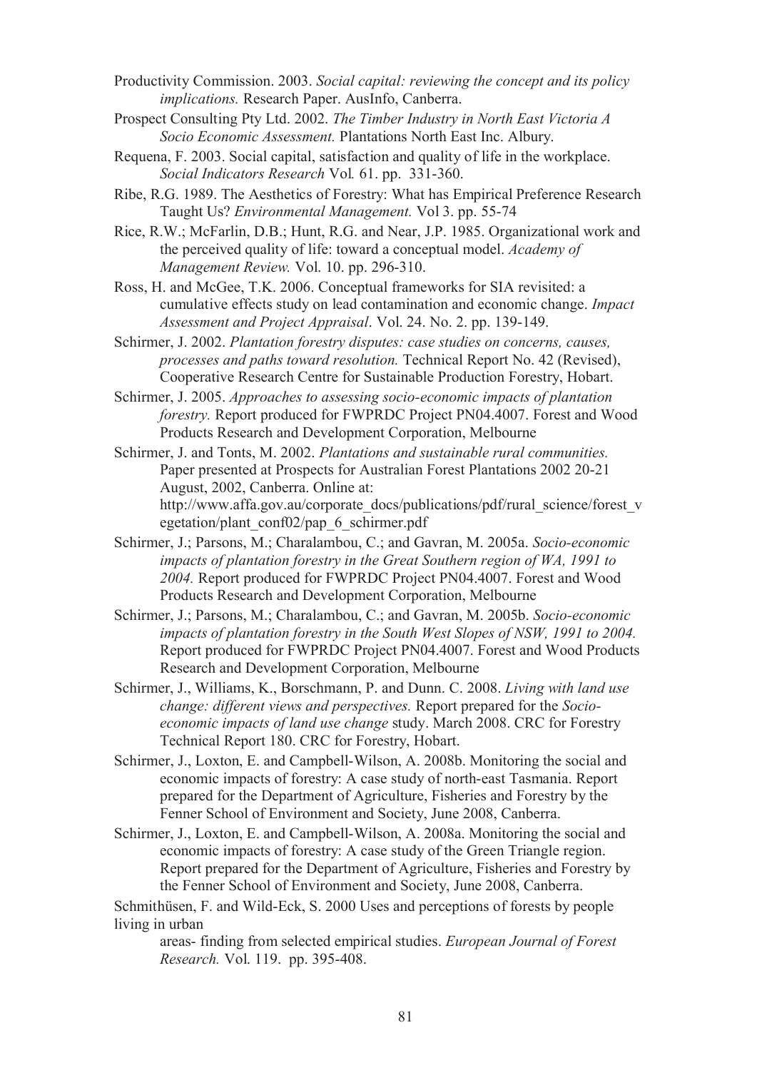Productivity Commission. 2003. *Social capital: reviewing the concept and its policy implications.* Research Paper. AusInfo, Canberra.

Prospect Consulting Pty Ltd. 2002. *The Timber Industry in North East Victoria A Socio Economic Assessment.* Plantations North East Inc. Albury.

Requena, F. 2003. Social capital, satisfaction and quality of life in the workplace. *Social Indicators Research* Vol. 61. pp. 331-360.

Ribe, R.G. 1989. The Aesthetics of Forestry: What has Empirical Preference Research Taught Us? *Environmental Management.* Vol 3. pp. 55-74

Rice, R.W.; McFarlin, D.B.; Hunt, R.G. and Near, J.P. 1985. Organizational work and the perceived quality of life: toward a conceptual model. *Academy of Management Review.* Vol. 10. pp. 296-310.

Ross, H. and McGee, T.K. 2006. Conceptual frameworks for SIA revisited: a cumulative effects study on lead contamination and economic change. *Impact Assessment and Project Appraisal*. Vol. 24. No. 2. pp. 139-149.

Schirmer, J. 2002. *Plantation forestry disputes: case studies on concerns, causes, processes and paths toward resolution.* Technical Report No. 42 (Revised), Cooperative Research Centre for Sustainable Production Forestry, Hobart.

Schirmer, J. 2005. *Approaches to assessing socio-economic impacts of plantation forestry.* Report produced for FWPRDC Project PN04.4007. Forest and Wood Products Research and Development Corporation, Melbourne

Schirmer, J. and Tonts, M. 2002. *Plantations and sustainable rural communities.* Paper presented at Prospects for Australian Forest Plantations 2002 20-21 August, 2002, Canberra. Online at: http://www.affa.gov.au/corporate_docs/publications/pdf/rural_science/forest_vegetation/plant_conf02/pap_6_schirmer.pdf

Schirmer, J.; Parsons, M.; Charalambou, C.; and Gavran, M. 2005a. *Socio-economic impacts of plantation forestry in the Great Southern region of WA, 1991 to 2004.* Report produced for FWPRDC Project PN04.4007. Forest and Wood Products Research and Development Corporation, Melbourne

Schirmer, J.; Parsons, M.; Charalambou, C.; and Gavran, M. 2005b. *Socio-economic impacts of plantation forestry in the South West Slopes of NSW, 1991 to 2004.* Report produced for FWPRDC Project PN04.4007. Forest and Wood Products Research and Development Corporation, Melbourne

Schirmer, J., Williams, K., Borschmann, P. and Dunn. C. 2008. *Living with land use change: different views and perspectives.* Report prepared for the *Socio-economic impacts of land use change* study. March 2008. CRC for Forestry Technical Report 180. CRC for Forestry, Hobart.

Schirmer, J., Loxton, E. and Campbell-Wilson, A. 2008b. Monitoring the social and economic impacts of forestry: A case study of north-east Tasmania. Report prepared for the Department of Agriculture, Fisheries and Forestry by the Fenner School of Environment and Society, June 2008, Canberra.

Schirmer, J., Loxton, E. and Campbell-Wilson, A. 2008a. Monitoring the social and economic impacts of forestry: A case study of the Green Triangle region. Report prepared for the Department of Agriculture, Fisheries and Forestry by the Fenner School of Environment and Society, June 2008, Canberra.

Schmithüsen, F. and Wild-Eck, S. 2000 Uses and perceptions of forests by people living in urban areas- finding from selected empirical studies. *European Journal of Forest Research.* Vol. 119. pp. 395-408.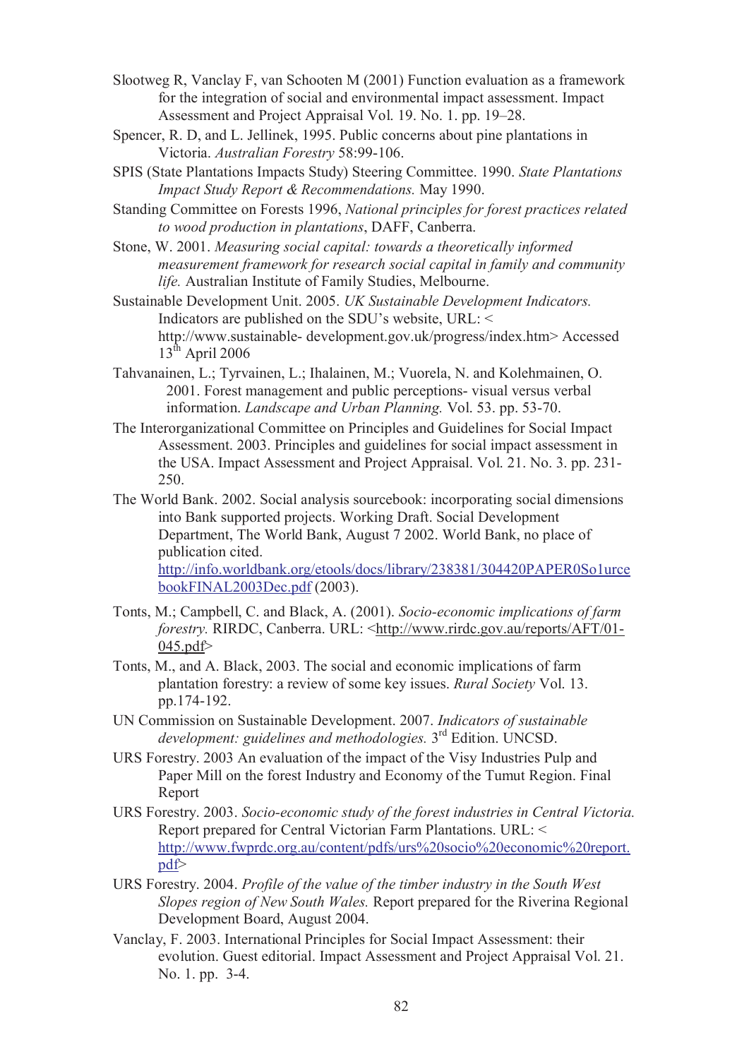Slootweg R, Vanclay F, van Schooten M (2001) Function evaluation as a framework for the integration of social and environmental impact assessment. Impact Assessment and Project Appraisal Vol. 19. No. 1. pp. 19–28.

Spencer, R. D, and L. Jellinek, 1995. Public concerns about pine plantations in Victoria. *Australian Forestry* 58:99-106.

SPIS (State Plantations Impacts Study) Steering Committee. 1990. *State Plantations Impact Study Report & Recommendations.* May 1990.

Standing Committee on Forests 1996, *National principles for forest practices related to wood production in plantations*, DAFF, Canberra.

Stone, W. 2001. *Measuring social capital: towards a theoretically informed measurement framework for research social capital in family and community life.* Australian Institute of Family Studies, Melbourne.

Sustainable Development Unit. 2005. *UK Sustainable Development Indicators.* Indicators are published on the SDU's website, URL: < http://www.sustainable- development.gov.uk/progress/index.htm> Accessed 13th April 2006

Tahvanainen, L.; Tyrvainen, L.; Ihalainen, M.; Vuorela, N. and Kolehmainen, O. 2001. Forest management and public perceptions- visual versus verbal information. *Landscape and Urban Planning.* Vol. 53. pp. 53-70.

The Interorganizational Committee on Principles and Guidelines for Social Impact Assessment. 2003. Principles and guidelines for social impact assessment in the USA. Impact Assessment and Project Appraisal. Vol. 21. No. 3. pp. 231-250.

The World Bank. 2002. Social analysis sourcebook: incorporating social dimensions into Bank supported projects. Working Draft. Social Development Department, The World Bank, August 7 2002. World Bank, no place of publication cited. http://info.worldbank.org/etools/docs/library/238381/304420PAPER0So1urcebookFINAL2003Dec.pdf (2003).

Tonts, M.; Campbell, C. and Black, A. (2001). *Socio-economic implications of farm forestry.* RIRDC, Canberra. URL: <http://www.rirdc.gov.au/reports/AFT/01-045.pdf>

Tonts, M., and A. Black, 2003. The social and economic implications of farm plantation forestry: a review of some key issues. *Rural Society* Vol. 13. pp.174-192.

UN Commission on Sustainable Development. 2007. *Indicators of sustainable development: guidelines and methodologies.* 3rd Edition. UNCSD.

URS Forestry. 2003 An evaluation of the impact of the Visy Industries Pulp and Paper Mill on the forest Industry and Economy of the Tumut Region. Final Report

URS Forestry. 2003. *Socio-economic study of the forest industries in Central Victoria.* Report prepared for Central Victorian Farm Plantations. URL: < http://www.fwprdc.org.au/content/pdfs/urs%20socio%20economic%20report.pdf>

URS Forestry. 2004. *Profile of the value of the timber industry in the South West Slopes region of New South Wales.* Report prepared for the Riverina Regional Development Board, August 2004.

Vanclay, F. 2003. International Principles for Social Impact Assessment: their evolution. Guest editorial. Impact Assessment and Project Appraisal Vol. 21. No. 1. pp. 3-4.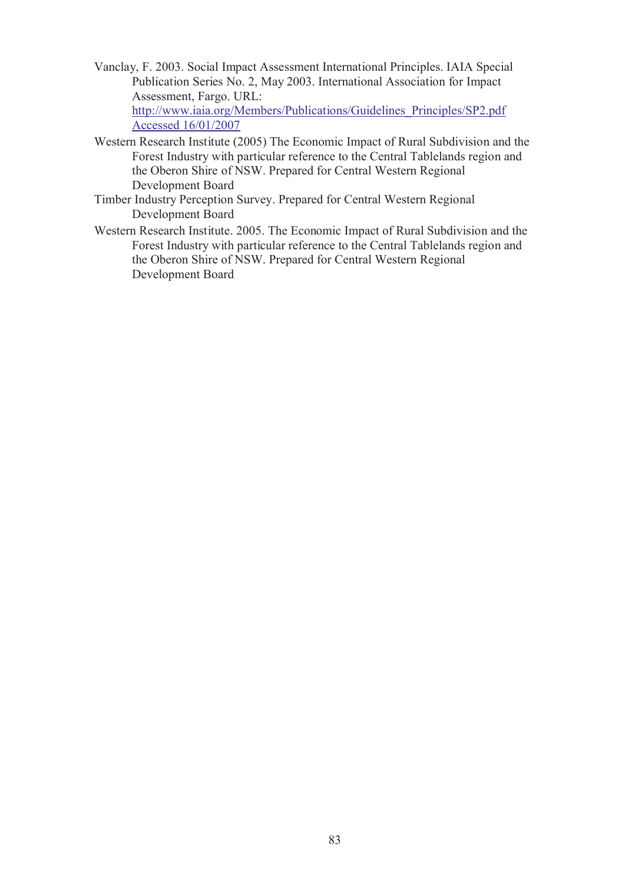Vanclay, F. 2003. Social Impact Assessment International Principles. IAIA Special Publication Series No. 2, May 2003. International Association for Impact Assessment, Fargo. URL: http://www.iaia.org/Members/Publications/Guidelines_Principles/SP2.pdf Accessed 16/01/2007

Western Research Institute (2005) The Economic Impact of Rural Subdivision and the Forest Industry with particular reference to the Central Tablelands region and the Oberon Shire of NSW. Prepared for Central Western Regional Development Board

Timber Industry Perception Survey. Prepared for Central Western Regional Development Board

Western Research Institute. 2005. The Economic Impact of Rural Subdivision and the Forest Industry with particular reference to the Central Tablelands region and the Oberon Shire of NSW. Prepared for Central Western Regional Development Board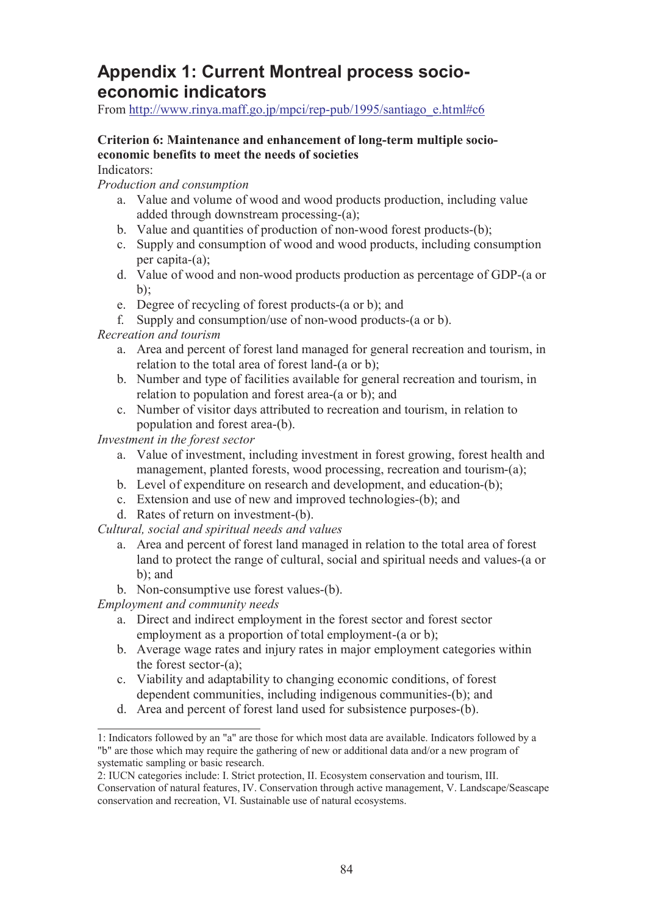# Appendix 1: Current Montreal process socio-economic indicators

From http://www.rinya.maff.go.jp/mpci/rep-pub/1995/santiago_e.html#c6

**Criterion 6: Maintenance and enhancement of long-term multiple socio-economic benefits to meet the needs of societies**

Indicators:

*Production and consumption*

a. Value and volume of wood and wood products production, including value added through downstream processing-(a);
b. Value and quantities of production of non-wood forest products-(b);
c. Supply and consumption of wood and wood products, including consumption per capita-(a);
d. Value of wood and non-wood products production as percentage of GDP-(a or b);
e. Degree of recycling of forest products-(a or b); and
f. Supply and consumption/use of non-wood products-(a or b).

*Recreation and tourism*

a. Area and percent of forest land managed for general recreation and tourism, in relation to the total area of forest land-(a or b);
b. Number and type of facilities available for general recreation and tourism, in relation to population and forest area-(a or b); and
c. Number of visitor days attributed to recreation and tourism, in relation to population and forest area-(b).

*Investment in the forest sector*

a. Value of investment, including investment in forest growing, forest health and management, planted forests, wood processing, recreation and tourism-(a);
b. Level of expenditure on research and development, and education-(b);
c. Extension and use of new and improved technologies-(b); and
d. Rates of return on investment-(b).

*Cultural, social and spiritual needs and values*

a. Area and percent of forest land managed in relation to the total area of forest land to protect the range of cultural, social and spiritual needs and values-(a or b); and
b. Non-consumptive use forest values-(b).

*Employment and community needs*

a. Direct and indirect employment in the forest sector and forest sector employment as a proportion of total employment-(a or b);
b. Average wage rates and injury rates in major employment categories within the forest sector-(a);
c. Viability and adaptability to changing economic conditions, of forest dependent communities, including indigenous communities-(b); and
d. Area and percent of forest land used for subsistence purposes-(b).

---

1: Indicators followed by an "a" are those for which most data are available. Indicators followed by a "b" are those which may require the gathering of new or additional data and/or a new program of systematic sampling or basic research.

2: IUCN categories include: I. Strict protection, II. Ecosystem conservation and tourism, III. Conservation of natural features, IV. Conservation through active management, V. Landscape/Seascape conservation and recreation, VI. Sustainable use of natural ecosystems.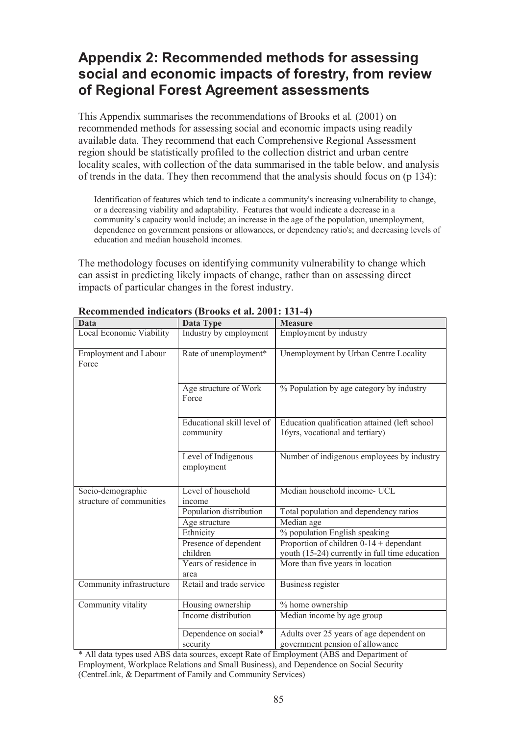# Appendix 2: Recommended methods for assessing social and economic impacts of forestry, from review of Regional Forest Agreement assessments

This Appendix summarises the recommendations of Brooks et al*.* (2001) on recommended methods for assessing social and economic impacts using readily available data. They recommend that each Comprehensive Regional Assessment region should be statistically profiled to the collection district and urban centre locality scales, with collection of the data summarised in the table below, and analysis of trends in the data. They then recommend that the analysis should focus on (p 134):

> Identification of features which tend to indicate a community's increasing vulnerability to change, or a decreasing viability and adaptability. Features that would indicate a decrease in a community's capacity would include; an increase in the age of the population, unemployment, dependence on government pensions or allowances, or dependency ratio's; and decreasing levels of education and median household incomes.

The methodology focuses on identifying community vulnerability to change which can assist in predicting likely impacts of change, rather than on assessing direct impacts of particular changes in the forest industry.

**Recommended indicators (Brooks et al. 2001: 131-4)**

| Data | Data Type | Measure |
|---|---|---|
| Local Economic Viability | Industry by employment | Employment by industry |
| Employment and Labour Force | Rate of unemployment* | Unemployment by Urban Centre Locality |
| | Age structure of Work Force | % Population by age category by industry |
| | Educational skill level of community | Education qualification attained (left school 16yrs, vocational and tertiary) |
| | Level of Indigenous employment | Number of indigenous employees by industry |
| Socio-demographic structure of communities | Level of household income | Median household income- UCL |
| | Population distribution | Total population and dependency ratios |
| | Age structure | Median age |
| | Ethnicity | % population English speaking |
| | Presence of dependent children | Proportion of children 0-14 + dependant youth (15-24) currently in full time education |
| | Years of residence in area | More than five years in location |
| Community infrastructure | Retail and trade service | Business register |
| Community vitality | Housing ownership | % home ownership |
| | Income distribution | Median income by age group |
| | Dependence on social* security | Adults over 25 years of age dependent on government pension of allowance |

* All data types used ABS data sources, except Rate of Employment (ABS and Department of Employment, Workplace Relations and Small Business), and Dependence on Social Security (CentreLink, & Department of Family and Community Services)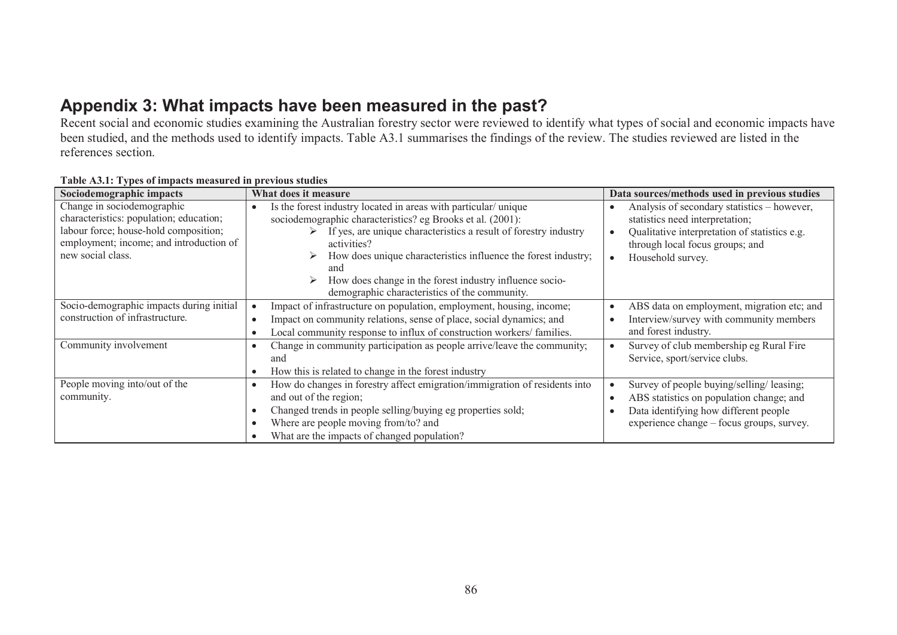# Appendix 3: What impacts have been measured in the past?

Recent social and economic studies examining the Australian forestry sector were reviewed to identify what types of social and economic impacts have been studied, and the methods used to identify impacts. Table A3.1 summarises the findings of the review. The studies reviewed are listed in the references section.

**Table A3.1: Types of impacts measured in previous studies**

| Sociodemographic impacts | What does it measure | Data sources/methods used in previous studies |
|---|---|---|
| Change in sociodemographic characteristics: population; education; labour force; house-hold composition; employment; income; and introduction of new social class. | • Is the forest industry located in areas with particular/ unique sociodemographic characteristics? eg Brooks et al. (2001):<br>➢ If yes, are unique characteristics a result of forestry industry activities?<br>➢ How does unique characteristics influence the forest industry; and<br>➢ How does change in the forest industry influence socio-demographic characteristics of the community. | • Analysis of secondary statistics – however, statistics need interpretation;<br>• Qualitative interpretation of statistics e.g. through local focus groups; and<br>• Household survey. |
| Socio-demographic impacts during initial construction of infrastructure. | • Impact of infrastructure on population, employment, housing, income;<br>• Impact on community relations, sense of place, social dynamics; and<br>• Local community response to influx of construction workers/ families. | • ABS data on employment, migration etc; and<br>• Interview/survey with community members and forest industry. |
| Community involvement | • Change in community participation as people arrive/leave the community; and<br>• How this is related to change in the forest industry | • Survey of club membership eg Rural Fire Service, sport/service clubs. |
| People moving into/out of the community. | • How do changes in forestry affect emigration/immigration of residents into and out of the region;<br>• Changed trends in people selling/buying eg properties sold;<br>• Where are people moving from/to? and<br>• What are the impacts of changed population? | • Survey of people buying/selling/ leasing;<br>• ABS statistics on population change; and<br>• Data identifying how different people experience change – focus groups, survey. |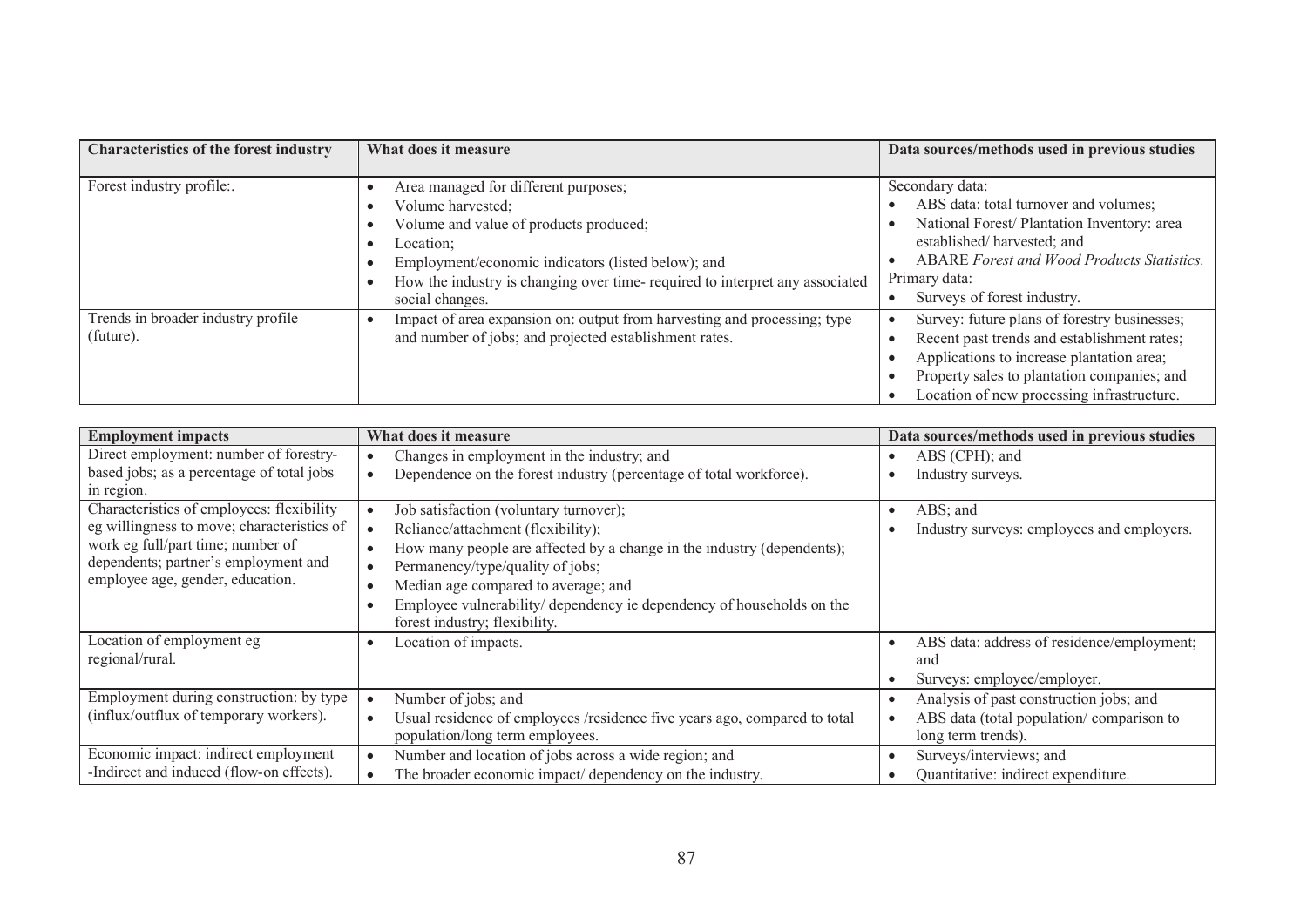| Characteristics of the forest industry | What does it measure | Data sources/methods used in previous studies |
|---|---|---|
| Forest industry profile:. | • Area managed for different purposes;<br>• Volume harvested;<br>• Volume and value of products produced;<br>• Location;<br>• Employment/economic indicators (listed below); and<br>• How the industry is changing over time- required to interpret any associated social changes. | Secondary data:<br>• ABS data: total turnover and volumes;<br>• National Forest/ Plantation Inventory: area established/ harvested; and<br>• ABARE *Forest and Wood Products Statistics.*<br>Primary data:<br>• Surveys of forest industry. |
| Trends in broader industry profile (future). | • Impact of area expansion on: output from harvesting and processing; type and number of jobs; and projected establishment rates. | • Survey: future plans of forestry businesses;<br>• Recent past trends and establishment rates;<br>• Applications to increase plantation area;<br>• Property sales to plantation companies; and<br>• Location of new processing infrastructure. |

| Employment impacts | What does it measure | Data sources/methods used in previous studies |
|---|---|---|
| Direct employment: number of forestry-based jobs; as a percentage of total jobs in region. | • Changes in employment in the industry; and<br>• Dependence on the forest industry (percentage of total workforce). | • ABS (CPH); and<br>• Industry surveys. |
| Characteristics of employees: flexibility eg willingness to move; characteristics of work eg full/part time; number of dependents; partner's employment and employee age, gender, education. | • Job satisfaction (voluntary turnover);<br>• Reliance/attachment (flexibility);<br>• How many people are affected by a change in the industry (dependents);<br>• Permanency/type/quality of jobs;<br>• Median age compared to average; and<br>• Employee vulnerability/ dependency ie dependency of households on the forest industry; flexibility. | • ABS; and<br>• Industry surveys: employees and employers. |
| Location of employment eg regional/rural. | • Location of impacts. | • ABS data: address of residence/employment; and<br>• Surveys: employee/employer. |
| Employment during construction: by type (influx/outflux of temporary workers). | • Number of jobs; and<br>• Usual residence of employees /residence five years ago, compared to total population/long term employees. | • Analysis of past construction jobs; and<br>• ABS data (total population/ comparison to long term trends). |
| Economic impact: indirect employment -Indirect and induced (flow-on effects). | • Number and location of jobs across a wide region; and<br>• The broader economic impact/ dependency on the industry. | • Surveys/interviews; and<br>• Quantitative: indirect expenditure. |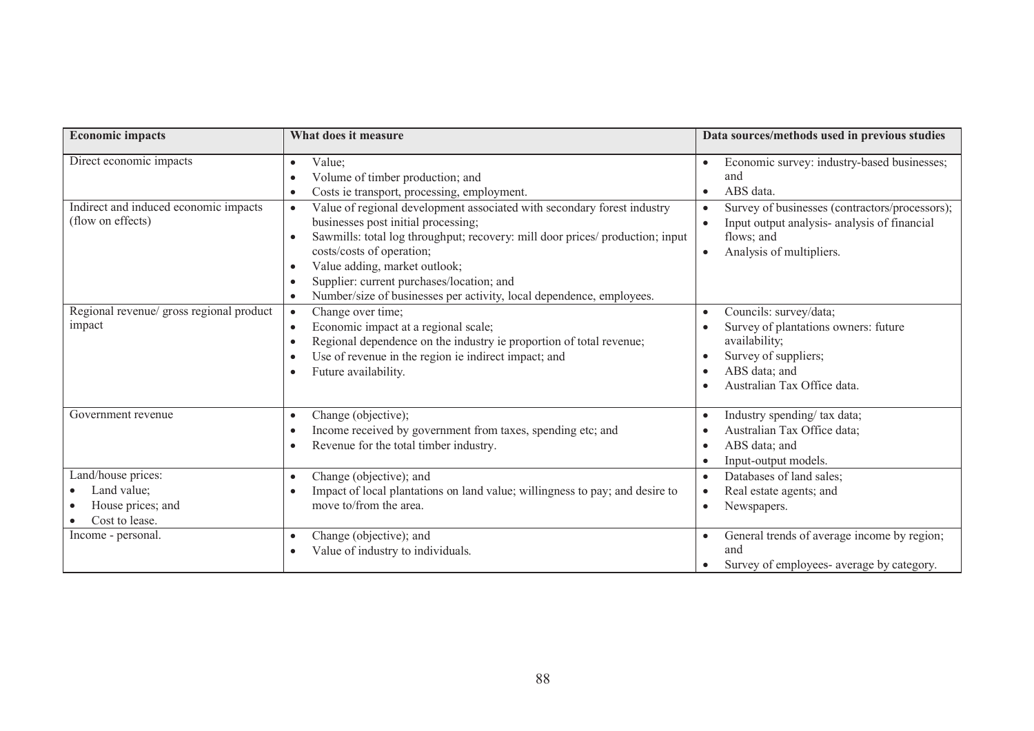| Economic impacts | What does it measure | Data sources/methods used in previous studies |
|---|---|---|
| Direct economic impacts | • Value;<br>• Volume of timber production; and<br>• Costs ie transport, processing, employment. | • Economic survey: industry-based businesses; and<br>• ABS data. |
| Indirect and induced economic impacts (flow on effects) | • Value of regional development associated with secondary forest industry businesses post initial processing;<br>• Sawmills: total log throughput; recovery: mill door prices/ production; input costs/costs of operation;<br>• Value adding, market outlook;<br>• Supplier: current purchases/location; and<br>• Number/size of businesses per activity, local dependence, employees. | • Survey of businesses (contractors/processors);<br>• Input output analysis- analysis of financial flows; and<br>• Analysis of multipliers. |
| Regional revenue/ gross regional product impact | • Change over time;<br>• Economic impact at a regional scale;<br>• Regional dependence on the industry ie proportion of total revenue;<br>• Use of revenue in the region ie indirect impact; and<br>• Future availability. | • Councils: survey/data;<br>• Survey of plantations owners: future availability;<br>• Survey of suppliers;<br>• ABS data; and<br>• Australian Tax Office data. |
| Government revenue | • Change (objective);<br>• Income received by government from taxes, spending etc; and<br>• Revenue for the total timber industry. | • Industry spending/ tax data;<br>• Australian Tax Office data;<br>• ABS data; and<br>• Input-output models. |
| Land/house prices:<br>• Land value;<br>• House prices; and<br>• Cost to lease. | • Change (objective); and<br>• Impact of local plantations on land value; willingness to pay; and desire to move to/from the area. | • Databases of land sales;<br>• Real estate agents; and<br>• Newspapers. |
| Income - personal. | • Change (objective); and<br>• Value of industry to individuals. | • General trends of average income by region; and<br>• Survey of employees- average by category. |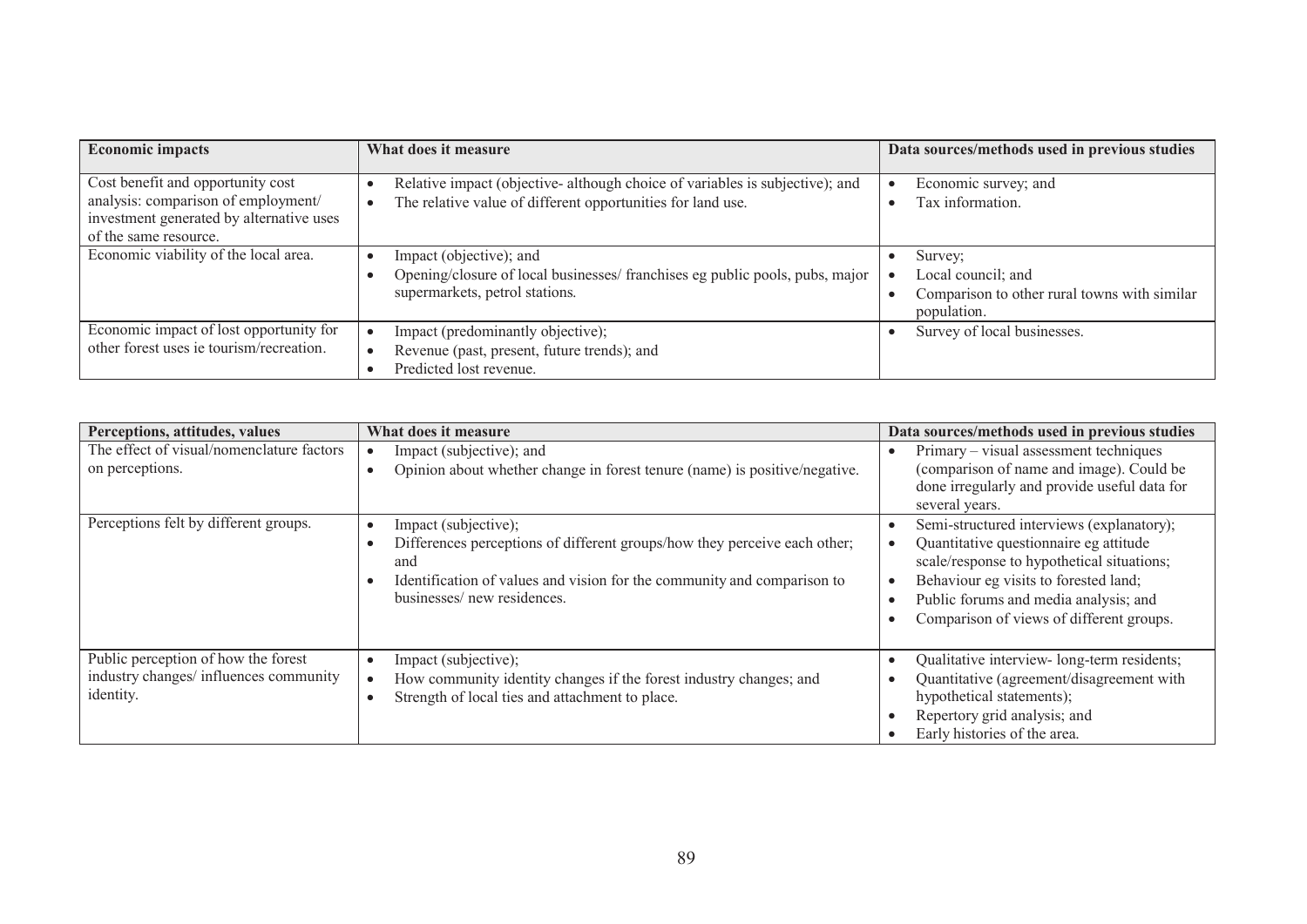| Economic impacts | What does it measure | Data sources/methods used in previous studies |
|---|---|---|
| Cost benefit and opportunity cost analysis: comparison of employment/ investment generated by alternative uses of the same resource. | • Relative impact (objective- although choice of variables is subjective); and<br>• The relative value of different opportunities for land use. | • Economic survey; and<br>• Tax information. |
| Economic viability of the local area. | • Impact (objective); and<br>• Opening/closure of local businesses/ franchises eg public pools, pubs, major supermarkets, petrol stations. | • Survey;<br>• Local council; and<br>• Comparison to other rural towns with similar population. |
| Economic impact of lost opportunity for other forest uses ie tourism/recreation. | • Impact (predominantly objective);<br>• Revenue (past, present, future trends); and<br>• Predicted lost revenue. | • Survey of local businesses. |

| Perceptions, attitudes, values | What does it measure | Data sources/methods used in previous studies |
|---|---|---|
| The effect of visual/nomenclature factors on perceptions. | • Impact (subjective); and<br>• Opinion about whether change in forest tenure (name) is positive/negative. | • Primary – visual assessment techniques (comparison of name and image). Could be done irregularly and provide useful data for several years. |
| Perceptions felt by different groups. | • Impact (subjective);<br>• Differences perceptions of different groups/how they perceive each other; and<br>• Identification of values and vision for the community and comparison to businesses/ new residences. | • Semi-structured interviews (explanatory);<br>• Quantitative questionnaire eg attitude scale/response to hypothetical situations;<br>• Behaviour eg visits to forested land;<br>• Public forums and media analysis; and<br>• Comparison of views of different groups. |
| Public perception of how the forest industry changes/ influences community identity. | • Impact (subjective);<br>• How community identity changes if the forest industry changes; and<br>• Strength of local ties and attachment to place. | • Qualitative interview- long-term residents;<br>• Quantitative (agreement/disagreement with hypothetical statements);<br>• Repertory grid analysis; and<br>• Early histories of the area. |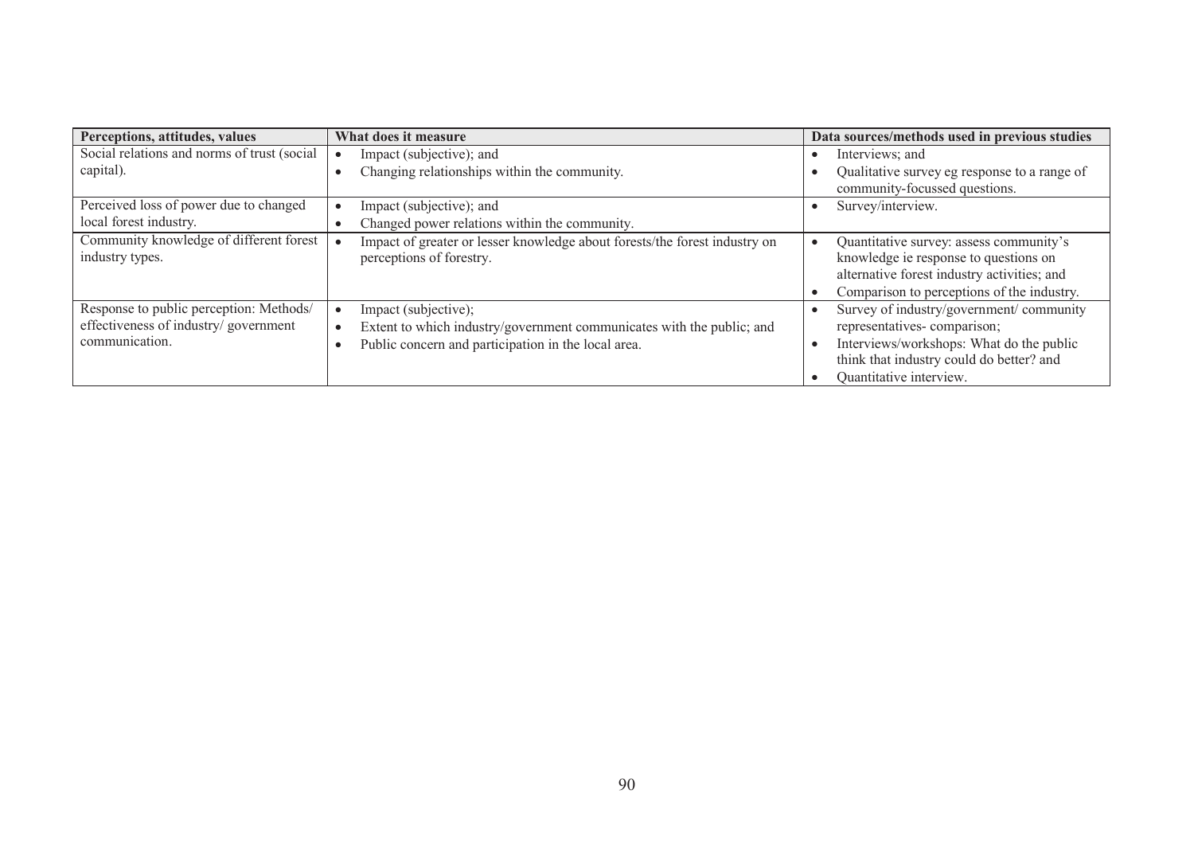| Perceptions, attitudes, values | What does it measure | Data sources/methods used in previous studies |
|---|---|---|
| Social relations and norms of trust (social capital). | • Impact (subjective); and<br>• Changing relationships within the community. | • Interviews; and<br>• Qualitative survey eg response to a range of community-focussed questions. |
| Perceived loss of power due to changed local forest industry. | • Impact (subjective); and<br>• Changed power relations within the community. | • Survey/interview. |
| Community knowledge of different forest industry types. | • Impact of greater or lesser knowledge about forests/the forest industry on perceptions of forestry. | • Quantitative survey: assess community's knowledge ie response to questions on alternative forest industry activities; and<br>• Comparison to perceptions of the industry. |
| Response to public perception: Methods/ effectiveness of industry/ government communication. | • Impact (subjective);<br>• Extent to which industry/government communicates with the public; and<br>• Public concern and participation in the local area. | • Survey of industry/government/ community representatives- comparison;<br>• Interviews/workshops: What do the public think that industry could do better? and<br>• Quantitative interview. |